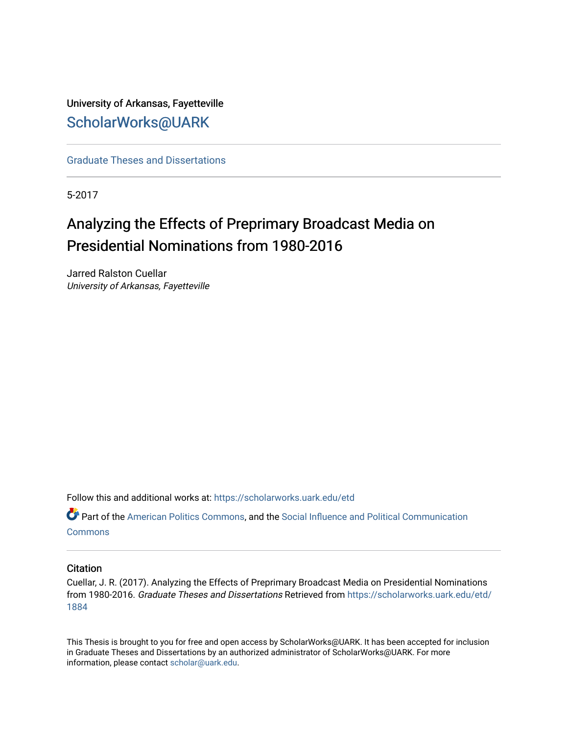University of Arkansas, Fayetteville

# ScholarWorks@UARK

Graduate Theses and Dissertations

5-2017

## Analyzing the Effects of Preprimary Broadcast Media on Presidential Nominations from 1980-2016

Jarred Ralston Cuellar
*University of Arkansas, Fayetteville*

Follow this and additional works at: https://scholarworks.uark.edu/etd

Part of the American Politics Commons, and the Social Influence and Political Communication Commons

### Citation

Cuellar, J. R. (2017). Analyzing the Effects of Preprimary Broadcast Media on Presidential Nominations from 1980-2016. *Graduate Theses and Dissertations* Retrieved from https://scholarworks.uark.edu/etd/1884

This Thesis is brought to you for free and open access by ScholarWorks@UARK. It has been accepted for inclusion in Graduate Theses and Dissertations by an authorized administrator of ScholarWorks@UARK. For more information, please contact scholar@uark.edu.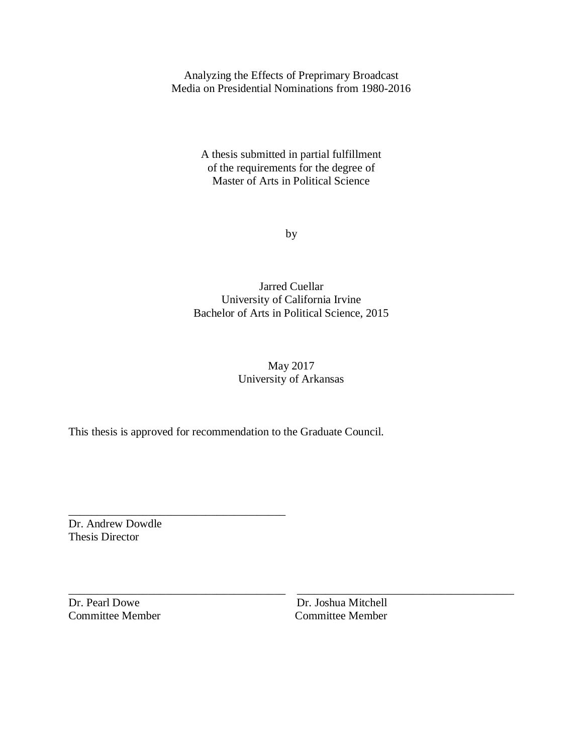Analyzing the Effects of Preprimary Broadcast
Media on Presidential Nominations from 1980-2016

A thesis submitted in partial fulfillment
of the requirements for the degree of
Master of Arts in Political Science

by

Jarred Cuellar
University of California Irvine
Bachelor of Arts in Political Science, 2015

May 2017
University of Arkansas

This thesis is approved for recommendation to the Graduate Council.

______________________________________
Dr. Andrew Dowdle
Thesis Director

______________________________________
Dr. Pearl Dowe
Committee Member

______________________________________
Dr. Joshua Mitchell
Committee Member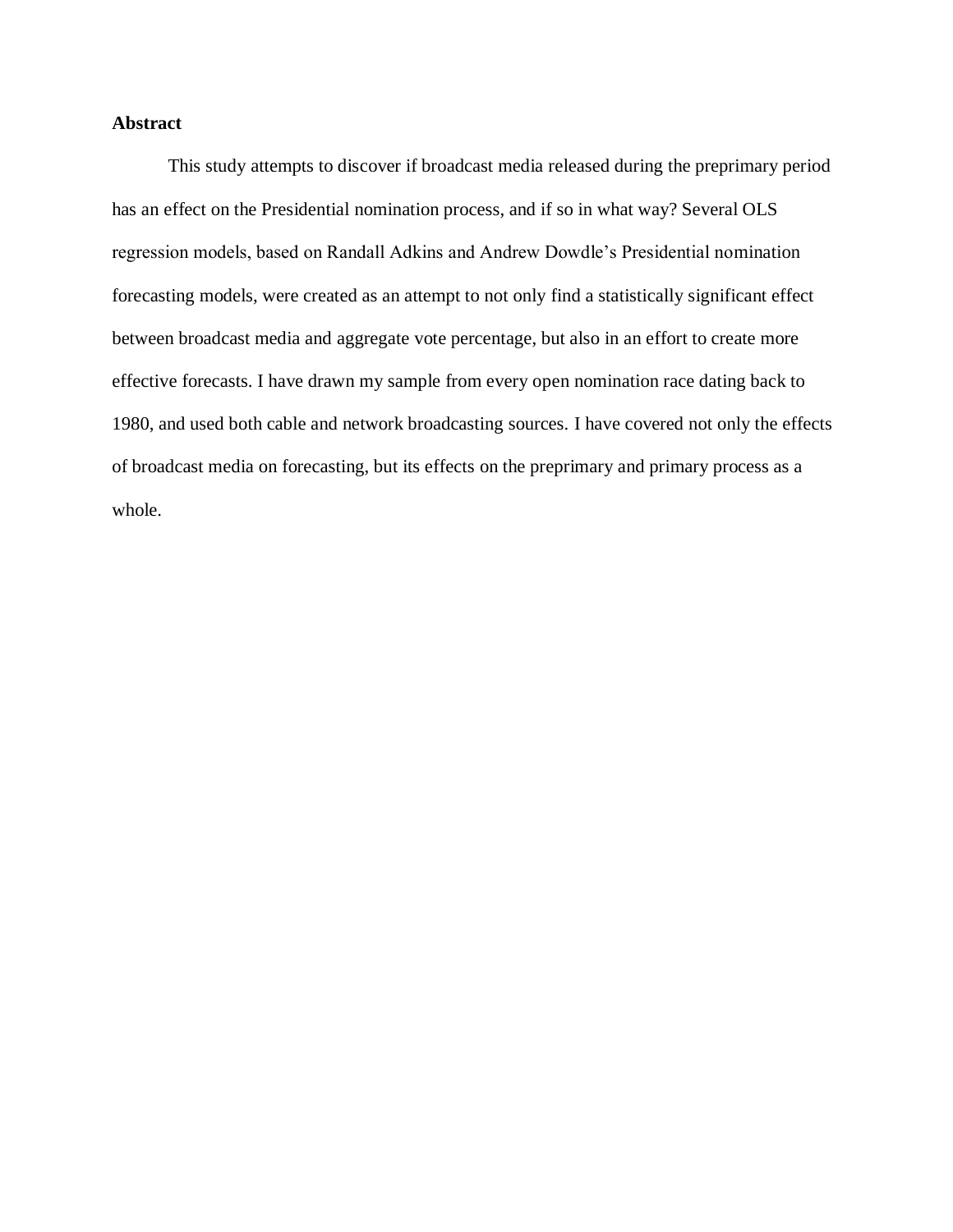## Abstract

This study attempts to discover if broadcast media released during the preprimary period has an effect on the Presidential nomination process, and if so in what way? Several OLS regression models, based on Randall Adkins and Andrew Dowdle's Presidential nomination forecasting models, were created as an attempt to not only find a statistically significant effect between broadcast media and aggregate vote percentage, but also in an effort to create more effective forecasts. I have drawn my sample from every open nomination race dating back to 1980, and used both cable and network broadcasting sources. I have covered not only the effects of broadcast media on forecasting, but its effects on the preprimary and primary process as a whole.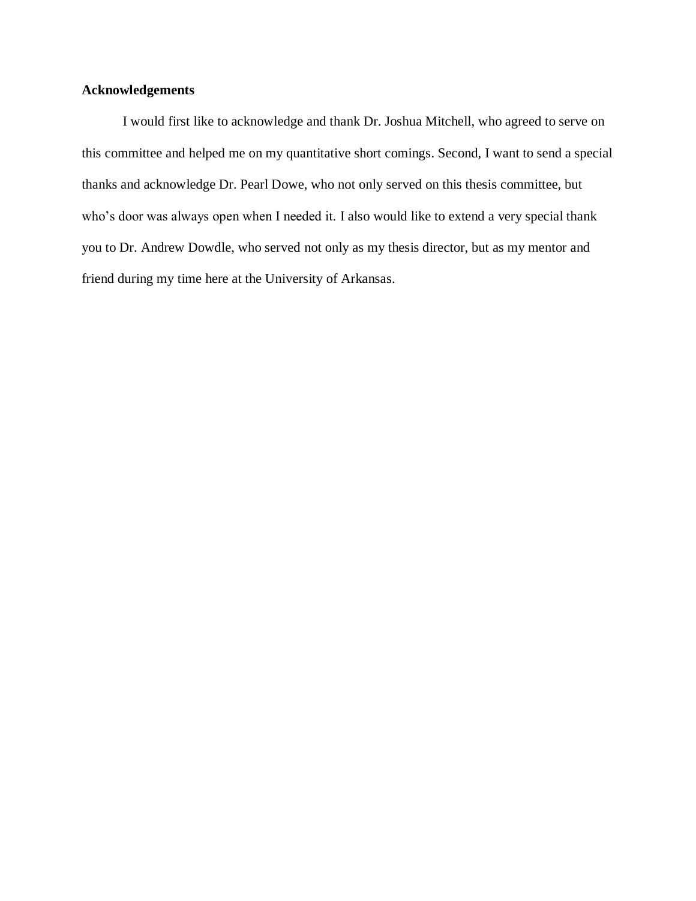## Acknowledgements

I would first like to acknowledge and thank Dr. Joshua Mitchell, who agreed to serve on this committee and helped me on my quantitative short comings. Second, I want to send a special thanks and acknowledge Dr. Pearl Dowe, who not only served on this thesis committee, but who's door was always open when I needed it. I also would like to extend a very special thank you to Dr. Andrew Dowdle, who served not only as my thesis director, but as my mentor and friend during my time here at the University of Arkansas.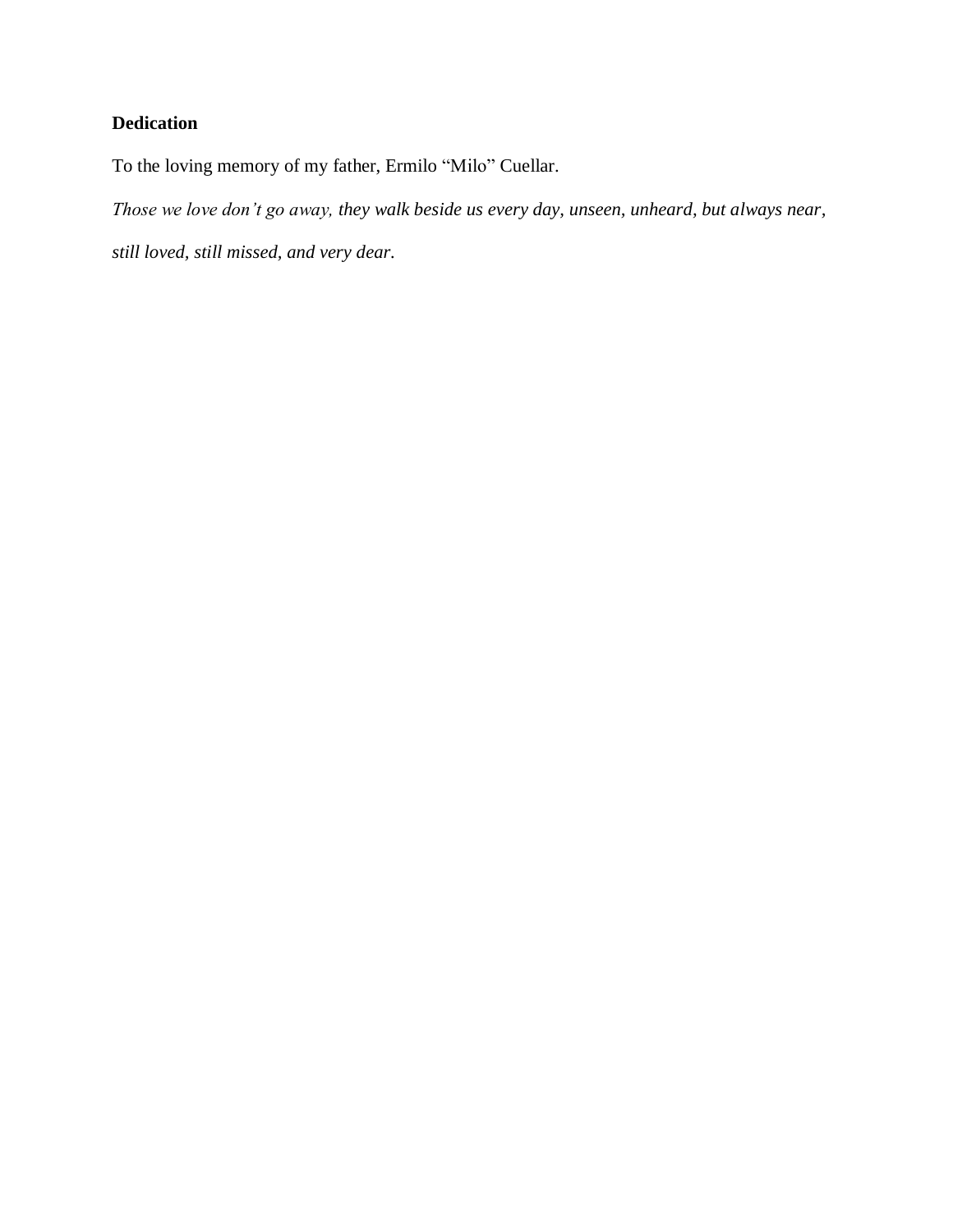**Dedication**

To the loving memory of my father, Ermilo “Milo” Cuellar.

*Those we love don’t go away, they walk beside us every day, unseen, unheard, but always near, still loved, still missed, and very dear.*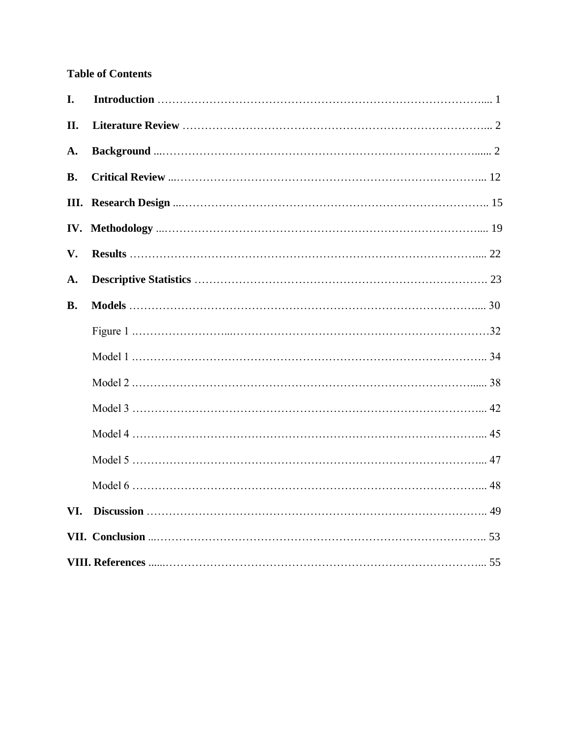**Table of Contents**

**I. Introduction** ………………………………………………………………………….... 1

**II. Literature Review** …………………………………………………………………... 2

**A. Background** ...…………………………………………………………………...... 2

**B. Critical Review** ...……………………………………………………………... 12

**III. Research Design** ...………………………………………………………….. 15

**IV. Methodology** ...……………………………………………………………….... 19

**V. Results** …………………………………………………………………………….... 22

**A. Descriptive Statistics** ………………………………………………………. 23

**B. Models** ……………………………………………………………………….... 30

Figure 1 ……………………...…………………………………………………32

Model 1 ………………………………………………………………………….. 34

Model 2 ……………………………………………………………………...... 38

Model 3 …………………………………………………………………………... 42

Model 4 …………………………………………………………………………... 45

Model 5 …………………………………………………………………………... 47

Model 6 …………………………………………………………………………... 48

**VI. Discussion** ………………………………………………………………………….. 49

**VII. Conclusion** ...……………………………………………………………………….. 53

**VIII. References** ......……………………………………………………………………... 55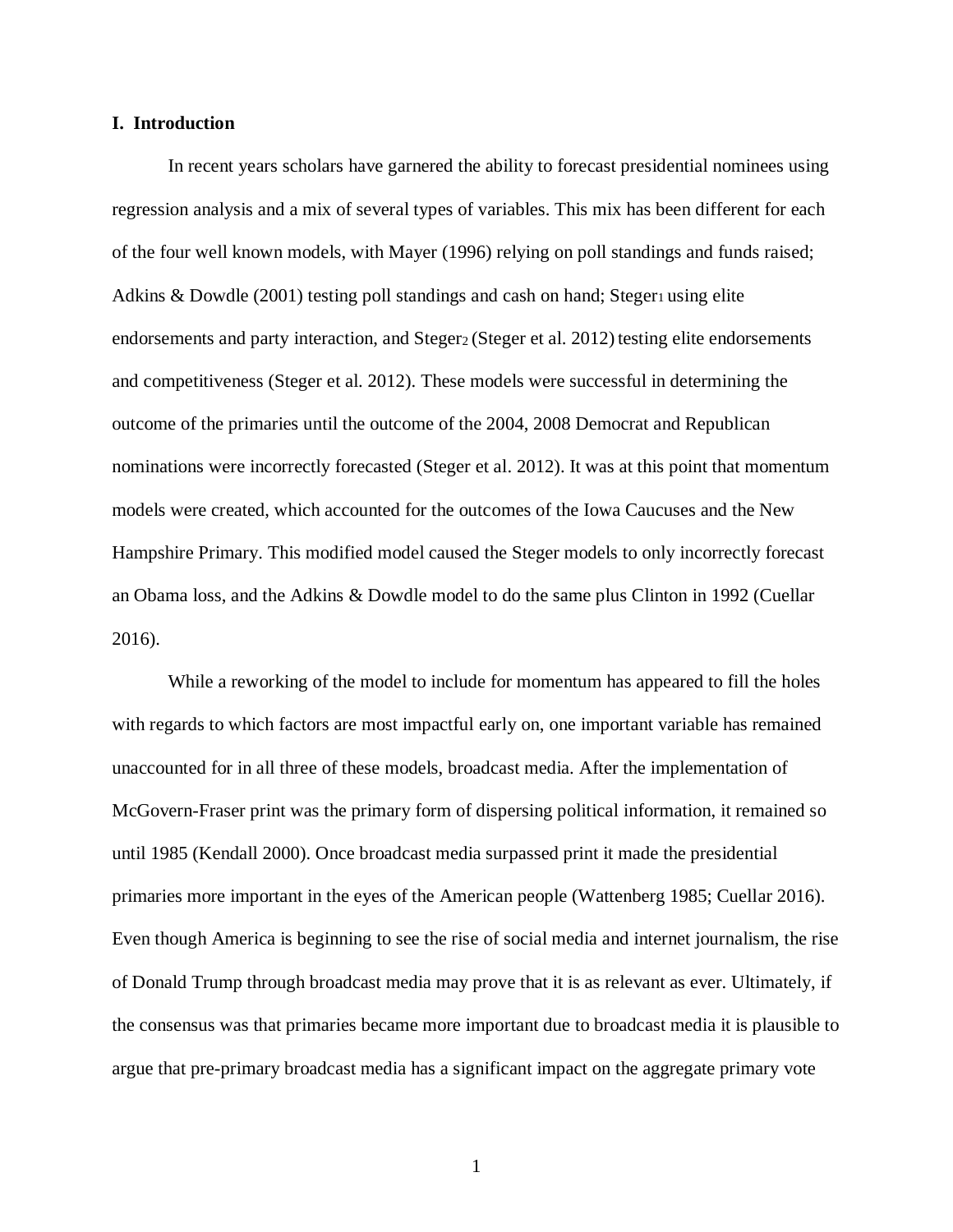## I. Introduction

In recent years scholars have garnered the ability to forecast presidential nominees using regression analysis and a mix of several types of variables. This mix has been different for each of the four well known models, with Mayer (1996) relying on poll standings and funds raised; Adkins & Dowdle (2001) testing poll standings and cash on hand; $Steger_1$ using elite endorsements and party interaction, and $Steger_2$ (Steger et al. 2012) testing elite endorsements and competitiveness (Steger et al. 2012). These models were successful in determining the outcome of the primaries until the outcome of the 2004, 2008 Democrat and Republican nominations were incorrectly forecasted (Steger et al. 2012). It was at this point that momentum models were created, which accounted for the outcomes of the Iowa Caucuses and the New Hampshire Primary. This modified model caused the Steger models to only incorrectly forecast an Obama loss, and the Adkins & Dowdle model to do the same plus Clinton in 1992 (Cuellar 2016).

While a reworking of the model to include for momentum has appeared to fill the holes with regards to which factors are most impactful early on, one important variable has remained unaccounted for in all three of these models, broadcast media. After the implementation of McGovern-Fraser print was the primary form of dispersing political information, it remained so until 1985 (Kendall 2000). Once broadcast media surpassed print it made the presidential primaries more important in the eyes of the American people (Wattenberg 1985; Cuellar 2016). Even though America is beginning to see the rise of social media and internet journalism, the rise of Donald Trump through broadcast media may prove that it is as relevant as ever. Ultimately, if the consensus was that primaries became more important due to broadcast media it is plausible to argue that pre-primary broadcast media has a significant impact on the aggregate primary vote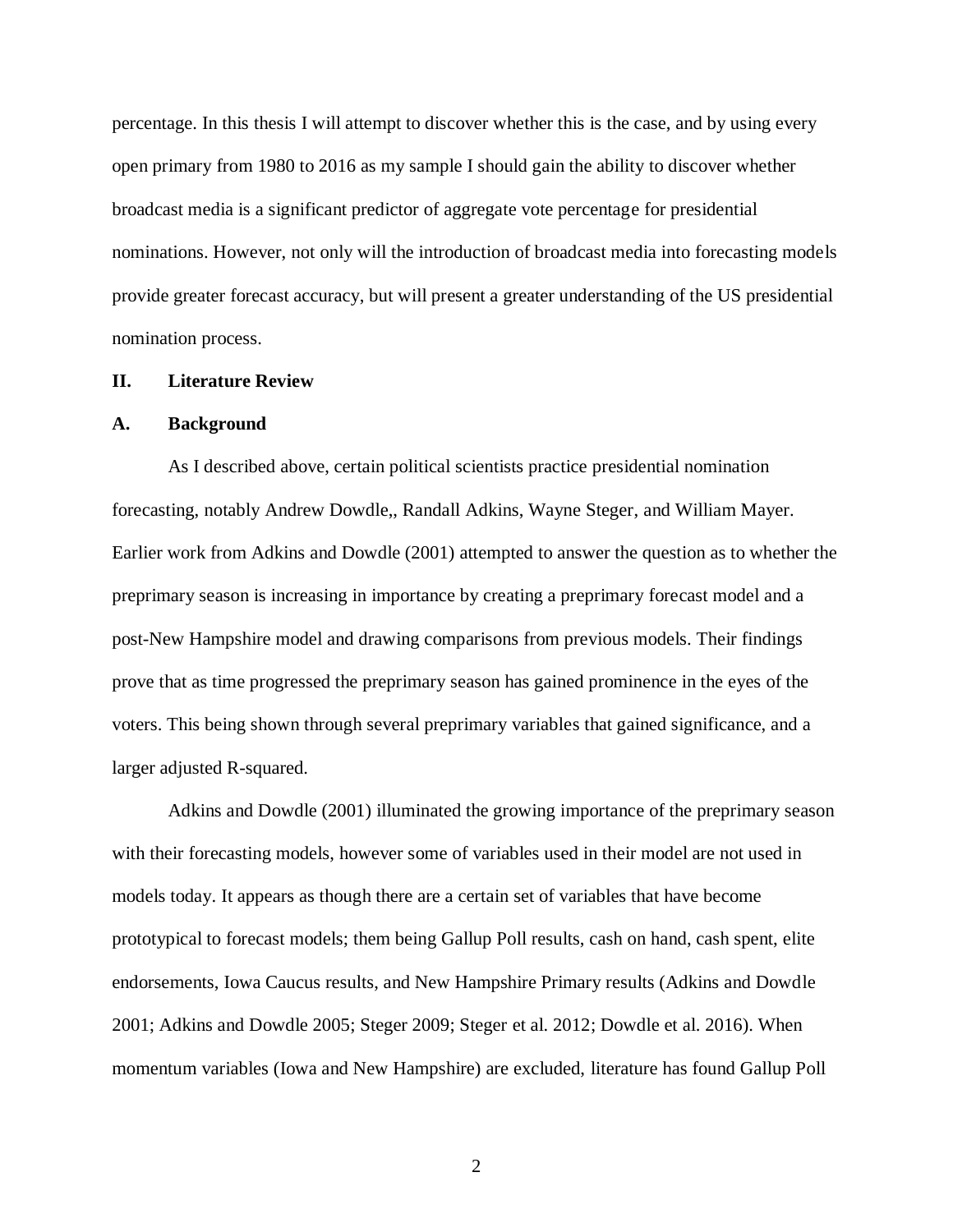percentage. In this thesis I will attempt to discover whether this is the case, and by using every open primary from 1980 to 2016 as my sample I should gain the ability to discover whether broadcast media is a significant predictor of aggregate vote percentage for presidential nominations. However, not only will the introduction of broadcast media into forecasting models provide greater forecast accuracy, but will present a greater understanding of the US presidential nomination process.

## II. Literature Review

### A. Background

As I described above, certain political scientists practice presidential nomination forecasting, notably Andrew Dowdle,, Randall Adkins, Wayne Steger, and William Mayer. Earlier work from Adkins and Dowdle (2001) attempted to answer the question as to whether the preprimary season is increasing in importance by creating a preprimary forecast model and a post-New Hampshire model and drawing comparisons from previous models. Their findings prove that as time progressed the preprimary season has gained prominence in the eyes of the voters. This being shown through several preprimary variables that gained significance, and a larger adjusted R-squared.

Adkins and Dowdle (2001) illuminated the growing importance of the preprimary season with their forecasting models, however some of variables used in their model are not used in models today. It appears as though there are a certain set of variables that have become prototypical to forecast models; them being Gallup Poll results, cash on hand, cash spent, elite endorsements, Iowa Caucus results, and New Hampshire Primary results (Adkins and Dowdle 2001; Adkins and Dowdle 2005; Steger 2009; Steger et al. 2012; Dowdle et al. 2016). When momentum variables (Iowa and New Hampshire) are excluded, literature has found Gallup Poll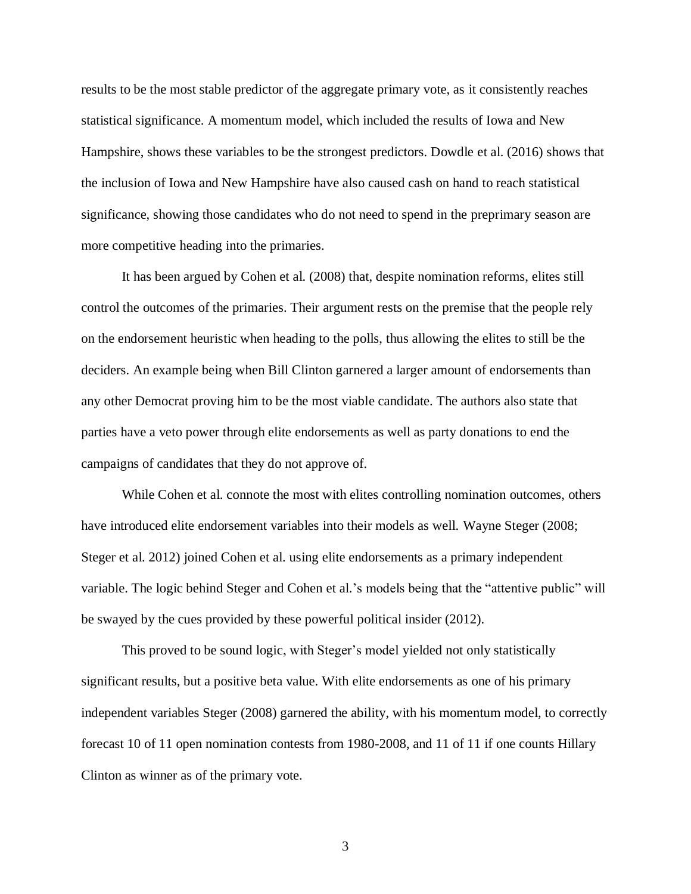results to be the most stable predictor of the aggregate primary vote, as it consistently reaches statistical significance. A momentum model, which included the results of Iowa and New Hampshire, shows these variables to be the strongest predictors. Dowdle et al. (2016) shows that the inclusion of Iowa and New Hampshire have also caused cash on hand to reach statistical significance, showing those candidates who do not need to spend in the preprimary season are more competitive heading into the primaries.

It has been argued by Cohen et al. (2008) that, despite nomination reforms, elites still control the outcomes of the primaries. Their argument rests on the premise that the people rely on the endorsement heuristic when heading to the polls, thus allowing the elites to still be the deciders. An example being when Bill Clinton garnered a larger amount of endorsements than any other Democrat proving him to be the most viable candidate. The authors also state that parties have a veto power through elite endorsements as well as party donations to end the campaigns of candidates that they do not approve of.

While Cohen et al. connote the most with elites controlling nomination outcomes, others have introduced elite endorsement variables into their models as well. Wayne Steger (2008; Steger et al. 2012) joined Cohen et al. using elite endorsements as a primary independent variable. The logic behind Steger and Cohen et al.'s models being that the "attentive public" will be swayed by the cues provided by these powerful political insider (2012).

This proved to be sound logic, with Steger's model yielded not only statistically significant results, but a positive beta value. With elite endorsements as one of his primary independent variables Steger (2008) garnered the ability, with his momentum model, to correctly forecast 10 of 11 open nomination contests from 1980-2008, and 11 of 11 if one counts Hillary Clinton as winner as of the primary vote.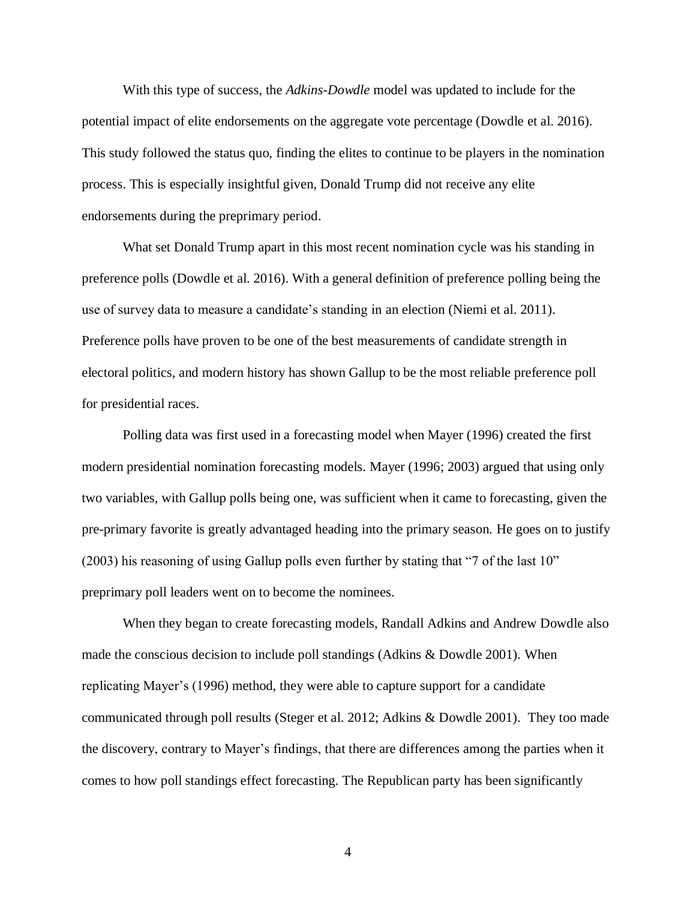With this type of success, the *Adkins-Dowdle* model was updated to include for the potential impact of elite endorsements on the aggregate vote percentage (Dowdle et al. 2016). This study followed the status quo, finding the elites to continue to be players in the nomination process. This is especially insightful given, Donald Trump did not receive any elite endorsements during the preprimary period.

What set Donald Trump apart in this most recent nomination cycle was his standing in preference polls (Dowdle et al. 2016). With a general definition of preference polling being the use of survey data to measure a candidate's standing in an election (Niemi et al. 2011). Preference polls have proven to be one of the best measurements of candidate strength in electoral politics, and modern history has shown Gallup to be the most reliable preference poll for presidential races.

Polling data was first used in a forecasting model when Mayer (1996) created the first modern presidential nomination forecasting models. Mayer (1996; 2003) argued that using only two variables, with Gallup polls being one, was sufficient when it came to forecasting, given the pre-primary favorite is greatly advantaged heading into the primary season. He goes on to justify (2003) his reasoning of using Gallup polls even further by stating that "7 of the last 10" preprimary poll leaders went on to become the nominees.

When they began to create forecasting models, Randall Adkins and Andrew Dowdle also made the conscious decision to include poll standings (Adkins & Dowdle 2001). When replicating Mayer's (1996) method, they were able to capture support for a candidate communicated through poll results (Steger et al. 2012; Adkins & Dowdle 2001). They too made the discovery, contrary to Mayer's findings, that there are differences among the parties when it comes to how poll standings effect forecasting. The Republican party has been significantly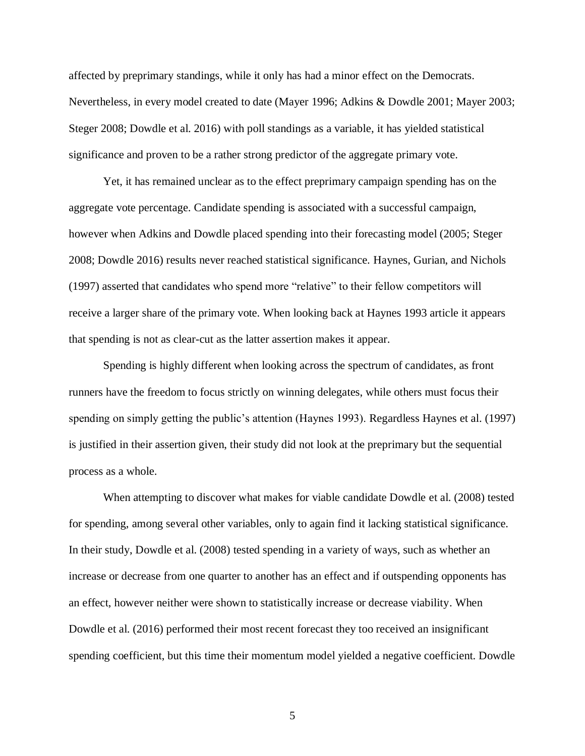affected by preprimary standings, while it only has had a minor effect on the Democrats. Nevertheless, in every model created to date (Mayer 1996; Adkins & Dowdle 2001; Mayer 2003; Steger 2008; Dowdle et al. 2016) with poll standings as a variable, it has yielded statistical significance and proven to be a rather strong predictor of the aggregate primary vote.

Yet, it has remained unclear as to the effect preprimary campaign spending has on the aggregate vote percentage. Candidate spending is associated with a successful campaign, however when Adkins and Dowdle placed spending into their forecasting model (2005; Steger 2008; Dowdle 2016) results never reached statistical significance. Haynes, Gurian, and Nichols (1997) asserted that candidates who spend more "relative" to their fellow competitors will receive a larger share of the primary vote. When looking back at Haynes 1993 article it appears that spending is not as clear-cut as the latter assertion makes it appear.

Spending is highly different when looking across the spectrum of candidates, as front runners have the freedom to focus strictly on winning delegates, while others must focus their spending on simply getting the public's attention (Haynes 1993). Regardless Haynes et al. (1997) is justified in their assertion given, their study did not look at the preprimary but the sequential process as a whole.

When attempting to discover what makes for viable candidate Dowdle et al. (2008) tested for spending, among several other variables, only to again find it lacking statistical significance. In their study, Dowdle et al. (2008) tested spending in a variety of ways, such as whether an increase or decrease from one quarter to another has an effect and if outspending opponents has an effect, however neither were shown to statistically increase or decrease viability. When Dowdle et al. (2016) performed their most recent forecast they too received an insignificant spending coefficient, but this time their momentum model yielded a negative coefficient. Dowdle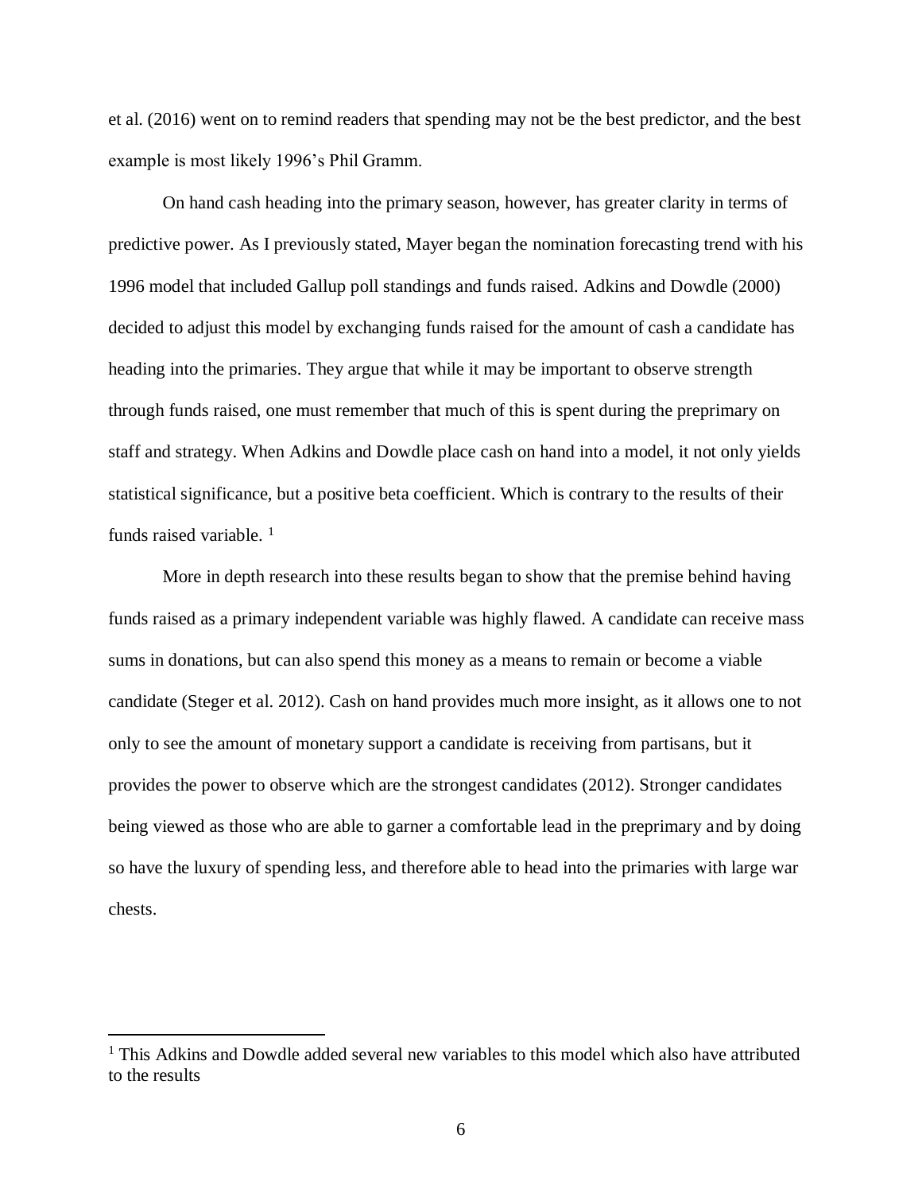et al. (2016) went on to remind readers that spending may not be the best predictor, and the best example is most likely 1996's Phil Gramm.

On hand cash heading into the primary season, however, has greater clarity in terms of predictive power. As I previously stated, Mayer began the nomination forecasting trend with his 1996 model that included Gallup poll standings and funds raised. Adkins and Dowdle (2000) decided to adjust this model by exchanging funds raised for the amount of cash a candidate has heading into the primaries. They argue that while it may be important to observe strength through funds raised, one must remember that much of this is spent during the preprimary on staff and strategy. When Adkins and Dowdle place cash on hand into a model, it not only yields statistical significance, but a positive beta coefficient. Which is contrary to the results of their funds raised variable. [1]

More in depth research into these results began to show that the premise behind having funds raised as a primary independent variable was highly flawed. A candidate can receive mass sums in donations, but can also spend this money as a means to remain or become a viable candidate (Steger et al. 2012). Cash on hand provides much more insight, as it allows one to not only to see the amount of monetary support a candidate is receiving from partisans, but it provides the power to observe which are the strongest candidates (2012). Stronger candidates being viewed as those who are able to garner a comfortable lead in the preprimary and by doing so have the luxury of spending less, and therefore able to head into the primaries with large war chests.

[1] This Adkins and Dowdle added several new variables to this model which also have attributed to the results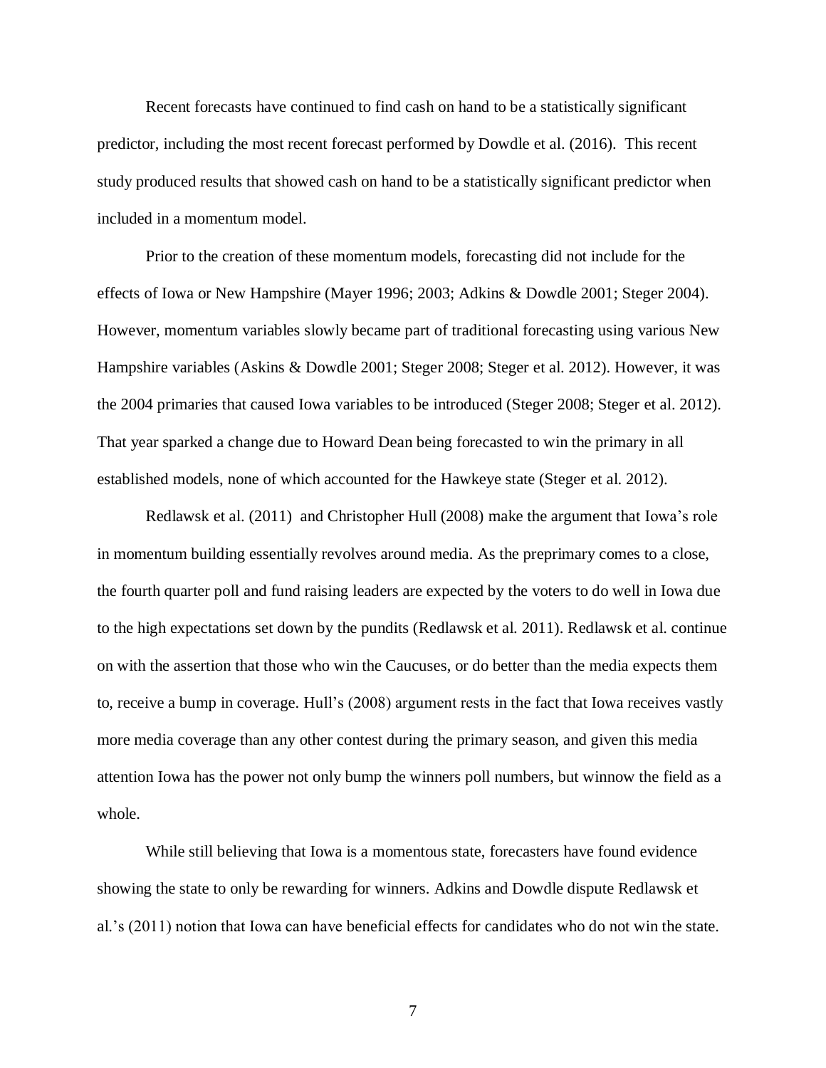Recent forecasts have continued to find cash on hand to be a statistically significant predictor, including the most recent forecast performed by Dowdle et al. (2016). This recent study produced results that showed cash on hand to be a statistically significant predictor when included in a momentum model.

Prior to the creation of these momentum models, forecasting did not include for the effects of Iowa or New Hampshire (Mayer 1996; 2003; Adkins & Dowdle 2001; Steger 2004). However, momentum variables slowly became part of traditional forecasting using various New Hampshire variables (Askins & Dowdle 2001; Steger 2008; Steger et al. 2012). However, it was the 2004 primaries that caused Iowa variables to be introduced (Steger 2008; Steger et al. 2012). That year sparked a change due to Howard Dean being forecasted to win the primary in all established models, none of which accounted for the Hawkeye state (Steger et al. 2012).

Redlawsk et al. (2011) and Christopher Hull (2008) make the argument that Iowa's role in momentum building essentially revolves around media. As the preprimary comes to a close, the fourth quarter poll and fund raising leaders are expected by the voters to do well in Iowa due to the high expectations set down by the pundits (Redlawsk et al. 2011). Redlawsk et al. continue on with the assertion that those who win the Caucuses, or do better than the media expects them to, receive a bump in coverage. Hull's (2008) argument rests in the fact that Iowa receives vastly more media coverage than any other contest during the primary season, and given this media attention Iowa has the power not only bump the winners poll numbers, but winnow the field as a whole.

While still believing that Iowa is a momentous state, forecasters have found evidence showing the state to only be rewarding for winners. Adkins and Dowdle dispute Redlawsk et al.'s (2011) notion that Iowa can have beneficial effects for candidates who do not win the state.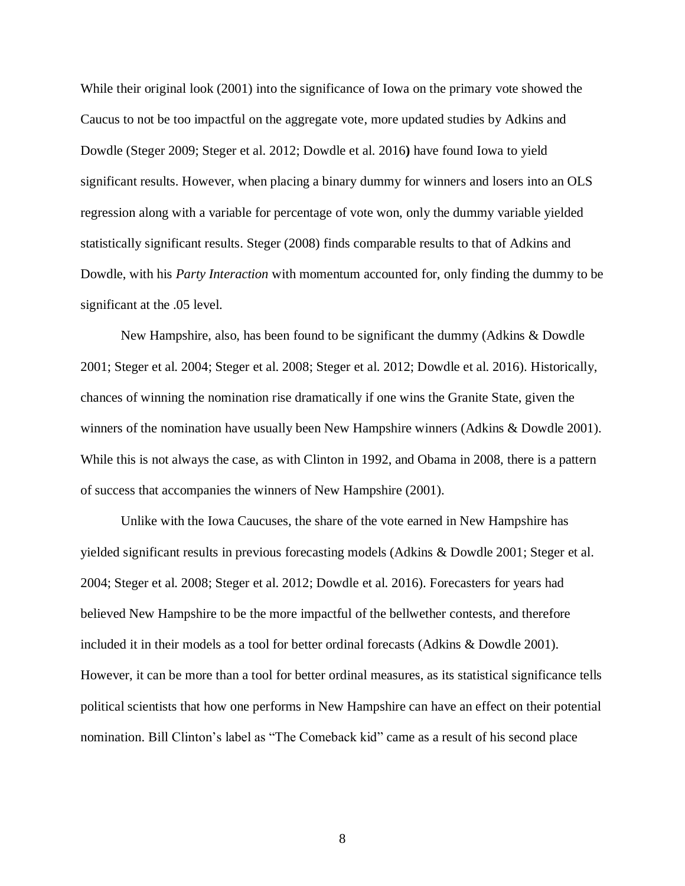While their original look (2001) into the significance of Iowa on the primary vote showed the Caucus to not be too impactful on the aggregate vote, more updated studies by Adkins and Dowdle (Steger 2009; Steger et al. 2012; Dowdle et al. 2016**)** have found Iowa to yield significant results. However, when placing a binary dummy for winners and losers into an OLS regression along with a variable for percentage of vote won, only the dummy variable yielded statistically significant results. Steger (2008) finds comparable results to that of Adkins and Dowdle, with his *Party Interaction* with momentum accounted for, only finding the dummy to be significant at the .05 level.

New Hampshire, also, has been found to be significant the dummy (Adkins & Dowdle 2001; Steger et al. 2004; Steger et al. 2008; Steger et al. 2012; Dowdle et al. 2016). Historically, chances of winning the nomination rise dramatically if one wins the Granite State, given the winners of the nomination have usually been New Hampshire winners (Adkins & Dowdle 2001). While this is not always the case, as with Clinton in 1992, and Obama in 2008, there is a pattern of success that accompanies the winners of New Hampshire (2001).

Unlike with the Iowa Caucuses, the share of the vote earned in New Hampshire has yielded significant results in previous forecasting models (Adkins & Dowdle 2001; Steger et al. 2004; Steger et al. 2008; Steger et al. 2012; Dowdle et al. 2016). Forecasters for years had believed New Hampshire to be the more impactful of the bellwether contests, and therefore included it in their models as a tool for better ordinal forecasts (Adkins & Dowdle 2001). However, it can be more than a tool for better ordinal measures, as its statistical significance tells political scientists that how one performs in New Hampshire can have an effect on their potential nomination. Bill Clinton's label as "The Comeback kid" came as a result of his second place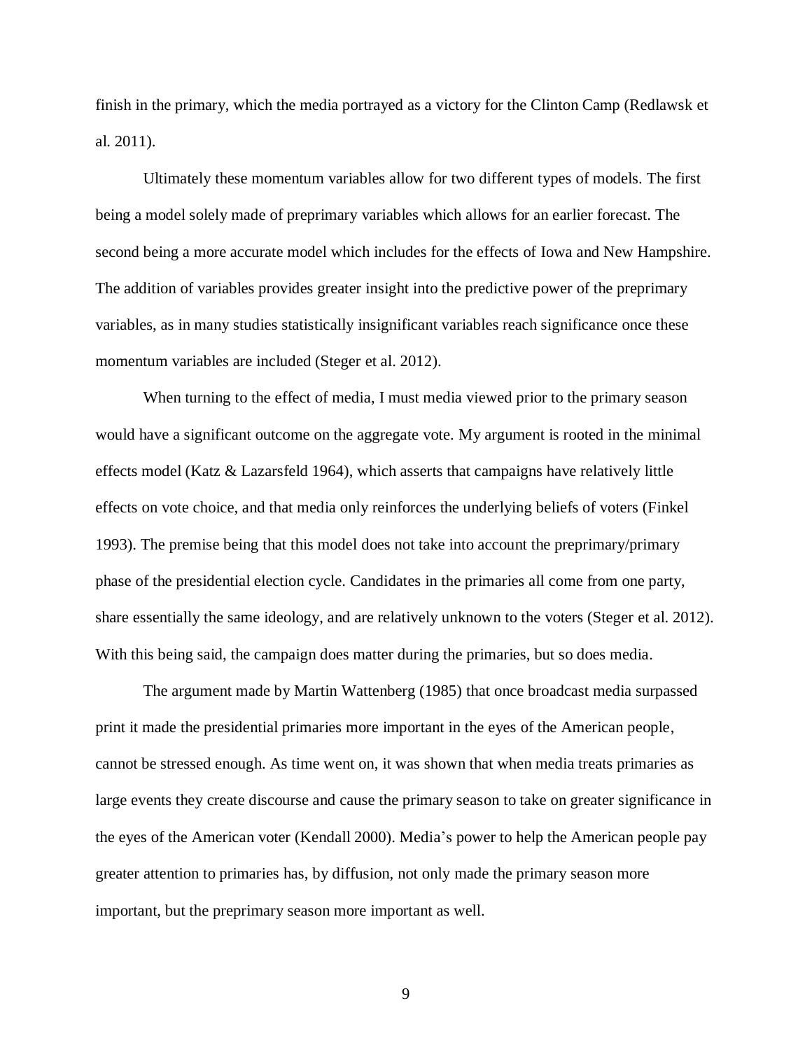finish in the primary, which the media portrayed as a victory for the Clinton Camp (Redlawsk et al. 2011).

Ultimately these momentum variables allow for two different types of models. The first being a model solely made of preprimary variables which allows for an earlier forecast. The second being a more accurate model which includes for the effects of Iowa and New Hampshire. The addition of variables provides greater insight into the predictive power of the preprimary variables, as in many studies statistically insignificant variables reach significance once these momentum variables are included (Steger et al. 2012).

When turning to the effect of media, I must media viewed prior to the primary season would have a significant outcome on the aggregate vote. My argument is rooted in the minimal effects model (Katz & Lazarsfeld 1964), which asserts that campaigns have relatively little effects on vote choice, and that media only reinforces the underlying beliefs of voters (Finkel 1993). The premise being that this model does not take into account the preprimary/primary phase of the presidential election cycle. Candidates in the primaries all come from one party, share essentially the same ideology, and are relatively unknown to the voters (Steger et al. 2012). With this being said, the campaign does matter during the primaries, but so does media.

The argument made by Martin Wattenberg (1985) that once broadcast media surpassed print it made the presidential primaries more important in the eyes of the American people, cannot be stressed enough. As time went on, it was shown that when media treats primaries as large events they create discourse and cause the primary season to take on greater significance in the eyes of the American voter (Kendall 2000). Media's power to help the American people pay greater attention to primaries has, by diffusion, not only made the primary season more important, but the preprimary season more important as well.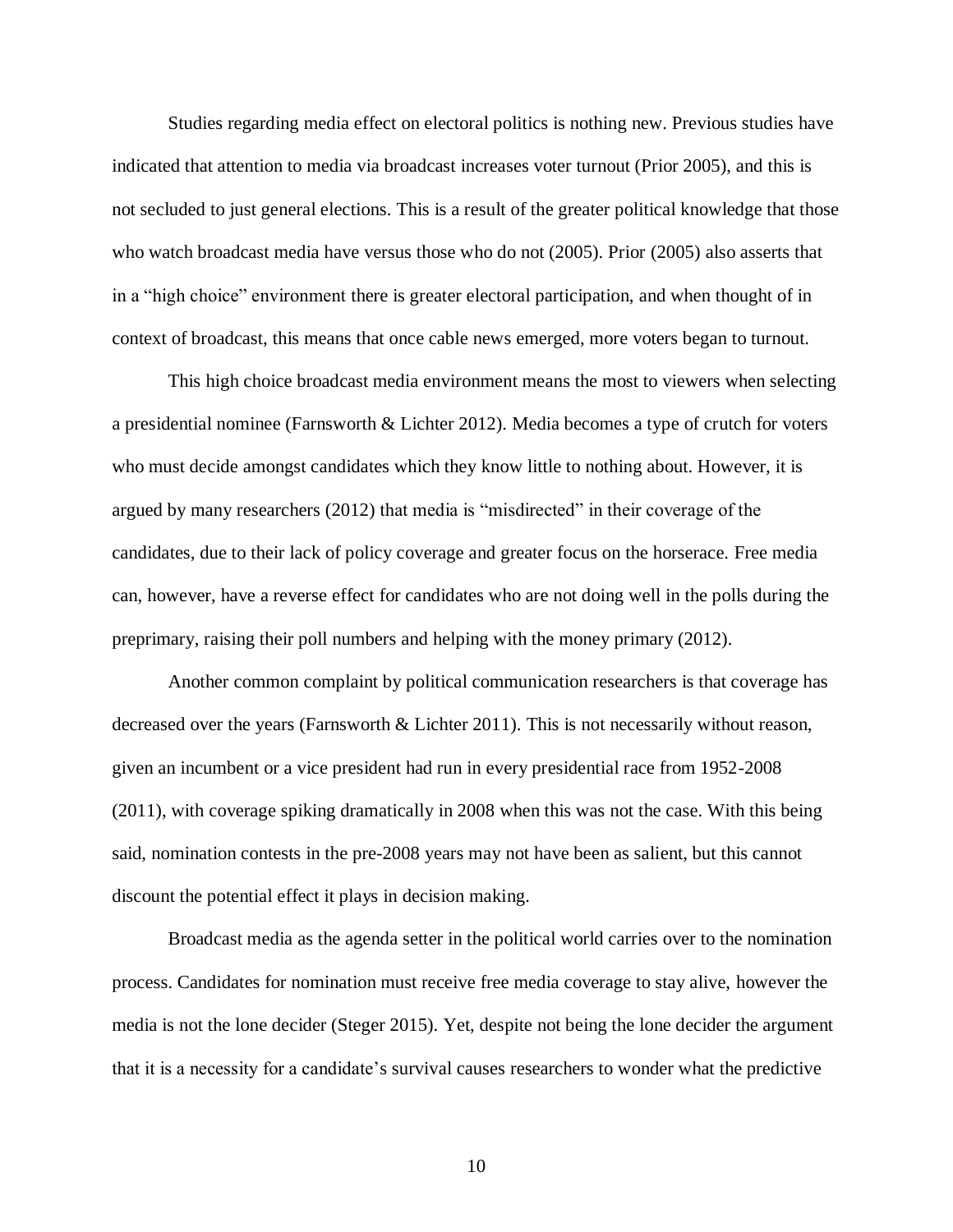Studies regarding media effect on electoral politics is nothing new. Previous studies have indicated that attention to media via broadcast increases voter turnout (Prior 2005), and this is not secluded to just general elections. This is a result of the greater political knowledge that those who watch broadcast media have versus those who do not (2005). Prior (2005) also asserts that in a "high choice" environment there is greater electoral participation, and when thought of in context of broadcast, this means that once cable news emerged, more voters began to turnout.

This high choice broadcast media environment means the most to viewers when selecting a presidential nominee (Farnsworth & Lichter 2012). Media becomes a type of crutch for voters who must decide amongst candidates which they know little to nothing about. However, it is argued by many researchers (2012) that media is "misdirected" in their coverage of the candidates, due to their lack of policy coverage and greater focus on the horserace. Free media can, however, have a reverse effect for candidates who are not doing well in the polls during the preprimary, raising their poll numbers and helping with the money primary (2012).

Another common complaint by political communication researchers is that coverage has decreased over the years (Farnsworth & Lichter 2011). This is not necessarily without reason, given an incumbent or a vice president had run in every presidential race from 1952-2008 (2011), with coverage spiking dramatically in 2008 when this was not the case. With this being said, nomination contests in the pre-2008 years may not have been as salient, but this cannot discount the potential effect it plays in decision making.

Broadcast media as the agenda setter in the political world carries over to the nomination process. Candidates for nomination must receive free media coverage to stay alive, however the media is not the lone decider (Steger 2015). Yet, despite not being the lone decider the argument that it is a necessity for a candidate's survival causes researchers to wonder what the predictive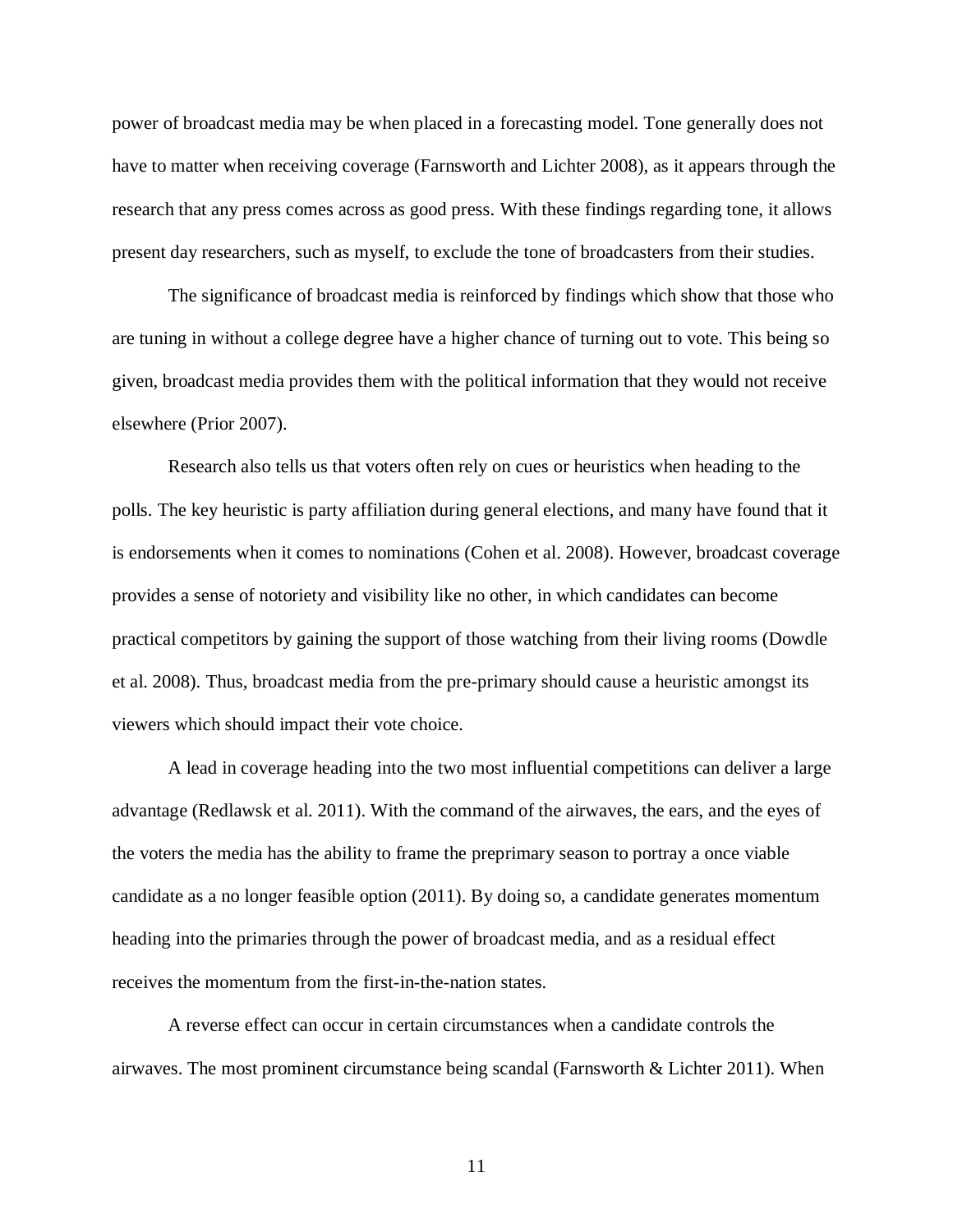power of broadcast media may be when placed in a forecasting model. Tone generally does not have to matter when receiving coverage (Farnsworth and Lichter 2008), as it appears through the research that any press comes across as good press. With these findings regarding tone, it allows present day researchers, such as myself, to exclude the tone of broadcasters from their studies.

The significance of broadcast media is reinforced by findings which show that those who are tuning in without a college degree have a higher chance of turning out to vote. This being so given, broadcast media provides them with the political information that they would not receive elsewhere (Prior 2007).

Research also tells us that voters often rely on cues or heuristics when heading to the polls. The key heuristic is party affiliation during general elections, and many have found that it is endorsements when it comes to nominations (Cohen et al. 2008). However, broadcast coverage provides a sense of notoriety and visibility like no other, in which candidates can become practical competitors by gaining the support of those watching from their living rooms (Dowdle et al. 2008). Thus, broadcast media from the pre-primary should cause a heuristic amongst its viewers which should impact their vote choice.

A lead in coverage heading into the two most influential competitions can deliver a large advantage (Redlawsk et al. 2011). With the command of the airwaves, the ears, and the eyes of the voters the media has the ability to frame the preprimary season to portray a once viable candidate as a no longer feasible option (2011). By doing so, a candidate generates momentum heading into the primaries through the power of broadcast media, and as a residual effect receives the momentum from the first-in-the-nation states.

A reverse effect can occur in certain circumstances when a candidate controls the airwaves. The most prominent circumstance being scandal (Farnsworth & Lichter 2011). When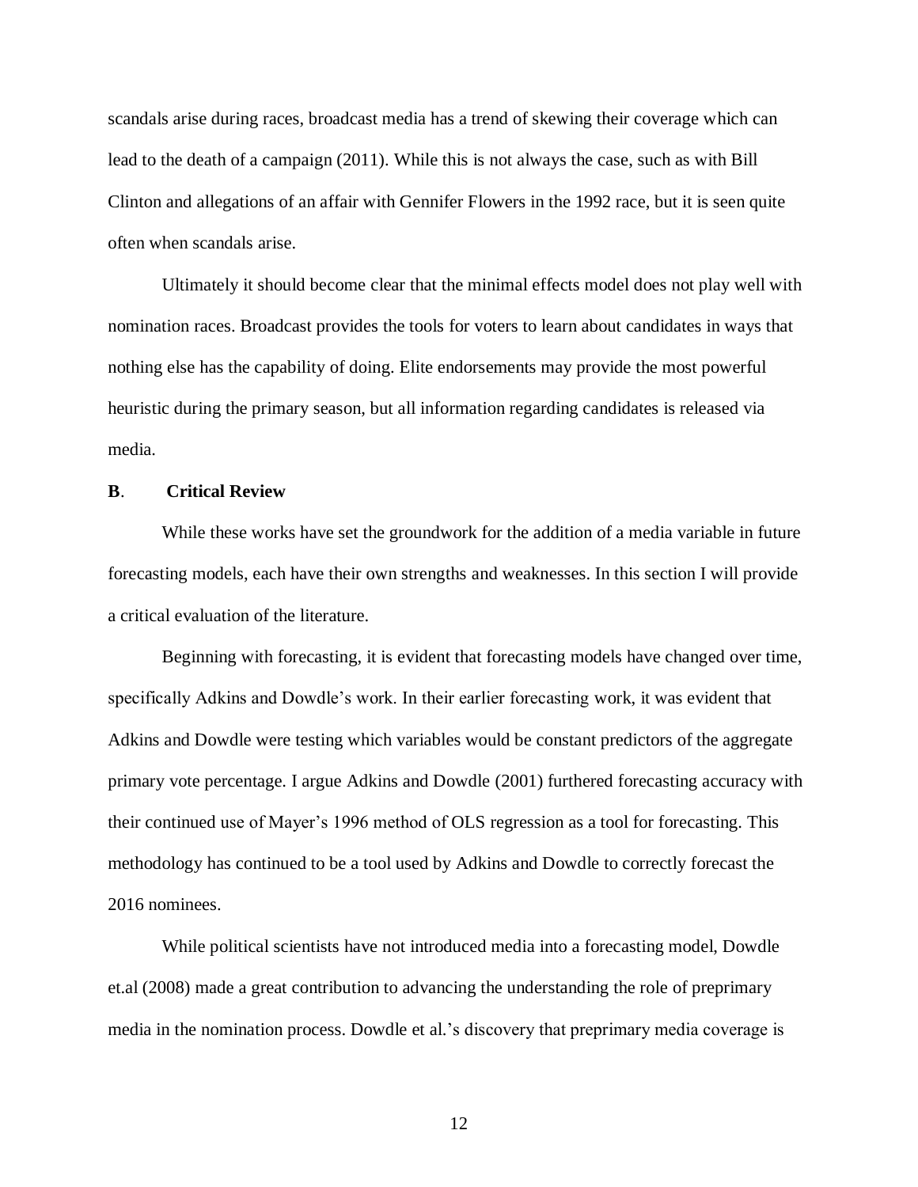scandals arise during races, broadcast media has a trend of skewing their coverage which can lead to the death of a campaign (2011). While this is not always the case, such as with Bill Clinton and allegations of an affair with Gennifer Flowers in the 1992 race, but it is seen quite often when scandals arise.

Ultimately it should become clear that the minimal effects model does not play well with nomination races. Broadcast provides the tools for voters to learn about candidates in ways that nothing else has the capability of doing. Elite endorsements may provide the most powerful heuristic during the primary season, but all information regarding candidates is released via media.

## **B**. **Critical Review**

While these works have set the groundwork for the addition of a media variable in future forecasting models, each have their own strengths and weaknesses. In this section I will provide a critical evaluation of the literature.

Beginning with forecasting, it is evident that forecasting models have changed over time, specifically Adkins and Dowdle's work. In their earlier forecasting work, it was evident that Adkins and Dowdle were testing which variables would be constant predictors of the aggregate primary vote percentage. I argue Adkins and Dowdle (2001) furthered forecasting accuracy with their continued use of Mayer's 1996 method of OLS regression as a tool for forecasting. This methodology has continued to be a tool used by Adkins and Dowdle to correctly forecast the 2016 nominees.

While political scientists have not introduced media into a forecasting model, Dowdle et.al (2008) made a great contribution to advancing the understanding the role of preprimary media in the nomination process. Dowdle et al.'s discovery that preprimary media coverage is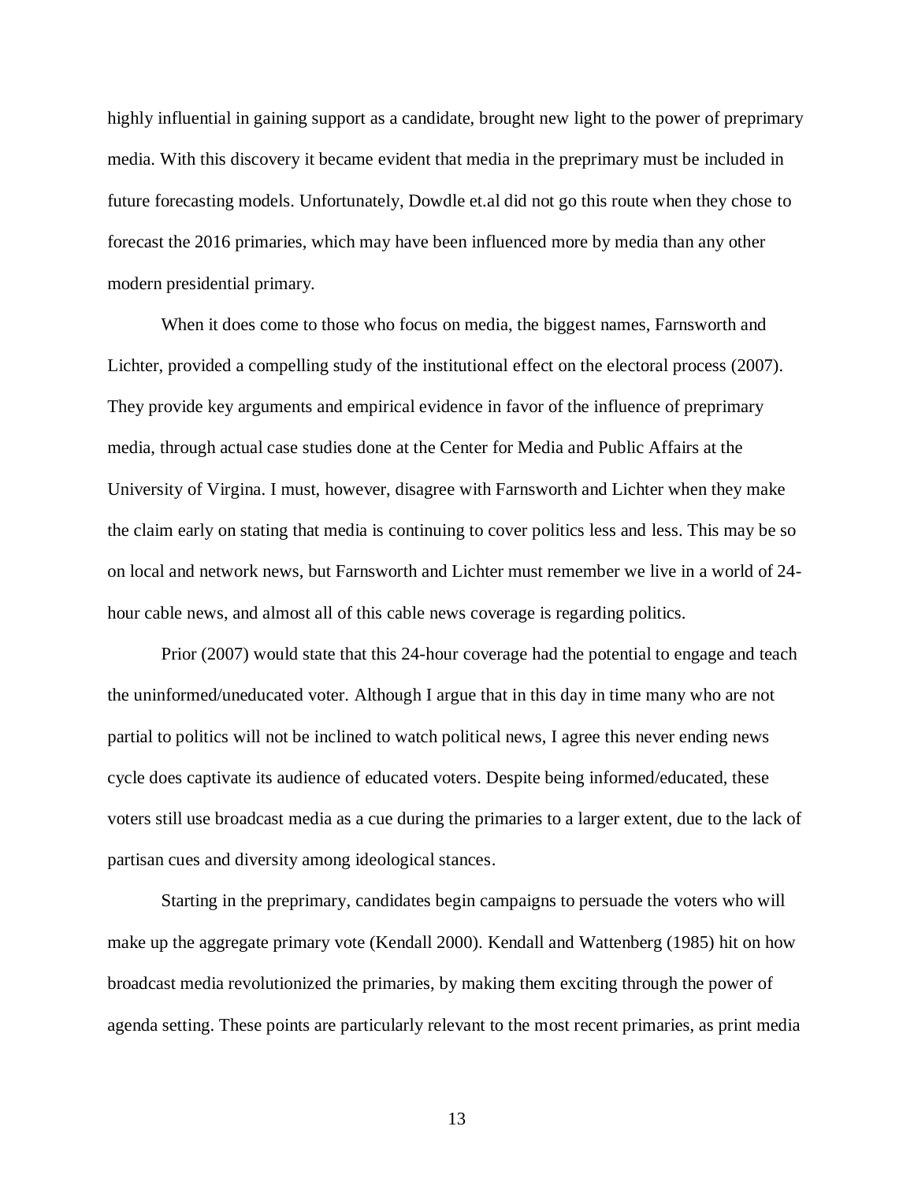highly influential in gaining support as a candidate, brought new light to the power of preprimary media. With this discovery it became evident that media in the preprimary must be included in future forecasting models. Unfortunately, Dowdle et.al did not go this route when they chose to forecast the 2016 primaries, which may have been influenced more by media than any other modern presidential primary.

When it does come to those who focus on media, the biggest names, Farnsworth and Lichter, provided a compelling study of the institutional effect on the electoral process (2007). They provide key arguments and empirical evidence in favor of the influence of preprimary media, through actual case studies done at the Center for Media and Public Affairs at the University of Virgina. I must, however, disagree with Farnsworth and Lichter when they make the claim early on stating that media is continuing to cover politics less and less. This may be so on local and network news, but Farnsworth and Lichter must remember we live in a world of 24-hour cable news, and almost all of this cable news coverage is regarding politics.

Prior (2007) would state that this 24-hour coverage had the potential to engage and teach the uninformed/uneducated voter. Although I argue that in this day in time many who are not partial to politics will not be inclined to watch political news, I agree this never ending news cycle does captivate its audience of educated voters. Despite being informed/educated, these voters still use broadcast media as a cue during the primaries to a larger extent, due to the lack of partisan cues and diversity among ideological stances.

Starting in the preprimary, candidates begin campaigns to persuade the voters who will make up the aggregate primary vote (Kendall 2000). Kendall and Wattenberg (1985) hit on how broadcast media revolutionized the primaries, by making them exciting through the power of agenda setting. These points are particularly relevant to the most recent primaries, as print media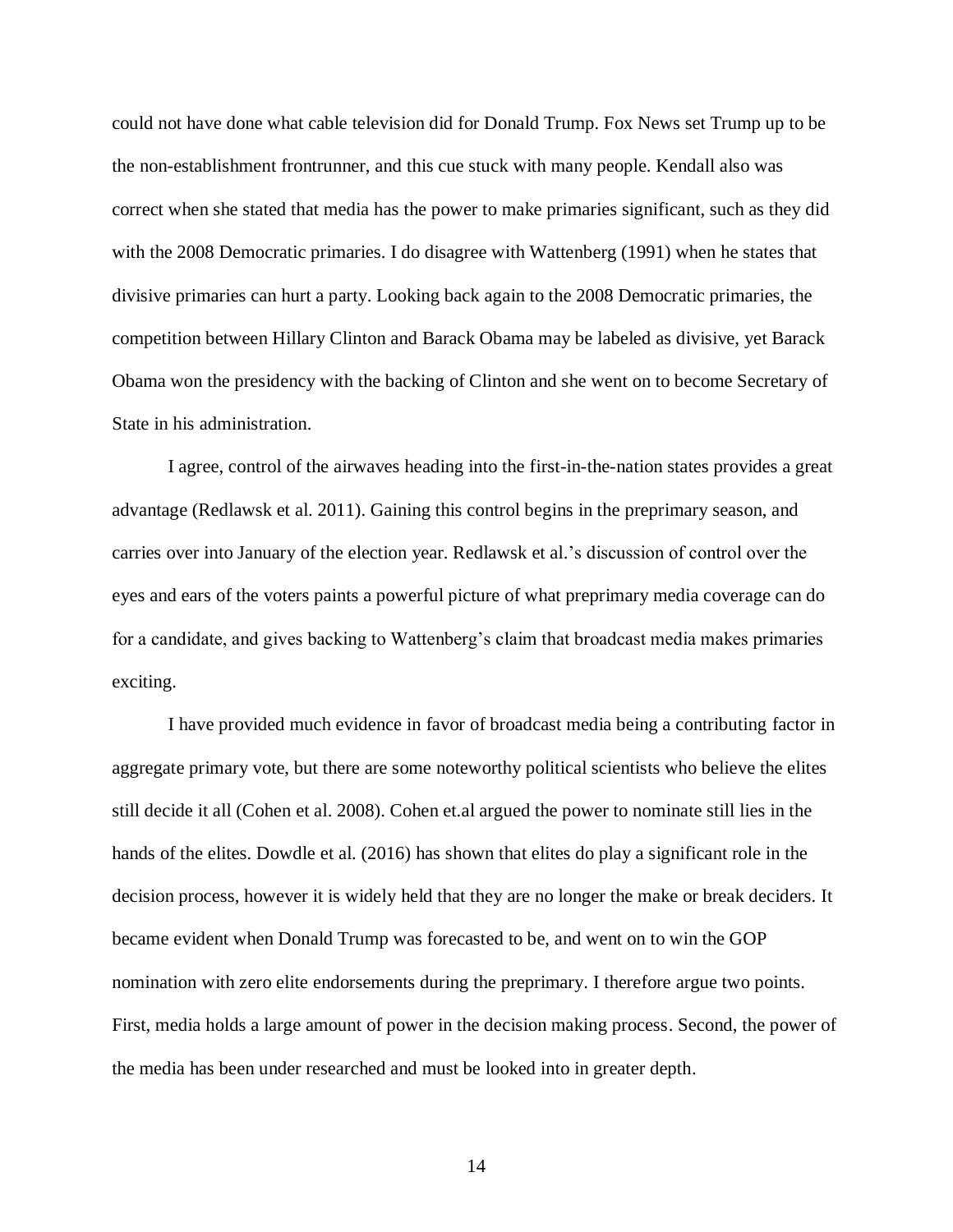could not have done what cable television did for Donald Trump. Fox News set Trump up to be the non-establishment frontrunner, and this cue stuck with many people. Kendall also was correct when she stated that media has the power to make primaries significant, such as they did with the 2008 Democratic primaries. I do disagree with Wattenberg (1991) when he states that divisive primaries can hurt a party. Looking back again to the 2008 Democratic primaries, the competition between Hillary Clinton and Barack Obama may be labeled as divisive, yet Barack Obama won the presidency with the backing of Clinton and she went on to become Secretary of State in his administration.

I agree, control of the airwaves heading into the first-in-the-nation states provides a great advantage (Redlawsk et al. 2011). Gaining this control begins in the preprimary season, and carries over into January of the election year. Redlawsk et al.'s discussion of control over the eyes and ears of the voters paints a powerful picture of what preprimary media coverage can do for a candidate, and gives backing to Wattenberg's claim that broadcast media makes primaries exciting.

I have provided much evidence in favor of broadcast media being a contributing factor in aggregate primary vote, but there are some noteworthy political scientists who believe the elites still decide it all (Cohen et al. 2008). Cohen et.al argued the power to nominate still lies in the hands of the elites. Dowdle et al. (2016) has shown that elites do play a significant role in the decision process, however it is widely held that they are no longer the make or break deciders. It became evident when Donald Trump was forecasted to be, and went on to win the GOP nomination with zero elite endorsements during the preprimary. I therefore argue two points. First, media holds a large amount of power in the decision making process. Second, the power of the media has been under researched and must be looked into in greater depth.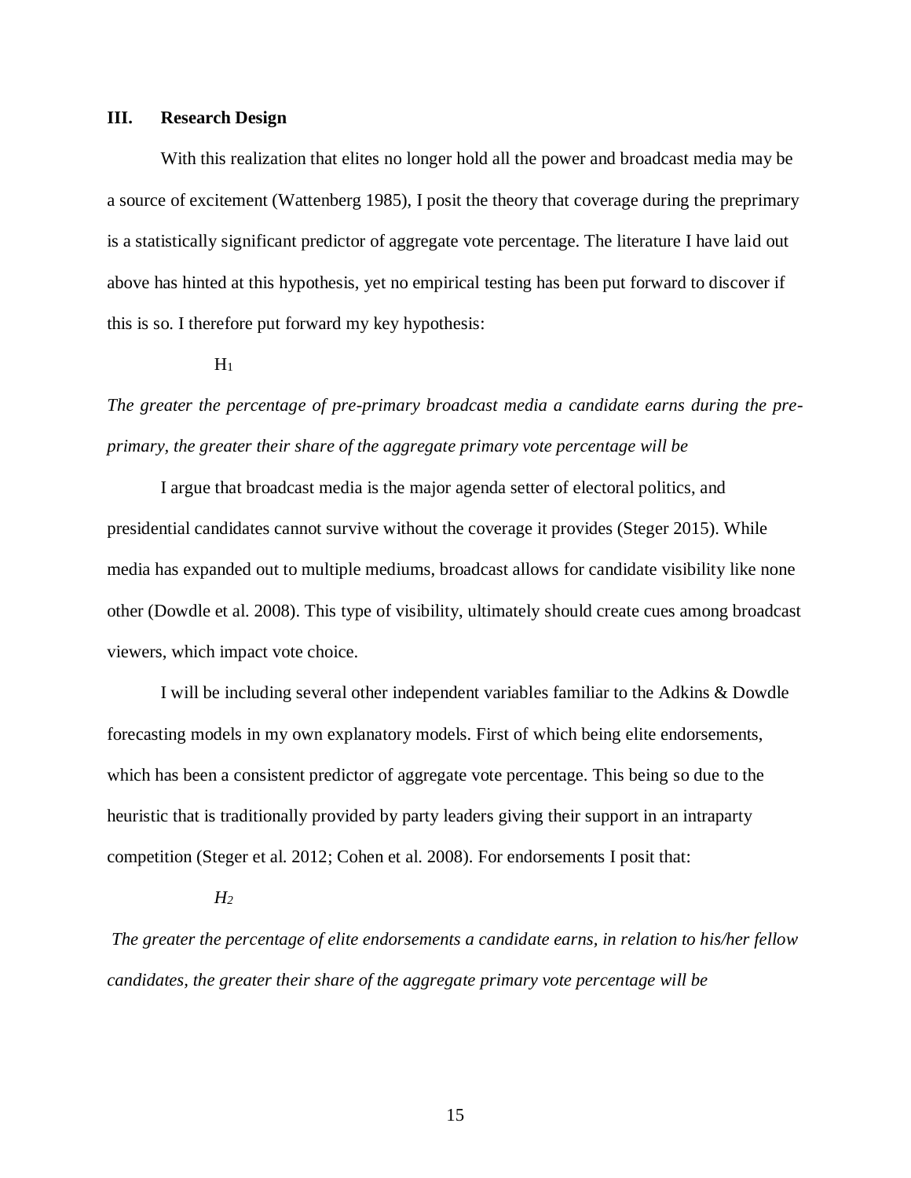## III. Research Design

With this realization that elites no longer hold all the power and broadcast media may be a source of excitement (Wattenberg 1985), I posit the theory that coverage during the preprimary is a statistically significant predictor of aggregate vote percentage. The literature I have laid out above has hinted at this hypothesis, yet no empirical testing has been put forward to discover if this is so. I therefore put forward my key hypothesis:

$H_1$

*The greater the percentage of pre-primary broadcast media a candidate earns during the pre-primary, the greater their share of the aggregate primary vote percentage will be*

I argue that broadcast media is the major agenda setter of electoral politics, and presidential candidates cannot survive without the coverage it provides (Steger 2015). While media has expanded out to multiple mediums, broadcast allows for candidate visibility like none other (Dowdle et al. 2008). This type of visibility, ultimately should create cues among broadcast viewers, which impact vote choice.

I will be including several other independent variables familiar to the Adkins & Dowdle forecasting models in my own explanatory models. First of which being elite endorsements, which has been a consistent predictor of aggregate vote percentage. This being so due to the heuristic that is traditionally provided by party leaders giving their support in an intraparty competition (Steger et al. 2012; Cohen et al. 2008). For endorsements I posit that:

$H_2$

*The greater the percentage of elite endorsements a candidate earns, in relation to his/her fellow candidates, the greater their share of the aggregate primary vote percentage will be*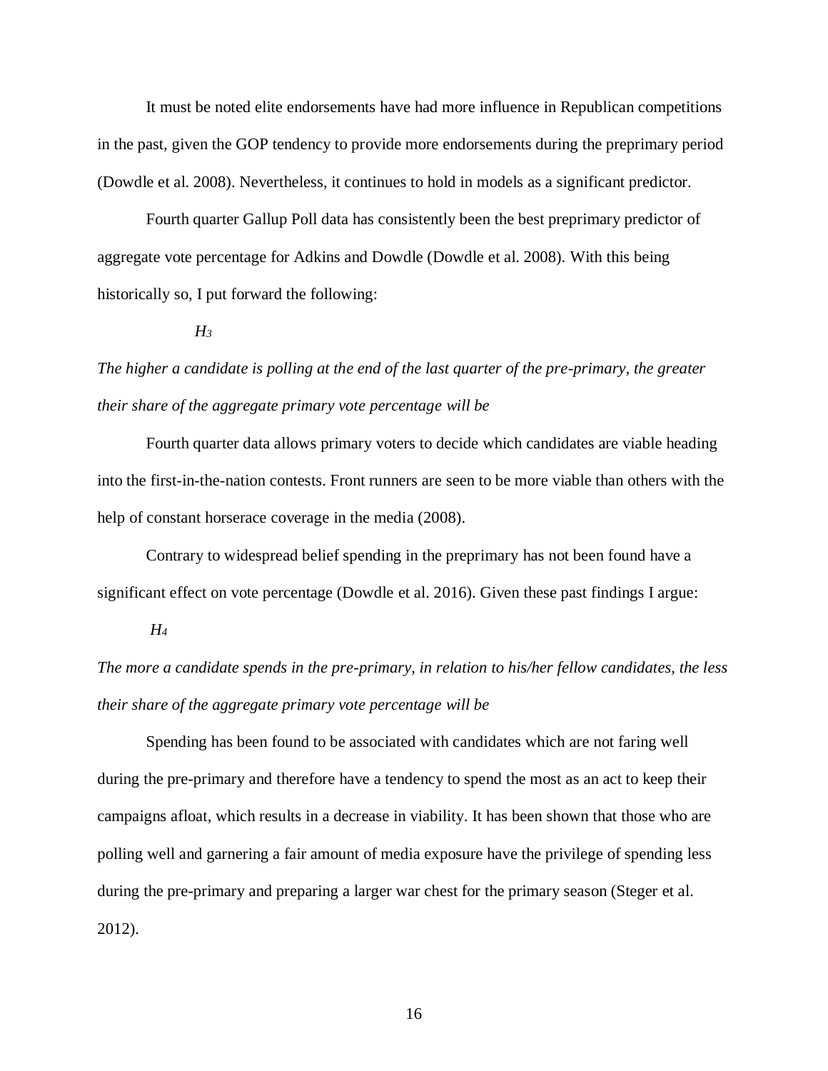It must be noted elite endorsements have had more influence in Republican competitions in the past, given the GOP tendency to provide more endorsements during the preprimary period (Dowdle et al. 2008). Nevertheless, it continues to hold in models as a significant predictor.

Fourth quarter Gallup Poll data has consistently been the best preprimary predictor of aggregate vote percentage for Adkins and Dowdle (Dowdle et al. 2008). With this being historically so, I put forward the following:

*$H_3$*

*The higher a candidate is polling at the end of the last quarter of the pre-primary, the greater their share of the aggregate primary vote percentage will be*

Fourth quarter data allows primary voters to decide which candidates are viable heading into the first-in-the-nation contests. Front runners are seen to be more viable than others with the help of constant horserace coverage in the media (2008).

Contrary to widespread belief spending in the preprimary has not been found have a significant effect on vote percentage (Dowdle et al. 2016). Given these past findings I argue:

*$H_4$*

*The more a candidate spends in the pre-primary, in relation to his/her fellow candidates, the less their share of the aggregate primary vote percentage will be*

Spending has been found to be associated with candidates which are not faring well during the pre-primary and therefore have a tendency to spend the most as an act to keep their campaigns afloat, which results in a decrease in viability. It has been shown that those who are polling well and garnering a fair amount of media exposure have the privilege of spending less during the pre-primary and preparing a larger war chest for the primary season (Steger et al. 2012).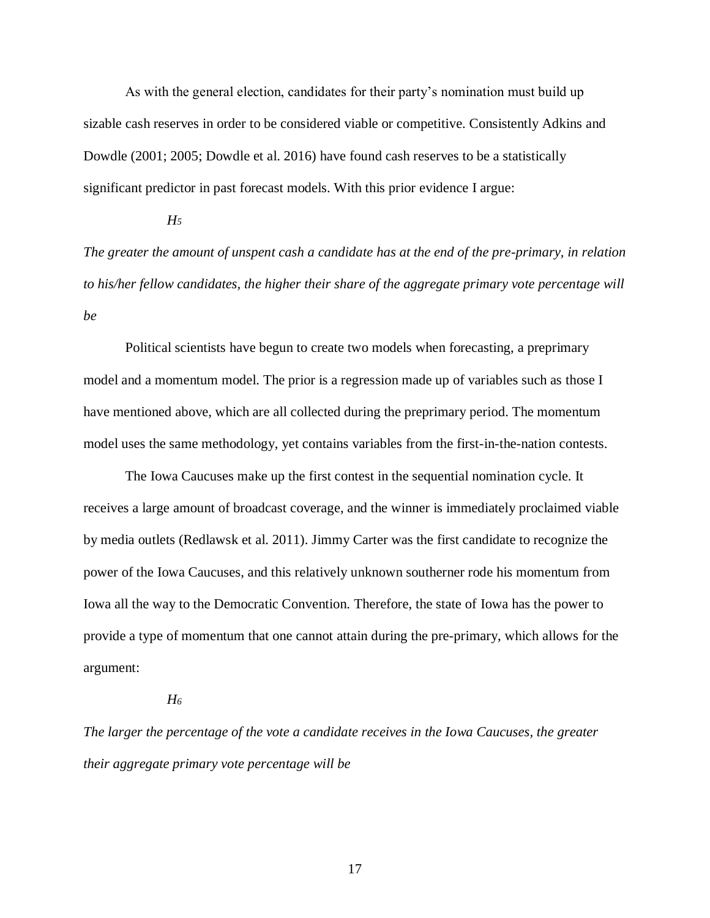As with the general election, candidates for their party's nomination must build up sizable cash reserves in order to be considered viable or competitive. Consistently Adkins and Dowdle (2001; 2005; Dowdle et al. 2016) have found cash reserves to be a statistically significant predictor in past forecast models. With this prior evidence I argue:

*$H_5$*

*The greater the amount of unspent cash a candidate has at the end of the pre-primary, in relation to his/her fellow candidates, the higher their share of the aggregate primary vote percentage will be*

Political scientists have begun to create two models when forecasting, a preprimary model and a momentum model. The prior is a regression made up of variables such as those I have mentioned above, which are all collected during the preprimary period. The momentum model uses the same methodology, yet contains variables from the first-in-the-nation contests.

The Iowa Caucuses make up the first contest in the sequential nomination cycle. It receives a large amount of broadcast coverage, and the winner is immediately proclaimed viable by media outlets (Redlawsk et al. 2011). Jimmy Carter was the first candidate to recognize the power of the Iowa Caucuses, and this relatively unknown southerner rode his momentum from Iowa all the way to the Democratic Convention. Therefore, the state of Iowa has the power to provide a type of momentum that one cannot attain during the pre-primary, which allows for the argument:

*$H_6$*

*The larger the percentage of the vote a candidate receives in the Iowa Caucuses, the greater their aggregate primary vote percentage will be*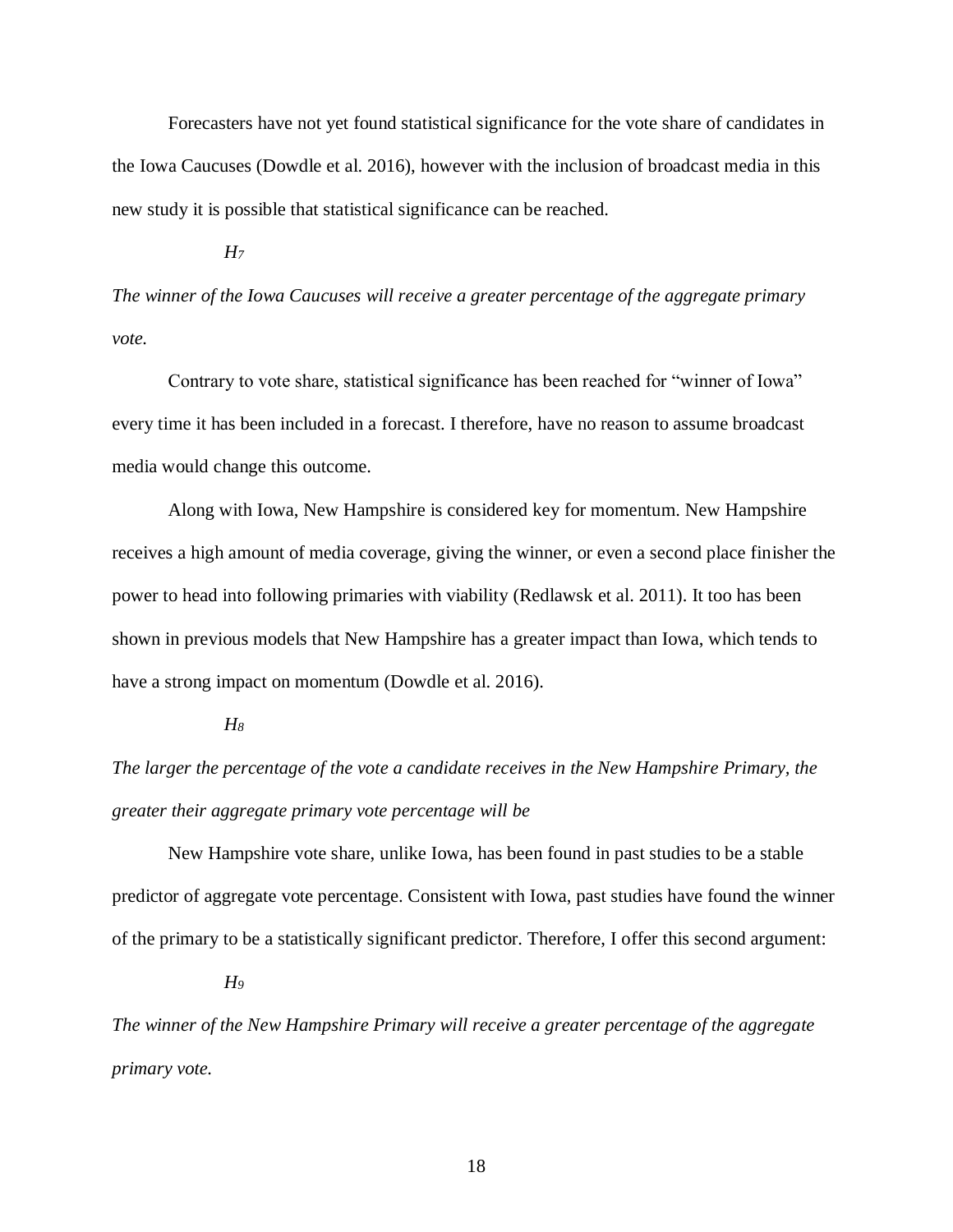Forecasters have not yet found statistical significance for the vote share of candidates in the Iowa Caucuses (Dowdle et al. 2016), however with the inclusion of broadcast media in this new study it is possible that statistical significance can be reached.

*$H_7$*

*The winner of the Iowa Caucuses will receive a greater percentage of the aggregate primary vote.*

Contrary to vote share, statistical significance has been reached for "winner of Iowa" every time it has been included in a forecast. I therefore, have no reason to assume broadcast media would change this outcome.

Along with Iowa, New Hampshire is considered key for momentum. New Hampshire receives a high amount of media coverage, giving the winner, or even a second place finisher the power to head into following primaries with viability (Redlawsk et al. 2011). It too has been shown in previous models that New Hampshire has a greater impact than Iowa, which tends to have a strong impact on momentum (Dowdle et al. 2016).

*$H_8$*

*The larger the percentage of the vote a candidate receives in the New Hampshire Primary, the greater their aggregate primary vote percentage will be*

New Hampshire vote share, unlike Iowa, has been found in past studies to be a stable predictor of aggregate vote percentage. Consistent with Iowa, past studies have found the winner of the primary to be a statistically significant predictor. Therefore, I offer this second argument:

*$H_9$*

*The winner of the New Hampshire Primary will receive a greater percentage of the aggregate primary vote.*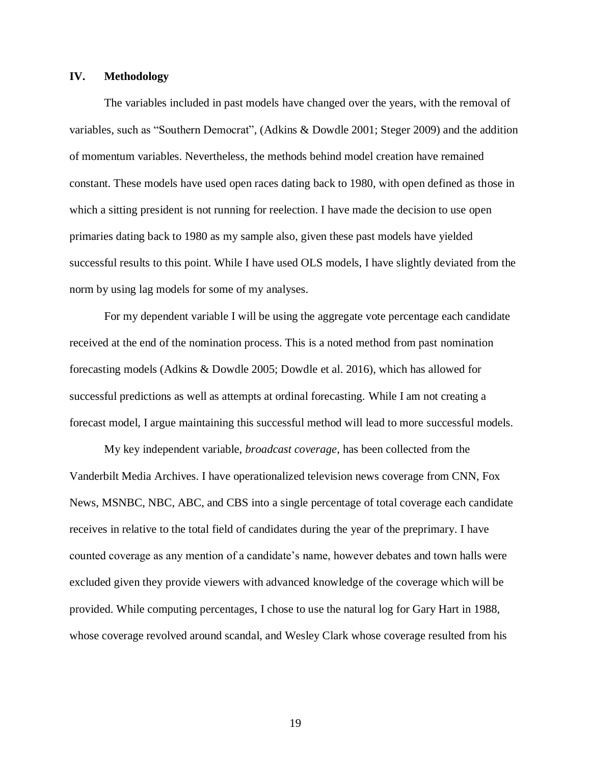## IV. Methodology

The variables included in past models have changed over the years, with the removal of variables, such as "Southern Democrat", (Adkins & Dowdle 2001; Steger 2009) and the addition of momentum variables. Nevertheless, the methods behind model creation have remained constant. These models have used open races dating back to 1980, with open defined as those in which a sitting president is not running for reelection. I have made the decision to use open primaries dating back to 1980 as my sample also, given these past models have yielded successful results to this point. While I have used OLS models, I have slightly deviated from the norm by using lag models for some of my analyses.

For my dependent variable I will be using the aggregate vote percentage each candidate received at the end of the nomination process. This is a noted method from past nomination forecasting models (Adkins & Dowdle 2005; Dowdle et al. 2016), which has allowed for successful predictions as well as attempts at ordinal forecasting. While I am not creating a forecast model, I argue maintaining this successful method will lead to more successful models.

My key independent variable, *broadcast coverage*, has been collected from the Vanderbilt Media Archives. I have operationalized television news coverage from CNN, Fox News, MSNBC, NBC, ABC, and CBS into a single percentage of total coverage each candidate receives in relative to the total field of candidates during the year of the preprimary. I have counted coverage as any mention of a candidate's name, however debates and town halls were excluded given they provide viewers with advanced knowledge of the coverage which will be provided. While computing percentages, I chose to use the natural log for Gary Hart in 1988, whose coverage revolved around scandal, and Wesley Clark whose coverage resulted from his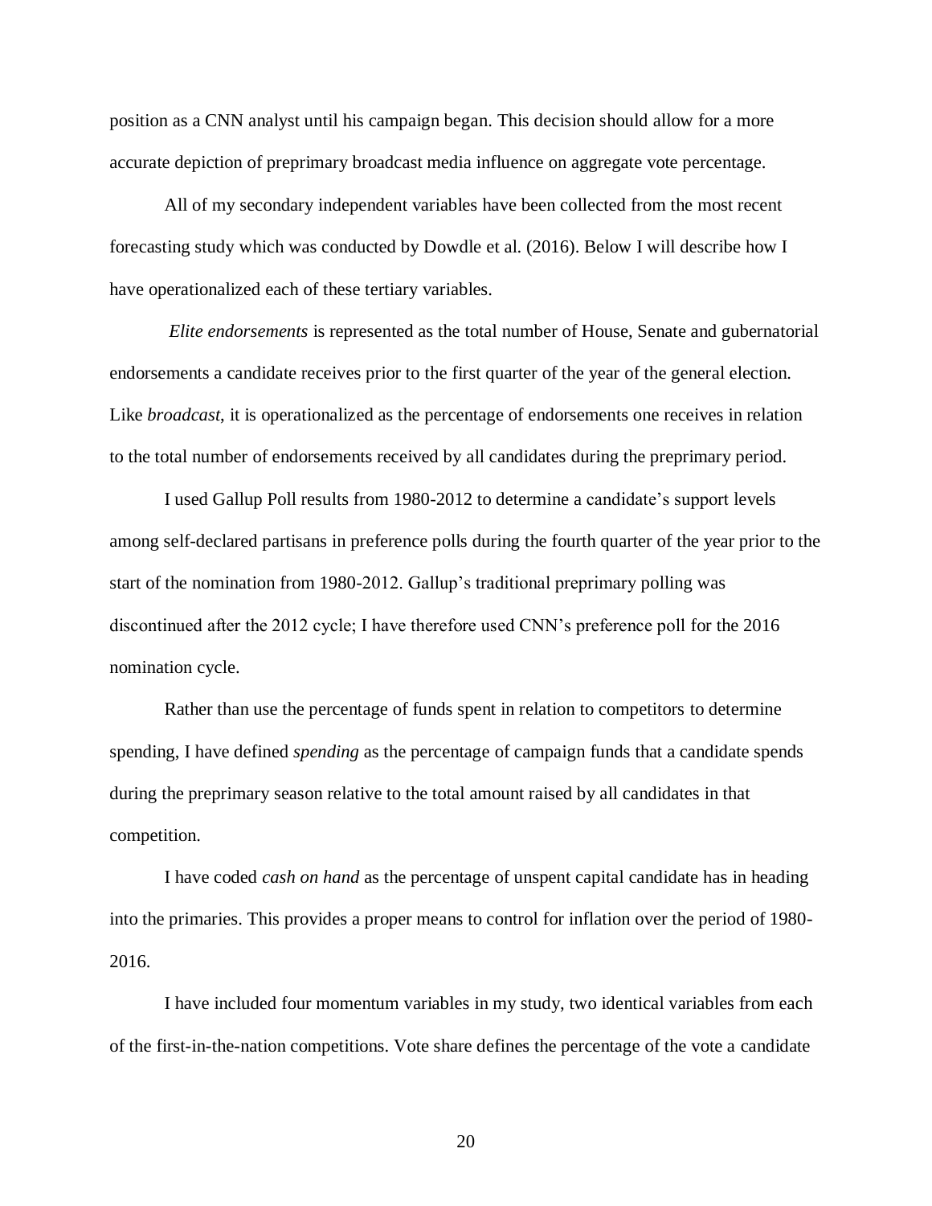position as a CNN analyst until his campaign began. This decision should allow for a more accurate depiction of preprimary broadcast media influence on aggregate vote percentage.

All of my secondary independent variables have been collected from the most recent forecasting study which was conducted by Dowdle et al. (2016). Below I will describe how I have operationalized each of these tertiary variables.

*Elite endorsements* is represented as the total number of House, Senate and gubernatorial endorsements a candidate receives prior to the first quarter of the year of the general election. Like *broadcast*, it is operationalized as the percentage of endorsements one receives in relation to the total number of endorsements received by all candidates during the preprimary period.

I used Gallup Poll results from 1980-2012 to determine a candidate's support levels among self-declared partisans in preference polls during the fourth quarter of the year prior to the start of the nomination from 1980-2012. Gallup's traditional preprimary polling was discontinued after the 2012 cycle; I have therefore used CNN's preference poll for the 2016 nomination cycle.

Rather than use the percentage of funds spent in relation to competitors to determine spending, I have defined *spending* as the percentage of campaign funds that a candidate spends during the preprimary season relative to the total amount raised by all candidates in that competition.

I have coded *cash on hand* as the percentage of unspent capital candidate has in heading into the primaries. This provides a proper means to control for inflation over the period of 1980-2016.

I have included four momentum variables in my study, two identical variables from each of the first-in-the-nation competitions. Vote share defines the percentage of the vote a candidate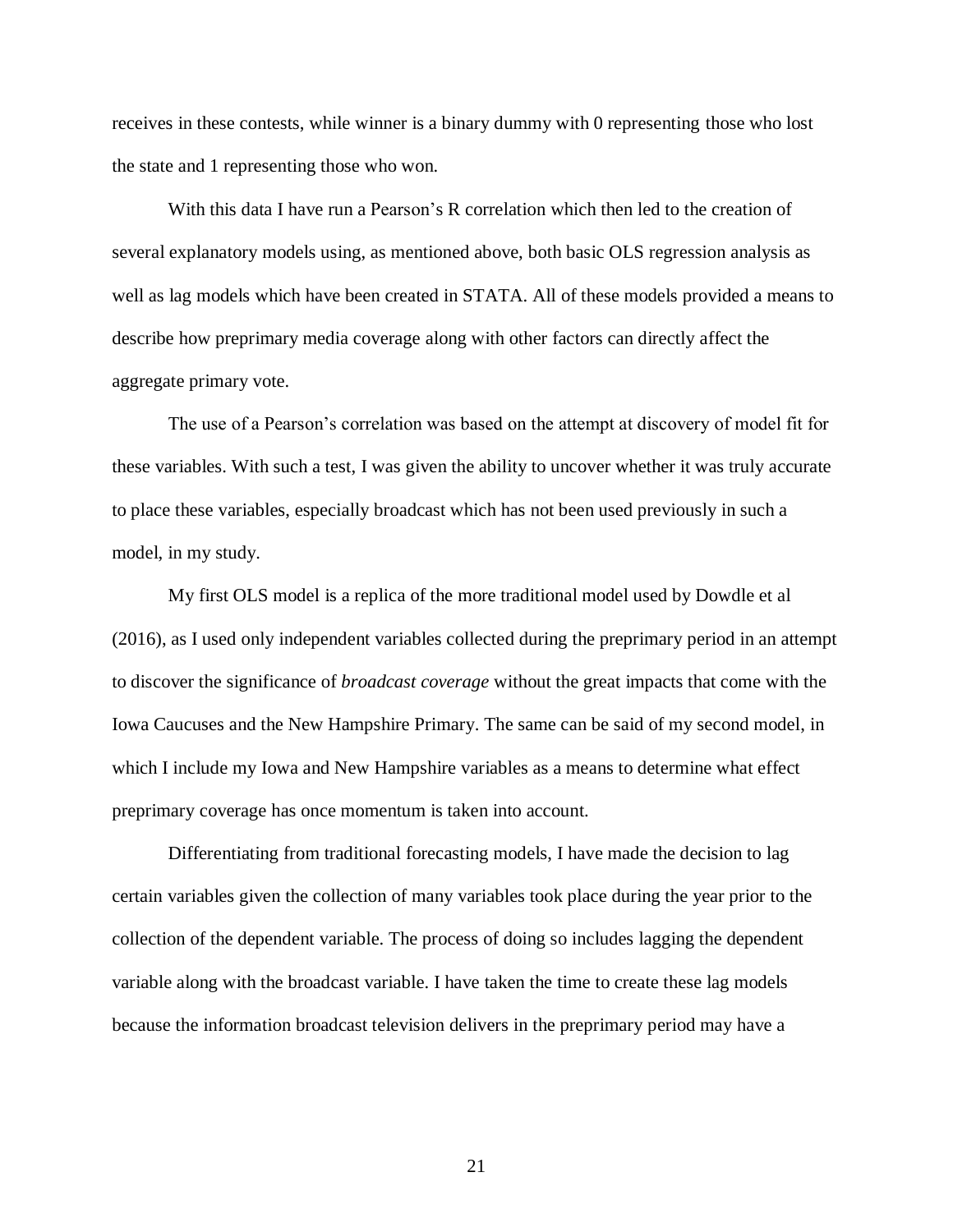receives in these contests, while winner is a binary dummy with 0 representing those who lost the state and 1 representing those who won.

With this data I have run a Pearson's R correlation which then led to the creation of several explanatory models using, as mentioned above, both basic OLS regression analysis as well as lag models which have been created in STATA. All of these models provided a means to describe how preprimary media coverage along with other factors can directly affect the aggregate primary vote.

The use of a Pearson's correlation was based on the attempt at discovery of model fit for these variables. With such a test, I was given the ability to uncover whether it was truly accurate to place these variables, especially broadcast which has not been used previously in such a model, in my study.

My first OLS model is a replica of the more traditional model used by Dowdle et al (2016), as I used only independent variables collected during the preprimary period in an attempt to discover the significance of *broadcast coverage* without the great impacts that come with the Iowa Caucuses and the New Hampshire Primary. The same can be said of my second model, in which I include my Iowa and New Hampshire variables as a means to determine what effect preprimary coverage has once momentum is taken into account.

Differentiating from traditional forecasting models, I have made the decision to lag certain variables given the collection of many variables took place during the year prior to the collection of the dependent variable. The process of doing so includes lagging the dependent variable along with the broadcast variable. I have taken the time to create these lag models because the information broadcast television delivers in the preprimary period may have a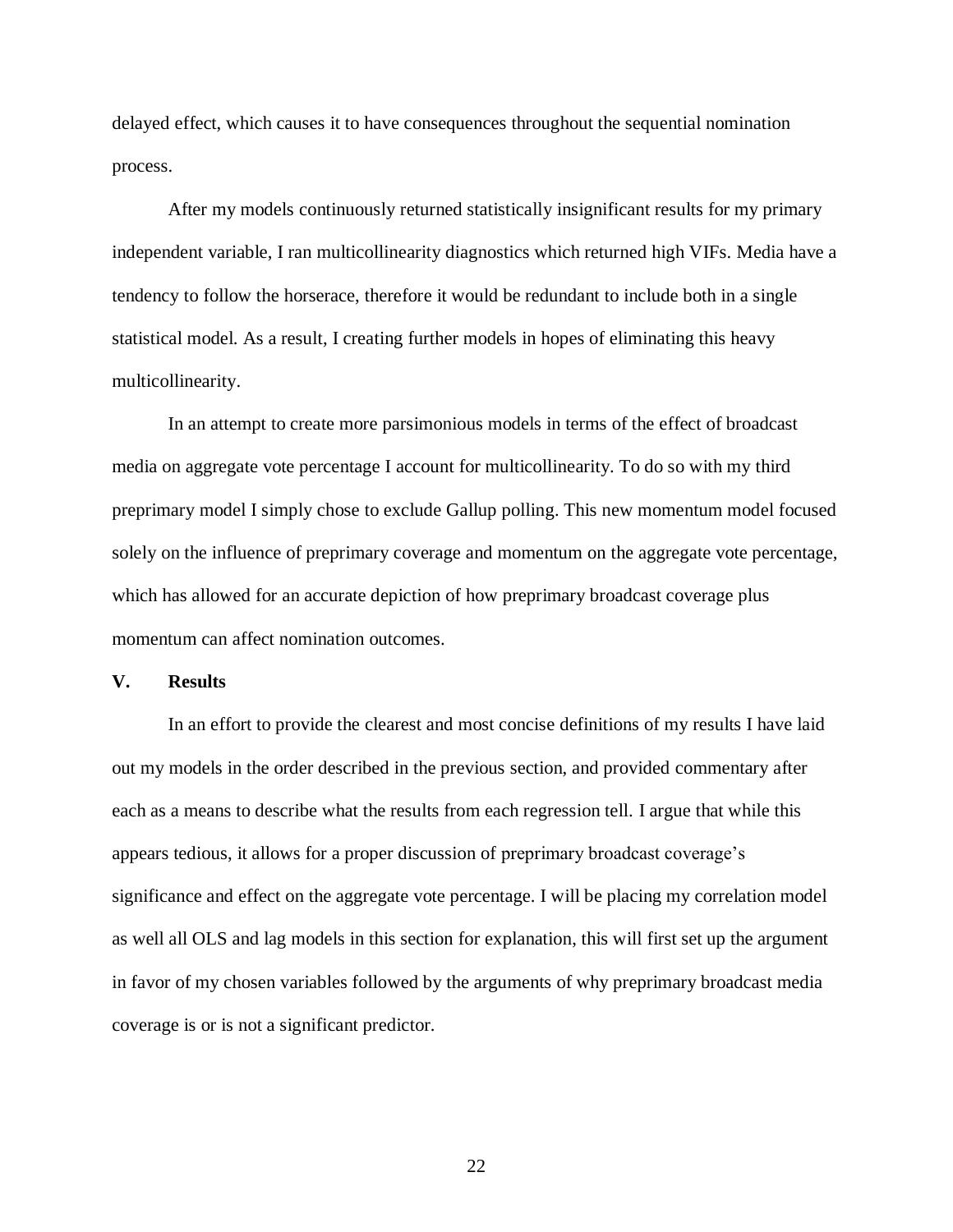delayed effect, which causes it to have consequences throughout the sequential nomination process.

After my models continuously returned statistically insignificant results for my primary independent variable, I ran multicollinearity diagnostics which returned high VIFs. Media have a tendency to follow the horserace, therefore it would be redundant to include both in a single statistical model. As a result, I creating further models in hopes of eliminating this heavy multicollinearity.

In an attempt to create more parsimonious models in terms of the effect of broadcast media on aggregate vote percentage I account for multicollinearity. To do so with my third preprimary model I simply chose to exclude Gallup polling. This new momentum model focused solely on the influence of preprimary coverage and momentum on the aggregate vote percentage, which has allowed for an accurate depiction of how preprimary broadcast coverage plus momentum can affect nomination outcomes.

## V. Results

In an effort to provide the clearest and most concise definitions of my results I have laid out my models in the order described in the previous section, and provided commentary after each as a means to describe what the results from each regression tell. I argue that while this appears tedious, it allows for a proper discussion of preprimary broadcast coverage's significance and effect on the aggregate vote percentage. I will be placing my correlation model as well all OLS and lag models in this section for explanation, this will first set up the argument in favor of my chosen variables followed by the arguments of why preprimary broadcast media coverage is or is not a significant predictor.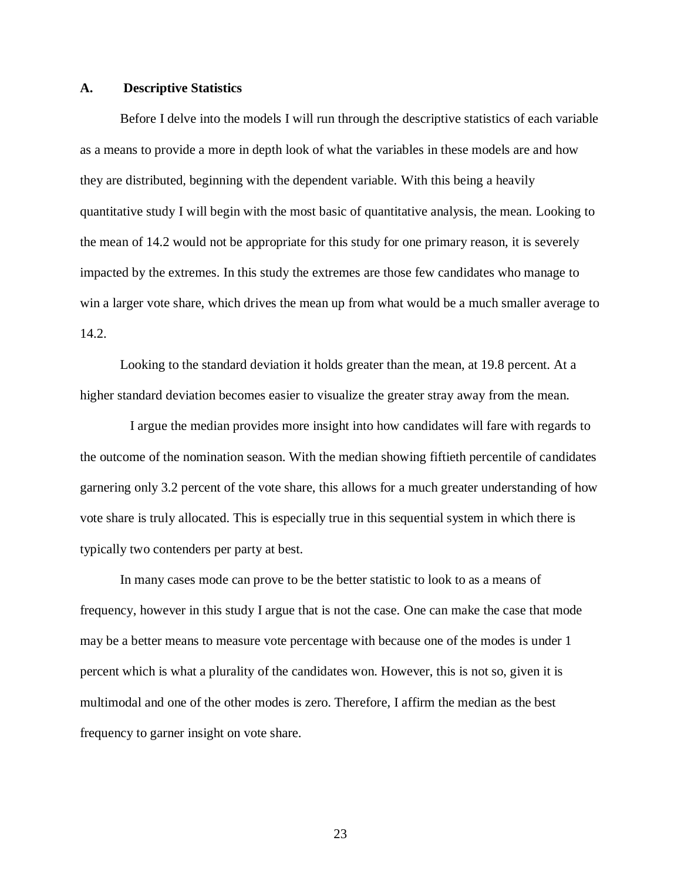### A. Descriptive Statistics

Before I delve into the models I will run through the descriptive statistics of each variable as a means to provide a more in depth look of what the variables in these models are and how they are distributed, beginning with the dependent variable. With this being a heavily quantitative study I will begin with the most basic of quantitative analysis, the mean. Looking to the mean of 14.2 would not be appropriate for this study for one primary reason, it is severely impacted by the extremes. In this study the extremes are those few candidates who manage to win a larger vote share, which drives the mean up from what would be a much smaller average to 14.2.

Looking to the standard deviation it holds greater than the mean, at 19.8 percent. At a higher standard deviation becomes easier to visualize the greater stray away from the mean.

I argue the median provides more insight into how candidates will fare with regards to the outcome of the nomination season. With the median showing fiftieth percentile of candidates garnering only 3.2 percent of the vote share, this allows for a much greater understanding of how vote share is truly allocated. This is especially true in this sequential system in which there is typically two contenders per party at best.

In many cases mode can prove to be the better statistic to look to as a means of frequency, however in this study I argue that is not the case. One can make the case that mode may be a better means to measure vote percentage with because one of the modes is under 1 percent which is what a plurality of the candidates won. However, this is not so, given it is multimodal and one of the other modes is zero. Therefore, I affirm the median as the best frequency to garner insight on vote share.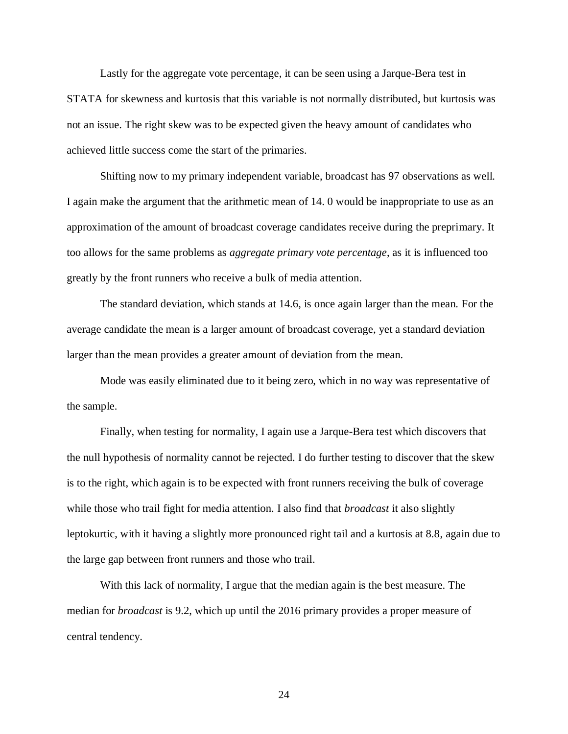Lastly for the aggregate vote percentage, it can be seen using a Jarque-Bera test in STATA for skewness and kurtosis that this variable is not normally distributed, but kurtosis was not an issue. The right skew was to be expected given the heavy amount of candidates who achieved little success come the start of the primaries.

Shifting now to my primary independent variable, broadcast has 97 observations as well. I again make the argument that the arithmetic mean of 14. 0 would be inappropriate to use as an approximation of the amount of broadcast coverage candidates receive during the preprimary. It too allows for the same problems as *aggregate primary vote percentage*, as it is influenced too greatly by the front runners who receive a bulk of media attention.

The standard deviation, which stands at 14.6, is once again larger than the mean. For the average candidate the mean is a larger amount of broadcast coverage, yet a standard deviation larger than the mean provides a greater amount of deviation from the mean.

Mode was easily eliminated due to it being zero, which in no way was representative of the sample.

Finally, when testing for normality, I again use a Jarque-Bera test which discovers that the null hypothesis of normality cannot be rejected. I do further testing to discover that the skew is to the right, which again is to be expected with front runners receiving the bulk of coverage while those who trail fight for media attention. I also find that *broadcast* it also slightly leptokurtic, with it having a slightly more pronounced right tail and a kurtosis at 8.8, again due to the large gap between front runners and those who trail.

With this lack of normality, I argue that the median again is the best measure. The median for *broadcast* is 9.2, which up until the 2016 primary provides a proper measure of central tendency.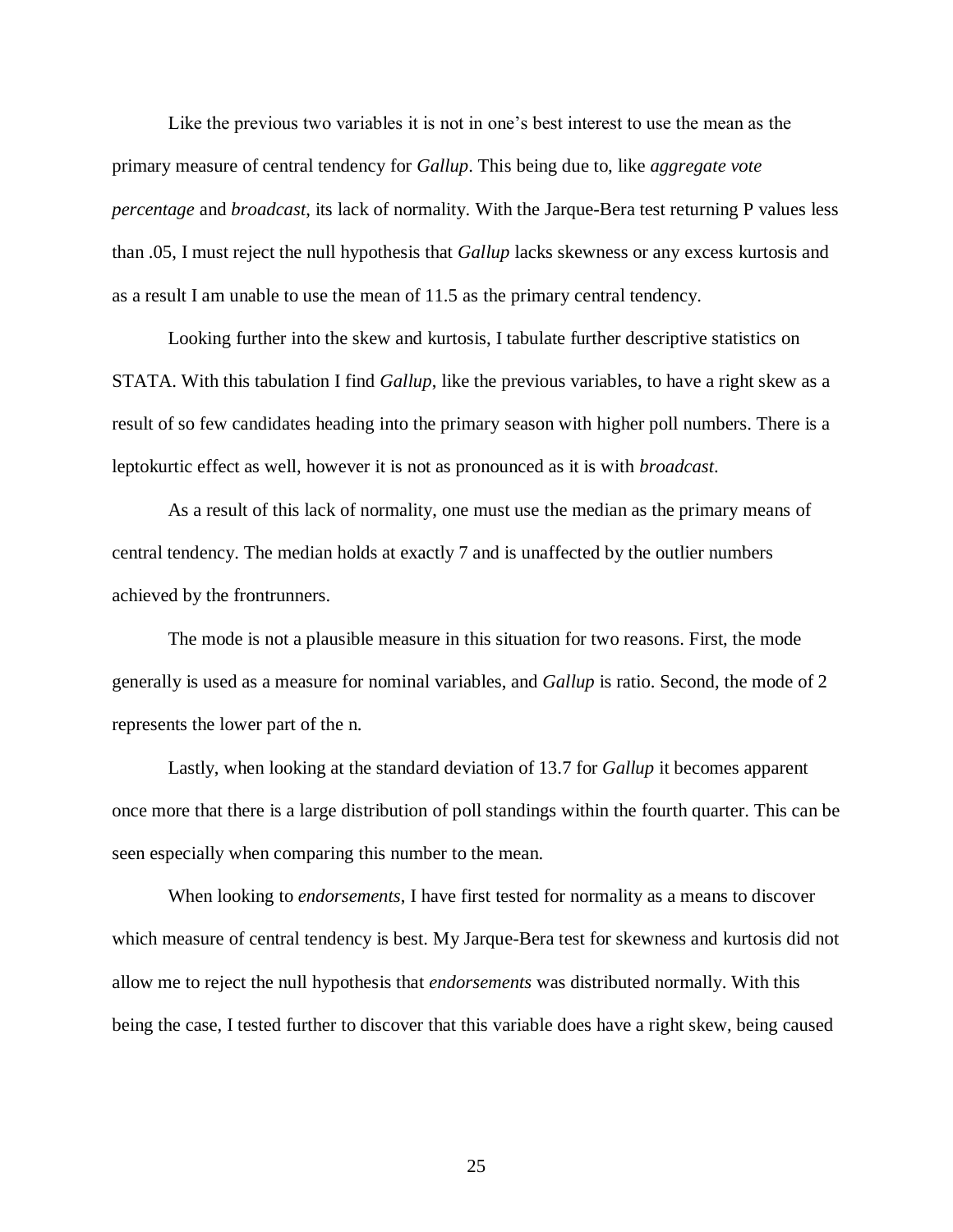Like the previous two variables it is not in one's best interest to use the mean as the primary measure of central tendency for *Gallup*. This being due to, like *aggregate vote percentage* and *broadcast*, its lack of normality. With the Jarque-Bera test returning P values less than .05, I must reject the null hypothesis that *Gallup* lacks skewness or any excess kurtosis and as a result I am unable to use the mean of 11.5 as the primary central tendency.

Looking further into the skew and kurtosis, I tabulate further descriptive statistics on STATA. With this tabulation I find *Gallup*, like the previous variables, to have a right skew as a result of so few candidates heading into the primary season with higher poll numbers. There is a leptokurtic effect as well, however it is not as pronounced as it is with *broadcast*.

As a result of this lack of normality, one must use the median as the primary means of central tendency. The median holds at exactly 7 and is unaffected by the outlier numbers achieved by the frontrunners.

The mode is not a plausible measure in this situation for two reasons. First, the mode generally is used as a measure for nominal variables, and *Gallup* is ratio. Second, the mode of 2 represents the lower part of the n.

Lastly, when looking at the standard deviation of 13.7 for *Gallup* it becomes apparent once more that there is a large distribution of poll standings within the fourth quarter. This can be seen especially when comparing this number to the mean.

When looking to *endorsements*, I have first tested for normality as a means to discover which measure of central tendency is best. My Jarque-Bera test for skewness and kurtosis did not allow me to reject the null hypothesis that *endorsements* was distributed normally. With this being the case, I tested further to discover that this variable does have a right skew, being caused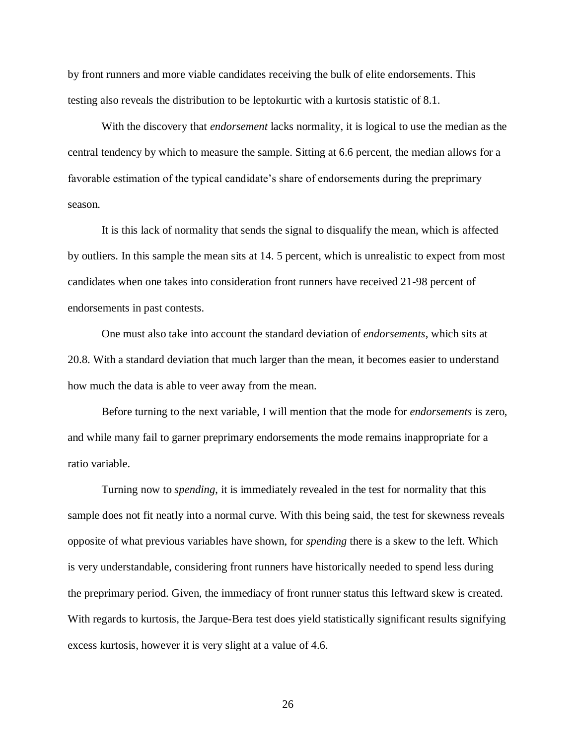by front runners and more viable candidates receiving the bulk of elite endorsements. This testing also reveals the distribution to be leptokurtic with a kurtosis statistic of 8.1.

With the discovery that *endorsement* lacks normality, it is logical to use the median as the central tendency by which to measure the sample. Sitting at 6.6 percent, the median allows for a favorable estimation of the typical candidate's share of endorsements during the preprimary season.

It is this lack of normality that sends the signal to disqualify the mean, which is affected by outliers. In this sample the mean sits at 14. 5 percent, which is unrealistic to expect from most candidates when one takes into consideration front runners have received 21-98 percent of endorsements in past contests.

One must also take into account the standard deviation of *endorsements*, which sits at 20.8. With a standard deviation that much larger than the mean, it becomes easier to understand how much the data is able to veer away from the mean.

Before turning to the next variable, I will mention that the mode for *endorsements* is zero, and while many fail to garner preprimary endorsements the mode remains inappropriate for a ratio variable.

Turning now to *spending*, it is immediately revealed in the test for normality that this sample does not fit neatly into a normal curve. With this being said, the test for skewness reveals opposite of what previous variables have shown, for *spending* there is a skew to the left. Which is very understandable, considering front runners have historically needed to spend less during the preprimary period. Given, the immediacy of front runner status this leftward skew is created. With regards to kurtosis, the Jarque-Bera test does yield statistically significant results signifying excess kurtosis, however it is very slight at a value of 4.6.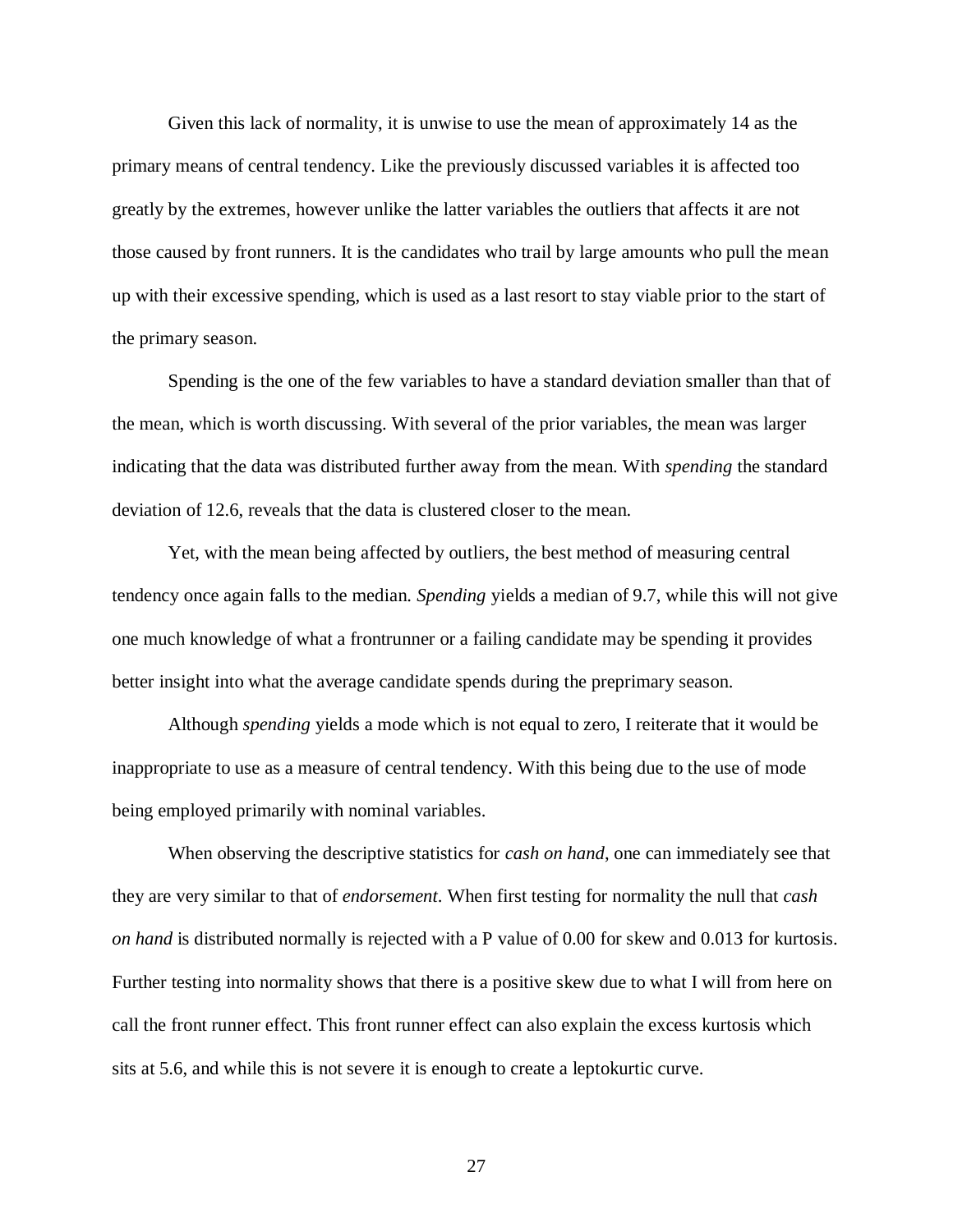Given this lack of normality, it is unwise to use the mean of approximately 14 as the primary means of central tendency. Like the previously discussed variables it is affected too greatly by the extremes, however unlike the latter variables the outliers that affects it are not those caused by front runners. It is the candidates who trail by large amounts who pull the mean up with their excessive spending, which is used as a last resort to stay viable prior to the start of the primary season.

Spending is the one of the few variables to have a standard deviation smaller than that of the mean, which is worth discussing. With several of the prior variables, the mean was larger indicating that the data was distributed further away from the mean. With *spending* the standard deviation of 12.6, reveals that the data is clustered closer to the mean.

Yet, with the mean being affected by outliers, the best method of measuring central tendency once again falls to the median. *Spending* yields a median of 9.7, while this will not give one much knowledge of what a frontrunner or a failing candidate may be spending it provides better insight into what the average candidate spends during the preprimary season.

Although *spending* yields a mode which is not equal to zero, I reiterate that it would be inappropriate to use as a measure of central tendency. With this being due to the use of mode being employed primarily with nominal variables.

When observing the descriptive statistics for *cash on hand*, one can immediately see that they are very similar to that of *endorsement*. When first testing for normality the null that *cash on hand* is distributed normally is rejected with a P value of 0.00 for skew and 0.013 for kurtosis. Further testing into normality shows that there is a positive skew due to what I will from here on call the front runner effect. This front runner effect can also explain the excess kurtosis which sits at 5.6, and while this is not severe it is enough to create a leptokurtic curve.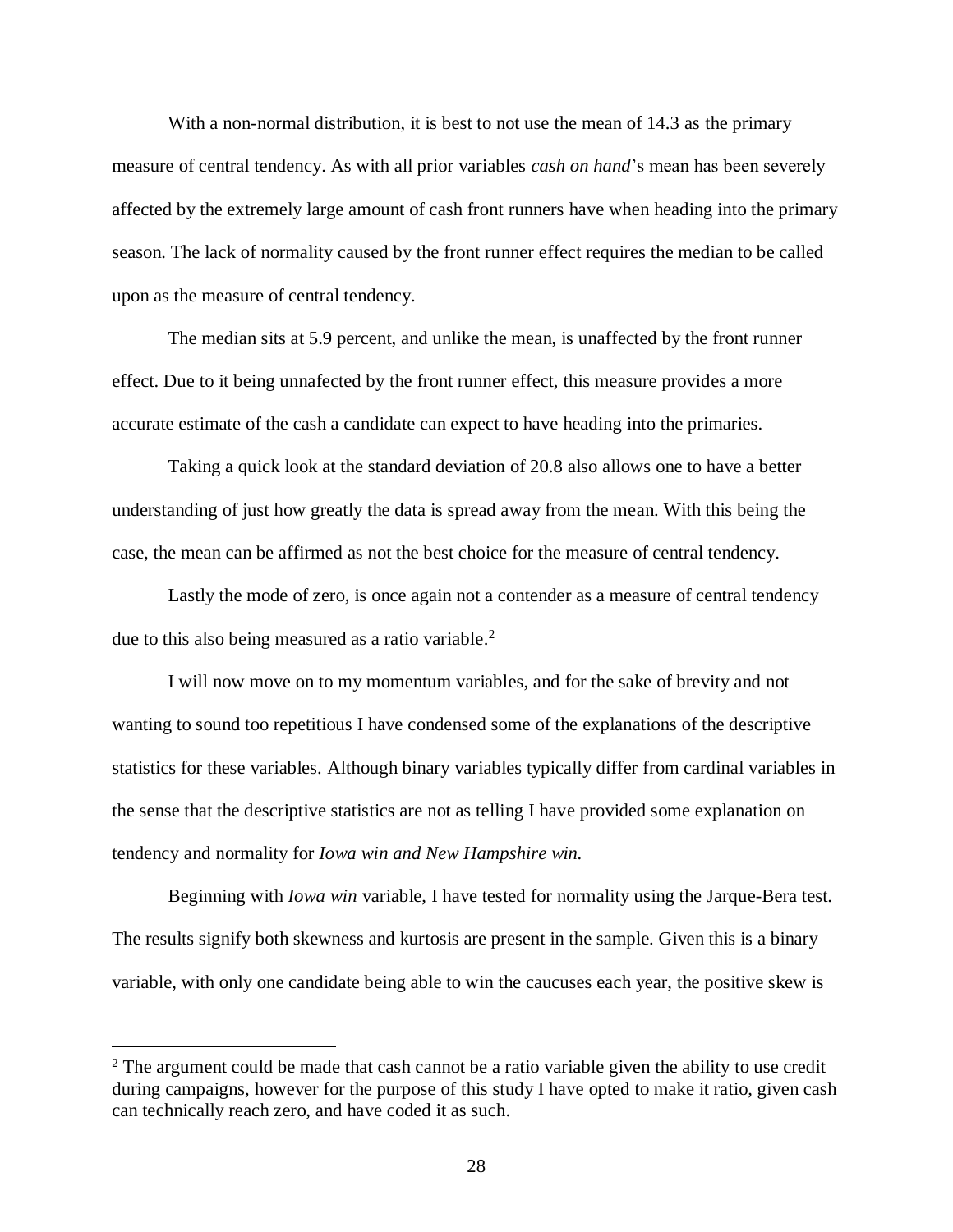With a non-normal distribution, it is best to not use the mean of 14.3 as the primary measure of central tendency. As with all prior variables *cash on hand*'s mean has been severely affected by the extremely large amount of cash front runners have when heading into the primary season. The lack of normality caused by the front runner effect requires the median to be called upon as the measure of central tendency.

The median sits at 5.9 percent, and unlike the mean, is unaffected by the front runner effect. Due to it being unnafected by the front runner effect, this measure provides a more accurate estimate of the cash a candidate can expect to have heading into the primaries.

Taking a quick look at the standard deviation of 20.8 also allows one to have a better understanding of just how greatly the data is spread away from the mean. With this being the case, the mean can be affirmed as not the best choice for the measure of central tendency.

Lastly the mode of zero, is once again not a contender as a measure of central tendency due to this also being measured as a ratio variable.[2]

I will now move on to my momentum variables, and for the sake of brevity and not wanting to sound too repetitious I have condensed some of the explanations of the descriptive statistics for these variables. Although binary variables typically differ from cardinal variables in the sense that the descriptive statistics are not as telling I have provided some explanation on tendency and normality for *Iowa win and New Hampshire win.*

Beginning with *Iowa win* variable, I have tested for normality using the Jarque-Bera test. The results signify both skewness and kurtosis are present in the sample. Given this is a binary variable, with only one candidate being able to win the caucuses each year, the positive skew is

[2] The argument could be made that cash cannot be a ratio variable given the ability to use credit during campaigns, however for the purpose of this study I have opted to make it ratio, given cash can technically reach zero, and have coded it as such.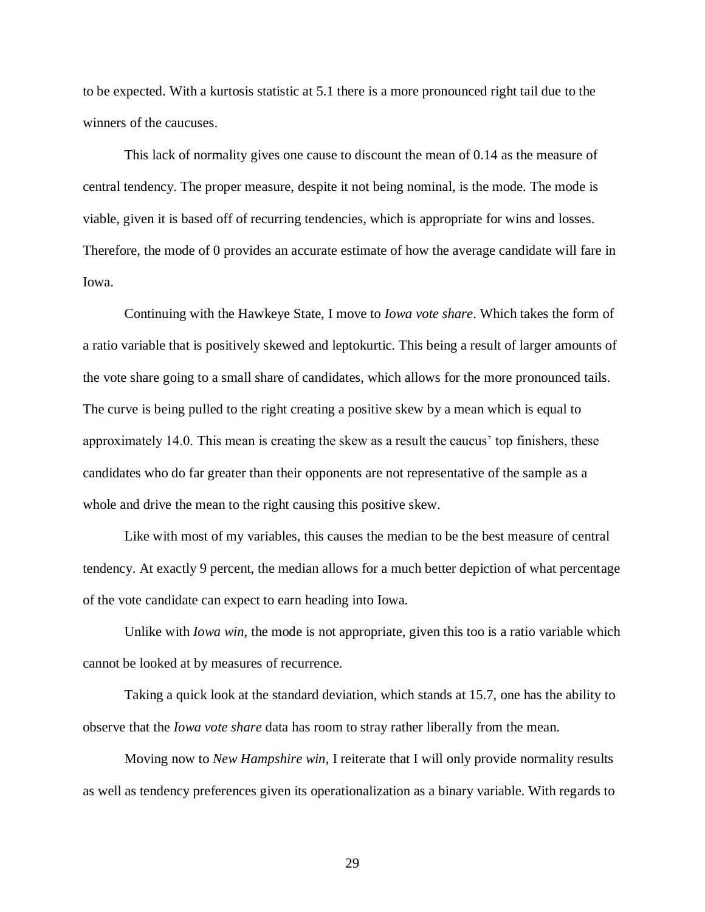to be expected. With a kurtosis statistic at 5.1 there is a more pronounced right tail due to the winners of the caucuses.

This lack of normality gives one cause to discount the mean of 0.14 as the measure of central tendency. The proper measure, despite it not being nominal, is the mode. The mode is viable, given it is based off of recurring tendencies, which is appropriate for wins and losses. Therefore, the mode of 0 provides an accurate estimate of how the average candidate will fare in Iowa.

Continuing with the Hawkeye State, I move to *Iowa vote share*. Which takes the form of a ratio variable that is positively skewed and leptokurtic. This being a result of larger amounts of the vote share going to a small share of candidates, which allows for the more pronounced tails. The curve is being pulled to the right creating a positive skew by a mean which is equal to approximately 14.0. This mean is creating the skew as a result the caucus' top finishers, these candidates who do far greater than their opponents are not representative of the sample as a whole and drive the mean to the right causing this positive skew.

Like with most of my variables, this causes the median to be the best measure of central tendency. At exactly 9 percent, the median allows for a much better depiction of what percentage of the vote candidate can expect to earn heading into Iowa.

Unlike with *Iowa win*, the mode is not appropriate, given this too is a ratio variable which cannot be looked at by measures of recurrence.

Taking a quick look at the standard deviation, which stands at 15.7, one has the ability to observe that the *Iowa vote share* data has room to stray rather liberally from the mean.

Moving now to *New Hampshire win*, I reiterate that I will only provide normality results as well as tendency preferences given its operationalization as a binary variable. With regards to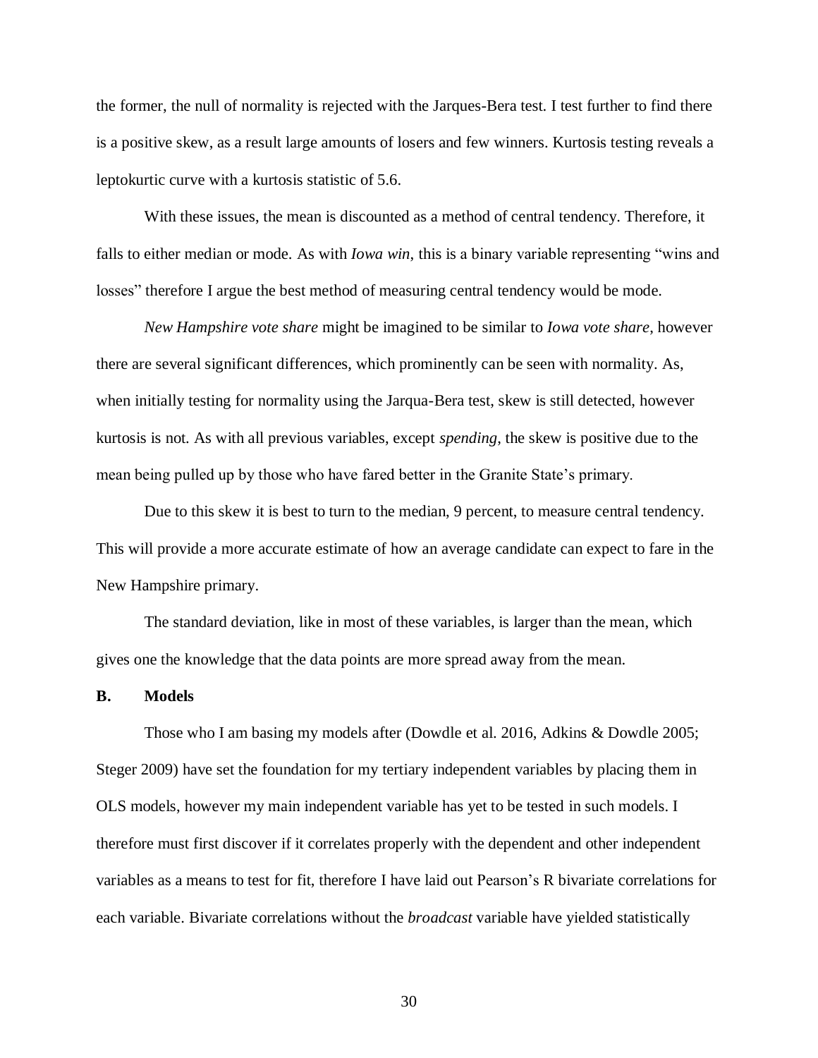the former, the null of normality is rejected with the Jarques-Bera test. I test further to find there is a positive skew, as a result large amounts of losers and few winners. Kurtosis testing reveals a leptokurtic curve with a kurtosis statistic of 5.6.

With these issues, the mean is discounted as a method of central tendency. Therefore, it falls to either median or mode. As with *Iowa win*, this is a binary variable representing "wins and losses" therefore I argue the best method of measuring central tendency would be mode.

*New Hampshire vote share* might be imagined to be similar to *Iowa vote share*, however there are several significant differences, which prominently can be seen with normality. As, when initially testing for normality using the Jarqua-Bera test, skew is still detected, however kurtosis is not. As with all previous variables, except *spending*, the skew is positive due to the mean being pulled up by those who have fared better in the Granite State's primary.

Due to this skew it is best to turn to the median, 9 percent, to measure central tendency. This will provide a more accurate estimate of how an average candidate can expect to fare in the New Hampshire primary.

The standard deviation, like in most of these variables, is larger than the mean, which gives one the knowledge that the data points are more spread away from the mean.

**B. Models**

Those who I am basing my models after (Dowdle et al. 2016, Adkins & Dowdle 2005; Steger 2009) have set the foundation for my tertiary independent variables by placing them in OLS models, however my main independent variable has yet to be tested in such models. I therefore must first discover if it correlates properly with the dependent and other independent variables as a means to test for fit, therefore I have laid out Pearson's R bivariate correlations for each variable. Bivariate correlations without the *broadcast* variable have yielded statistically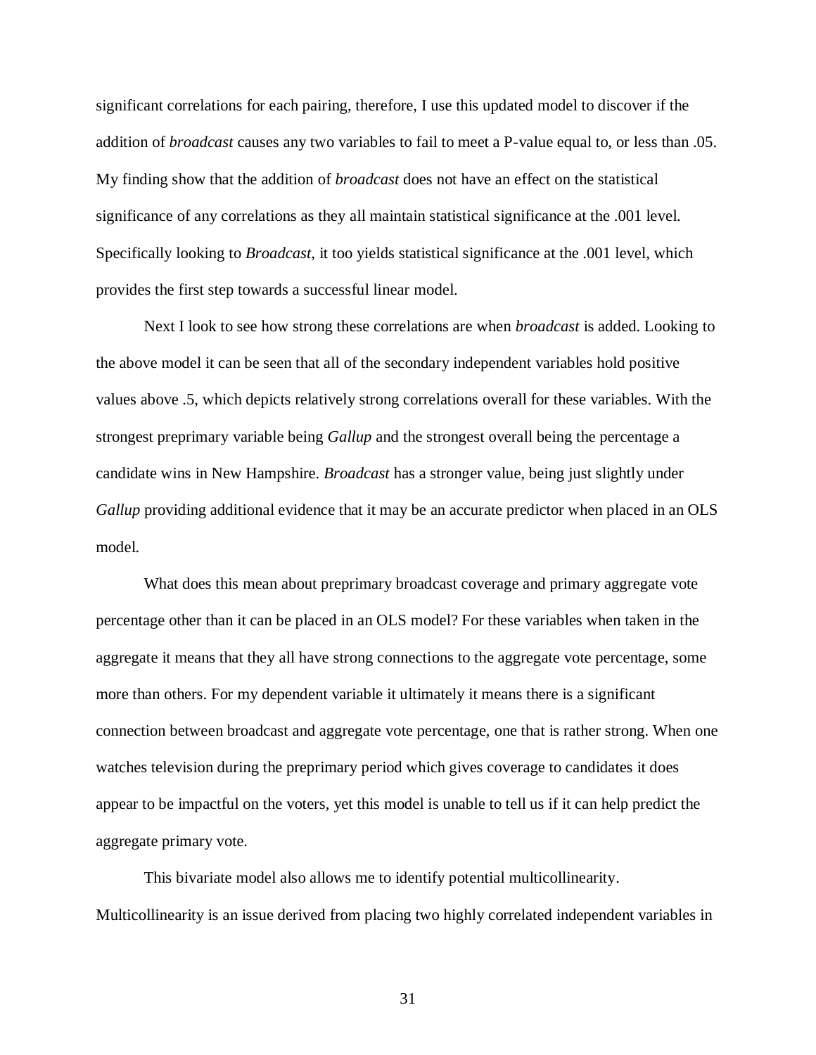significant correlations for each pairing, therefore, I use this updated model to discover if the addition of *broadcast* causes any two variables to fail to meet a P-value equal to, or less than .05. My finding show that the addition of *broadcast* does not have an effect on the statistical significance of any correlations as they all maintain statistical significance at the .001 level. Specifically looking to *Broadcast*, it too yields statistical significance at the .001 level, which provides the first step towards a successful linear model.

Next I look to see how strong these correlations are when *broadcast* is added. Looking to the above model it can be seen that all of the secondary independent variables hold positive values above .5, which depicts relatively strong correlations overall for these variables. With the strongest preprimary variable being *Gallup* and the strongest overall being the percentage a candidate wins in New Hampshire. *Broadcast* has a stronger value, being just slightly under *Gallup* providing additional evidence that it may be an accurate predictor when placed in an OLS model.

What does this mean about preprimary broadcast coverage and primary aggregate vote percentage other than it can be placed in an OLS model? For these variables when taken in the aggregate it means that they all have strong connections to the aggregate vote percentage, some more than others. For my dependent variable it ultimately it means there is a significant connection between broadcast and aggregate vote percentage, one that is rather strong. When one watches television during the preprimary period which gives coverage to candidates it does appear to be impactful on the voters, yet this model is unable to tell us if it can help predict the aggregate primary vote.

This bivariate model also allows me to identify potential multicollinearity. Multicollinearity is an issue derived from placing two highly correlated independent variables in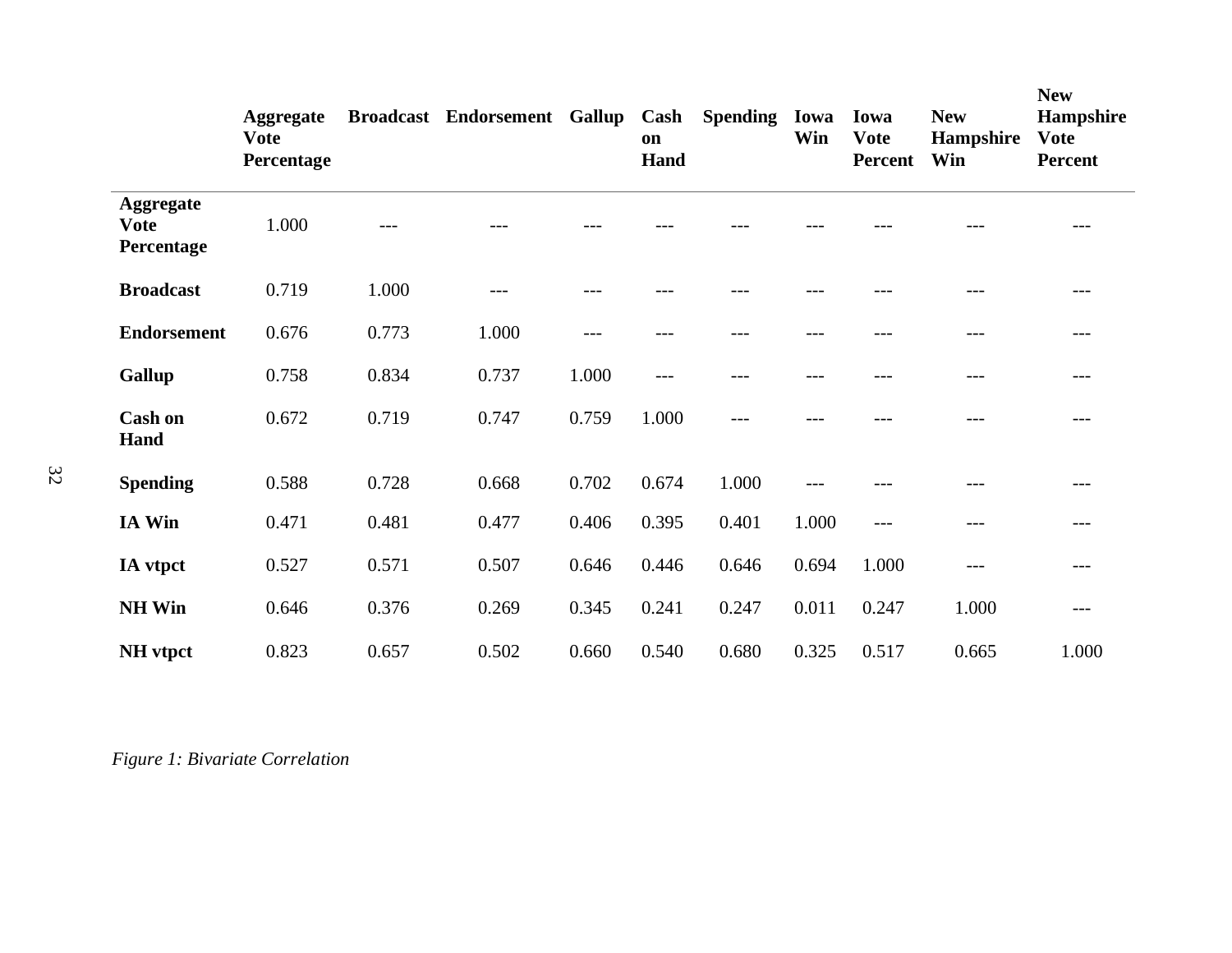| | Aggregate Vote Percentage | Broadcast | Endorsement | Gallup | Cash on Hand | Spending | Iowa Win | Iowa Vote Percent | New Hampshire Win | New Hampshire Vote Percent |
|---|---|---|---|---|---|---|---|---|---|---|
| **Aggregate Vote Percentage** | 1.000 | --- | --- | --- | --- | --- | --- | --- | --- | --- |
| **Broadcast** | 0.719 | 1.000 | --- | --- | --- | --- | --- | --- | --- | --- |
| **Endorsement** | 0.676 | 0.773 | 1.000 | --- | --- | --- | --- | --- | --- | --- |
| **Gallup** | 0.758 | 0.834 | 0.737 | 1.000 | --- | --- | --- | --- | --- | --- |
| **Cash on Hand** | 0.672 | 0.719 | 0.747 | 0.759 | 1.000 | --- | --- | --- | --- | --- |
| **Spending** | 0.588 | 0.728 | 0.668 | 0.702 | 0.674 | 1.000 | --- | --- | --- | --- |
| **IA Win** | 0.471 | 0.481 | 0.477 | 0.406 | 0.395 | 0.401 | 1.000 | --- | --- | --- |
| **IA vtpct** | 0.527 | 0.571 | 0.507 | 0.646 | 0.446 | 0.646 | 0.694 | 1.000 | --- | --- |
| **NH Win** | 0.646 | 0.376 | 0.269 | 0.345 | 0.241 | 0.247 | 0.011 | 0.247 | 1.000 | --- |
| **NH vtpct** | 0.823 | 0.657 | 0.502 | 0.660 | 0.540 | 0.680 | 0.325 | 0.517 | 0.665 | 1.000 |

*Figure 1: Bivariate Correlation*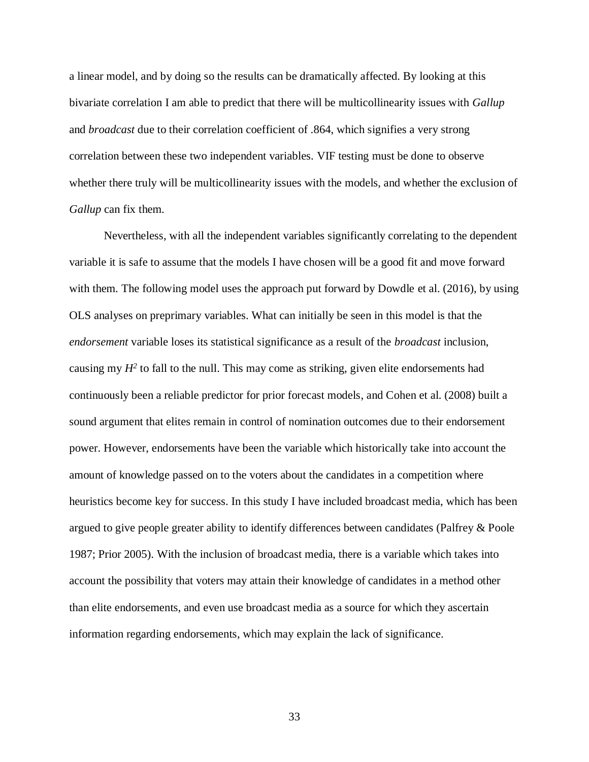a linear model, and by doing so the results can be dramatically affected. By looking at this bivariate correlation I am able to predict that there will be multicollinearity issues with *Gallup* and *broadcast* due to their correlation coefficient of .864, which signifies a very strong correlation between these two independent variables. VIF testing must be done to observe whether there truly will be multicollinearity issues with the models, and whether the exclusion of *Gallup* can fix them.

Nevertheless, with all the independent variables significantly correlating to the dependent variable it is safe to assume that the models I have chosen will be a good fit and move forward with them. The following model uses the approach put forward by Dowdle et al. (2016), by using OLS analyses on preprimary variables. What can initially be seen in this model is that the *endorsement* variable loses its statistical significance as a result of the *broadcast* inclusion, causing my $H^2$ to fall to the null. This may come as striking, given elite endorsements had continuously been a reliable predictor for prior forecast models, and Cohen et al. (2008) built a sound argument that elites remain in control of nomination outcomes due to their endorsement power. However, endorsements have been the variable which historically take into account the amount of knowledge passed on to the voters about the candidates in a competition where heuristics become key for success. In this study I have included broadcast media, which has been argued to give people greater ability to identify differences between candidates (Palfrey & Poole 1987; Prior 2005). With the inclusion of broadcast media, there is a variable which takes into account the possibility that voters may attain their knowledge of candidates in a method other than elite endorsements, and even use broadcast media as a source for which they ascertain information regarding endorsements, which may explain the lack of significance.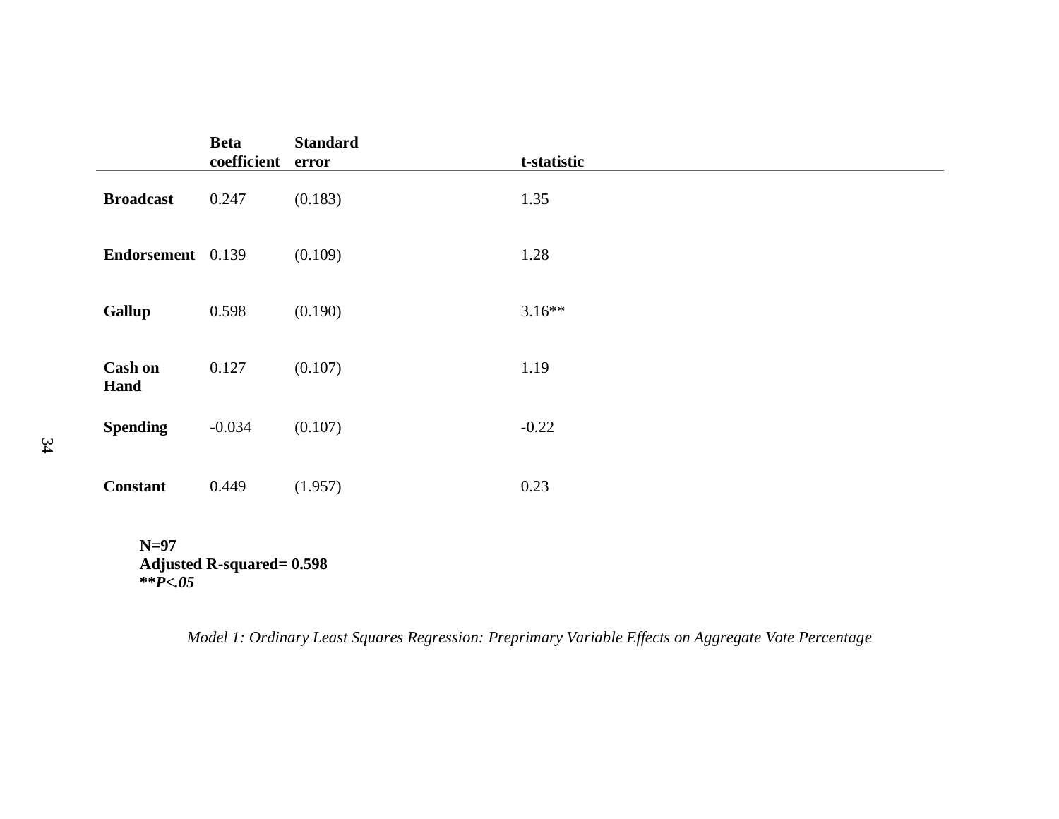| | Beta coefficient | Standard error | t-statistic |
|---|---|---|---|
| **Broadcast** | 0.247 | (0.183) | 1.35 |
| **Endorsement** | 0.139 | (0.109) | 1.28 |
| **Gallup** | 0.598 | (0.190) | 3.16** |
| **Cash on Hand** | 0.127 | (0.107) | 1.19 |
| **Spending** | -0.034 | (0.107) | -0.22 |
| **Constant** | 0.449 | (1.957) | 0.23 |

**N=97**
**Adjusted R-squared= 0.598**
***\*P<.05***

*Model 1: Ordinary Least Squares Regression: Preprimary Variable Effects on Aggregate Vote Percentage*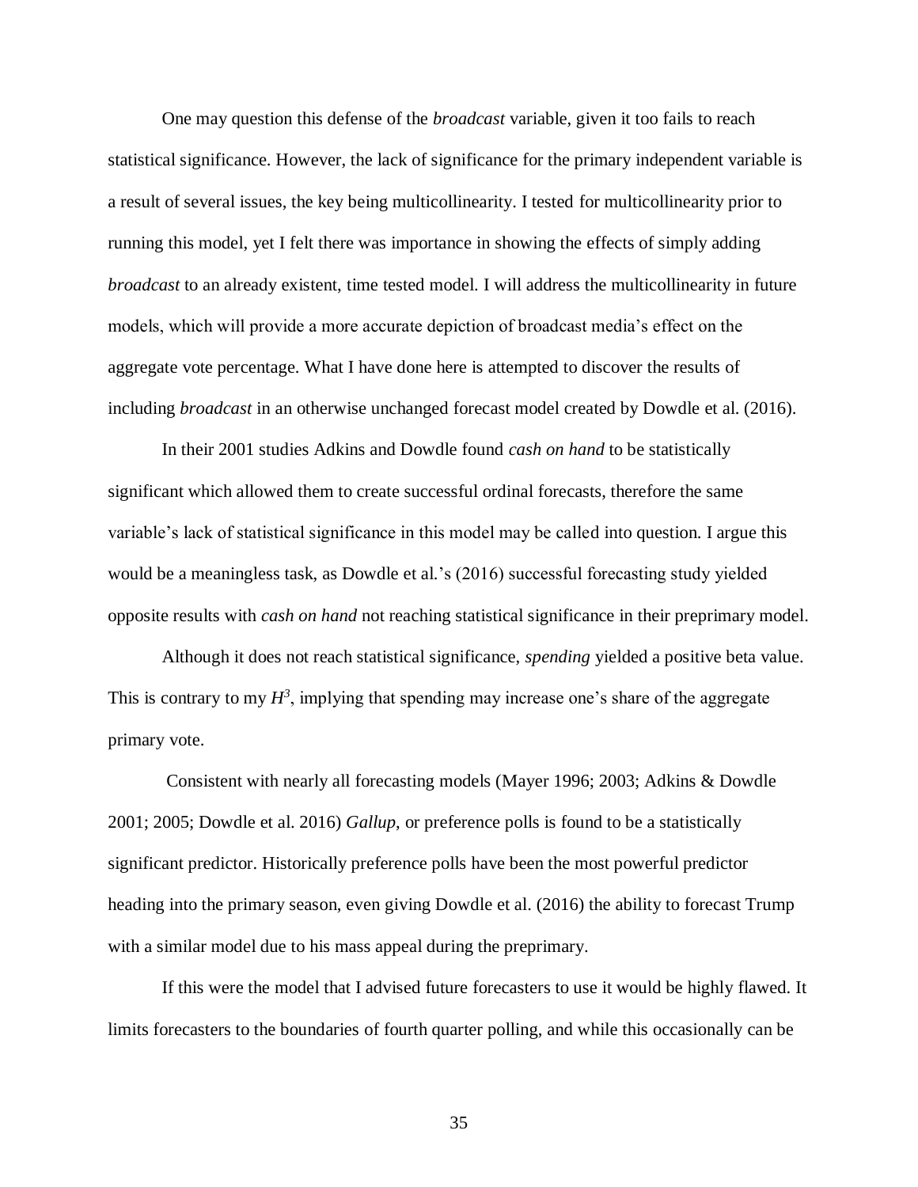One may question this defense of the *broadcast* variable, given it too fails to reach statistical significance. However, the lack of significance for the primary independent variable is a result of several issues, the key being multicollinearity. I tested for multicollinearity prior to running this model, yet I felt there was importance in showing the effects of simply adding *broadcast* to an already existent, time tested model. I will address the multicollinearity in future models, which will provide a more accurate depiction of broadcast media's effect on the aggregate vote percentage. What I have done here is attempted to discover the results of including *broadcast* in an otherwise unchanged forecast model created by Dowdle et al. (2016).

In their 2001 studies Adkins and Dowdle found *cash on hand* to be statistically significant which allowed them to create successful ordinal forecasts, therefore the same variable's lack of statistical significance in this model may be called into question. I argue this would be a meaningless task, as Dowdle et al.'s (2016) successful forecasting study yielded opposite results with *cash on hand* not reaching statistical significance in their preprimary model.

Although it does not reach statistical significance, *spending* yielded a positive beta value. This is contrary to my $H^3$, implying that spending may increase one's share of the aggregate primary vote.

Consistent with nearly all forecasting models (Mayer 1996; 2003; Adkins & Dowdle 2001; 2005; Dowdle et al. 2016) *Gallup*, or preference polls is found to be a statistically significant predictor. Historically preference polls have been the most powerful predictor heading into the primary season, even giving Dowdle et al. (2016) the ability to forecast Trump with a similar model due to his mass appeal during the preprimary.

If this were the model that I advised future forecasters to use it would be highly flawed. It limits forecasters to the boundaries of fourth quarter polling, and while this occasionally can be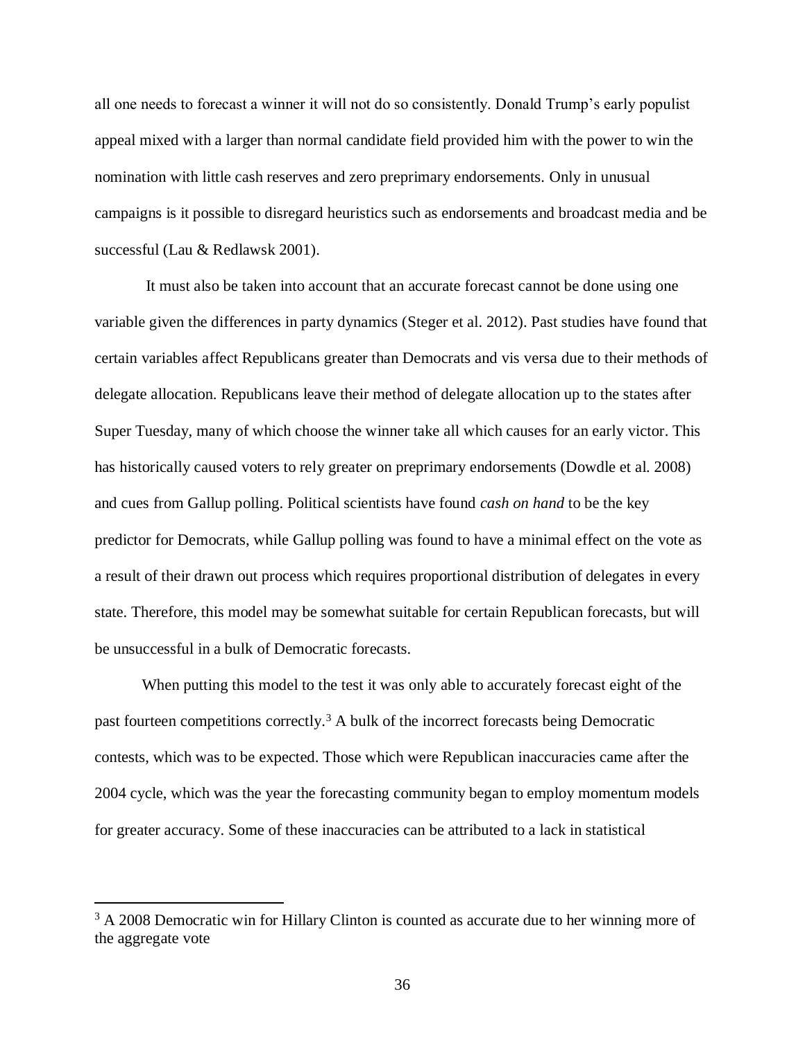all one needs to forecast a winner it will not do so consistently. Donald Trump's early populist appeal mixed with a larger than normal candidate field provided him with the power to win the nomination with little cash reserves and zero preprimary endorsements. Only in unusual campaigns is it possible to disregard heuristics such as endorsements and broadcast media and be successful (Lau & Redlawsk 2001).

It must also be taken into account that an accurate forecast cannot be done using one variable given the differences in party dynamics (Steger et al. 2012). Past studies have found that certain variables affect Republicans greater than Democrats and vis versa due to their methods of delegate allocation. Republicans leave their method of delegate allocation up to the states after Super Tuesday, many of which choose the winner take all which causes for an early victor. This has historically caused voters to rely greater on preprimary endorsements (Dowdle et al. 2008) and cues from Gallup polling. Political scientists have found *cash on hand* to be the key predictor for Democrats, while Gallup polling was found to have a minimal effect on the vote as a result of their drawn out process which requires proportional distribution of delegates in every state. Therefore, this model may be somewhat suitable for certain Republican forecasts, but will be unsuccessful in a bulk of Democratic forecasts.

When putting this model to the test it was only able to accurately forecast eight of the past fourteen competitions correctly.[3] A bulk of the incorrect forecasts being Democratic contests, which was to be expected. Those which were Republican inaccuracies came after the 2004 cycle, which was the year the forecasting community began to employ momentum models for greater accuracy. Some of these inaccuracies can be attributed to a lack in statistical

[3] A 2008 Democratic win for Hillary Clinton is counted as accurate due to her winning more of the aggregate vote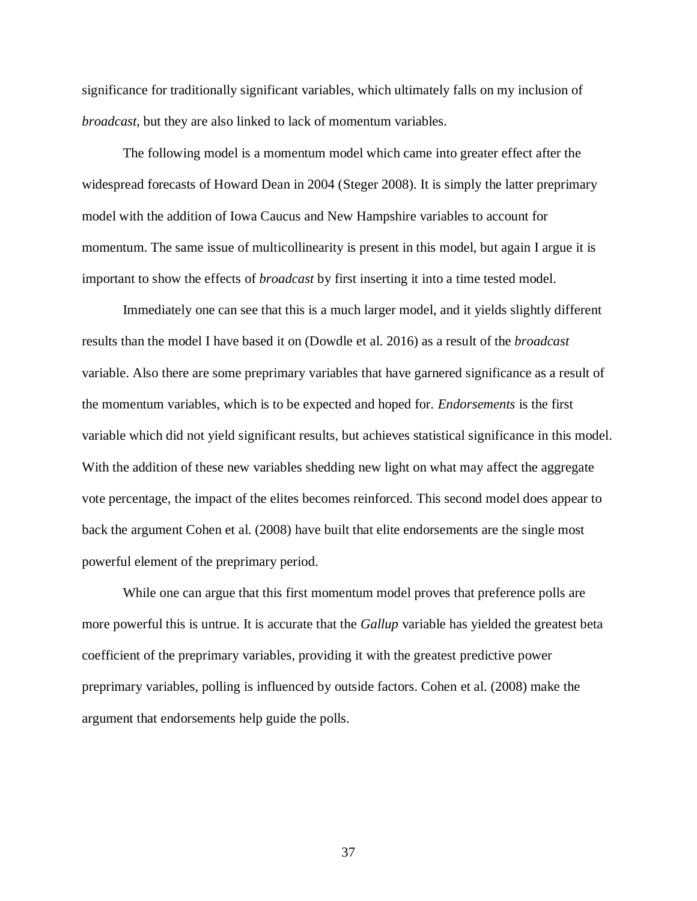significance for traditionally significant variables, which ultimately falls on my inclusion of *broadcast*, but they are also linked to lack of momentum variables.

The following model is a momentum model which came into greater effect after the widespread forecasts of Howard Dean in 2004 (Steger 2008). It is simply the latter preprimary model with the addition of Iowa Caucus and New Hampshire variables to account for momentum. The same issue of multicollinearity is present in this model, but again I argue it is important to show the effects of *broadcast* by first inserting it into a time tested model.

Immediately one can see that this is a much larger model, and it yields slightly different results than the model I have based it on (Dowdle et al. 2016) as a result of the *broadcast* variable. Also there are some preprimary variables that have garnered significance as a result of the momentum variables, which is to be expected and hoped for. *Endorsements* is the first variable which did not yield significant results, but achieves statistical significance in this model. With the addition of these new variables shedding new light on what may affect the aggregate vote percentage, the impact of the elites becomes reinforced. This second model does appear to back the argument Cohen et al. (2008) have built that elite endorsements are the single most powerful element of the preprimary period.

While one can argue that this first momentum model proves that preference polls are more powerful this is untrue. It is accurate that the *Gallup* variable has yielded the greatest beta coefficient of the preprimary variables, providing it with the greatest predictive power preprimary variables, polling is influenced by outside factors. Cohen et al. (2008) make the argument that endorsements help guide the polls.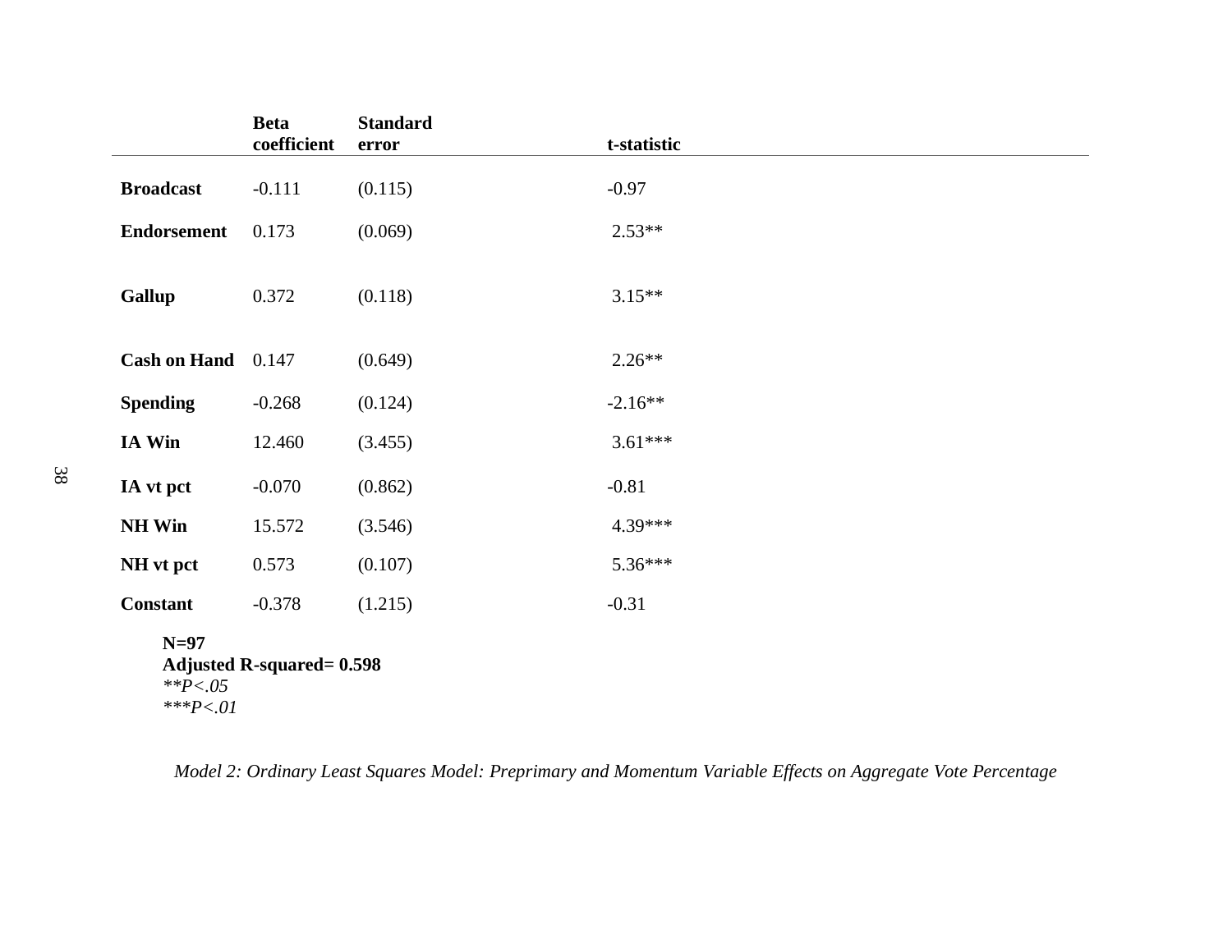| | Beta coefficient | Standard error | t-statistic |
|---|---|---|---|
| **Broadcast** | -0.111 | (0.115) | -0.97 |
| **Endorsement** | 0.173 | (0.069) | 2.53** |
| **Gallup** | 0.372 | (0.118) | 3.15** |
| **Cash on Hand** | 0.147 | (0.649) | 2.26** |
| **Spending** | -0.268 | (0.124) | -2.16** |
| **IA Win** | 12.460 | (3.455) | 3.61*** |
| **IA vt pct** | -0.070 | (0.862) | -0.81 |
| **NH Win** | 15.572 | (3.546) | 4.39*** |
| **NH vt pct** | 0.573 | (0.107) | 5.36*** |
| **Constant** | -0.378 | (1.215) | -0.31 |

**N=97**
**Adjusted R-squared= 0.598**
*\*\*P<.05*
*\*\*\*P<.01*

*Model 2: Ordinary Least Squares Model: Preprimary and Momentum Variable Effects on Aggregate Vote Percentage*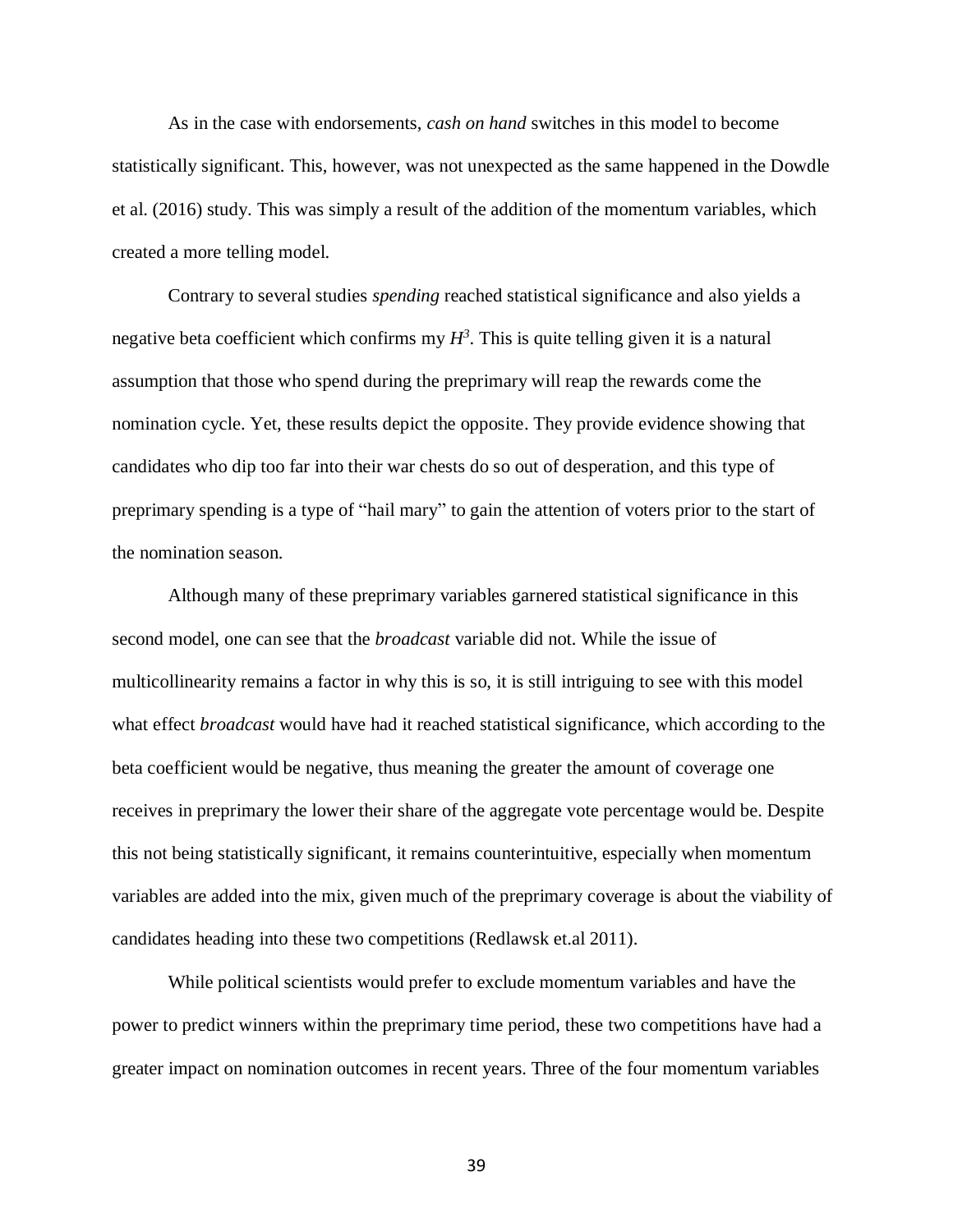As in the case with endorsements, *cash on hand* switches in this model to become statistically significant. This, however, was not unexpected as the same happened in the Dowdle et al. (2016) study. This was simply a result of the addition of the momentum variables, which created a more telling model.

Contrary to several studies *spending* reached statistical significance and also yields a negative beta coefficient which confirms my $H^3$. This is quite telling given it is a natural assumption that those who spend during the preprimary will reap the rewards come the nomination cycle. Yet, these results depict the opposite. They provide evidence showing that candidates who dip too far into their war chests do so out of desperation, and this type of preprimary spending is a type of "hail mary" to gain the attention of voters prior to the start of the nomination season.

Although many of these preprimary variables garnered statistical significance in this second model, one can see that the *broadcast* variable did not. While the issue of multicollinearity remains a factor in why this is so, it is still intriguing to see with this model what effect *broadcast* would have had it reached statistical significance, which according to the beta coefficient would be negative, thus meaning the greater the amount of coverage one receives in preprimary the lower their share of the aggregate vote percentage would be. Despite this not being statistically significant, it remains counterintuitive, especially when momentum variables are added into the mix, given much of the preprimary coverage is about the viability of candidates heading into these two competitions (Redlawsk et.al 2011).

While political scientists would prefer to exclude momentum variables and have the power to predict winners within the preprimary time period, these two competitions have had a greater impact on nomination outcomes in recent years. Three of the four momentum variables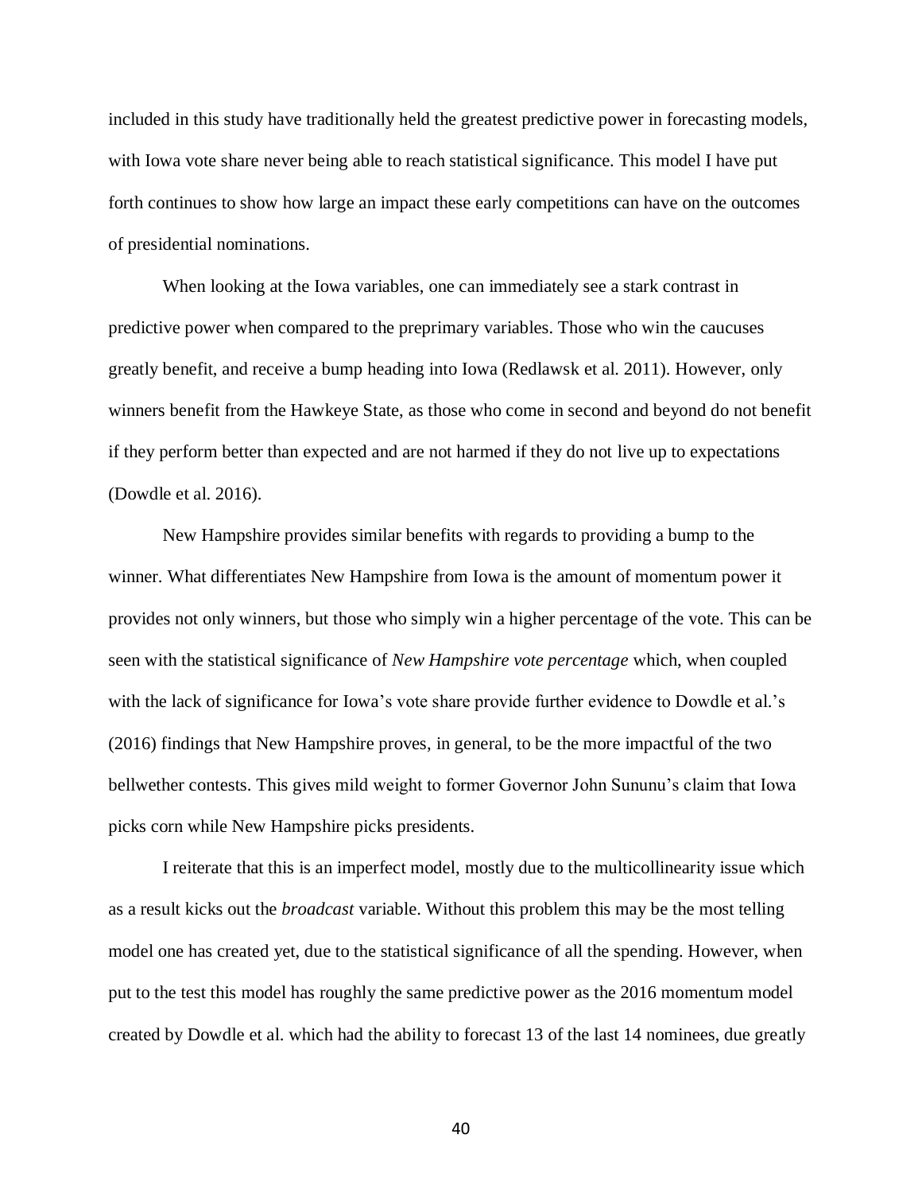included in this study have traditionally held the greatest predictive power in forecasting models, with Iowa vote share never being able to reach statistical significance. This model I have put forth continues to show how large an impact these early competitions can have on the outcomes of presidential nominations.

When looking at the Iowa variables, one can immediately see a stark contrast in predictive power when compared to the preprimary variables. Those who win the caucuses greatly benefit, and receive a bump heading into Iowa (Redlawsk et al. 2011). However, only winners benefit from the Hawkeye State, as those who come in second and beyond do not benefit if they perform better than expected and are not harmed if they do not live up to expectations (Dowdle et al. 2016).

New Hampshire provides similar benefits with regards to providing a bump to the winner. What differentiates New Hampshire from Iowa is the amount of momentum power it provides not only winners, but those who simply win a higher percentage of the vote. This can be seen with the statistical significance of *New Hampshire vote percentage* which, when coupled with the lack of significance for Iowa's vote share provide further evidence to Dowdle et al.'s (2016) findings that New Hampshire proves, in general, to be the more impactful of the two bellwether contests. This gives mild weight to former Governor John Sununu's claim that Iowa picks corn while New Hampshire picks presidents.

I reiterate that this is an imperfect model, mostly due to the multicollinearity issue which as a result kicks out the *broadcast* variable. Without this problem this may be the most telling model one has created yet, due to the statistical significance of all the spending. However, when put to the test this model has roughly the same predictive power as the 2016 momentum model created by Dowdle et al. which had the ability to forecast 13 of the last 14 nominees, due greatly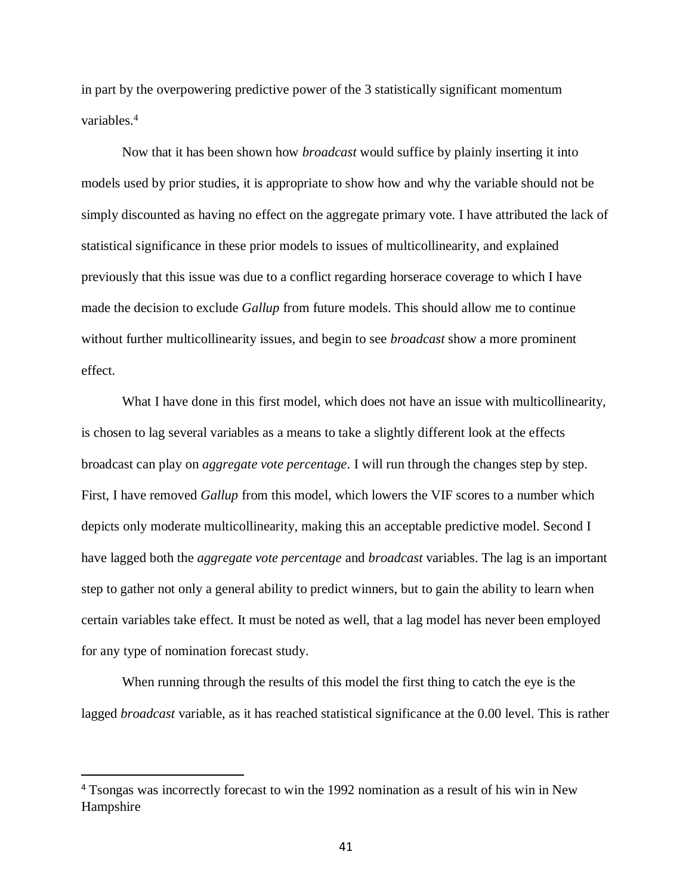in part by the overpowering predictive power of the 3 statistically significant momentum variables.[4]

Now that it has been shown how *broadcast* would suffice by plainly inserting it into models used by prior studies, it is appropriate to show how and why the variable should not be simply discounted as having no effect on the aggregate primary vote. I have attributed the lack of statistical significance in these prior models to issues of multicollinearity, and explained previously that this issue was due to a conflict regarding horserace coverage to which I have made the decision to exclude *Gallup* from future models. This should allow me to continue without further multicollinearity issues, and begin to see *broadcast* show a more prominent effect.

What I have done in this first model, which does not have an issue with multicollinearity, is chosen to lag several variables as a means to take a slightly different look at the effects broadcast can play on *aggregate vote percentage*. I will run through the changes step by step. First, I have removed *Gallup* from this model, which lowers the VIF scores to a number which depicts only moderate multicollinearity, making this an acceptable predictive model. Second I have lagged both the *aggregate vote percentage* and *broadcast* variables. The lag is an important step to gather not only a general ability to predict winners, but to gain the ability to learn when certain variables take effect. It must be noted as well, that a lag model has never been employed for any type of nomination forecast study.

When running through the results of this model the first thing to catch the eye is the lagged *broadcast* variable, as it has reached statistical significance at the 0.00 level. This is rather

[4] Tsongas was incorrectly forecast to win the 1992 nomination as a result of his win in New Hampshire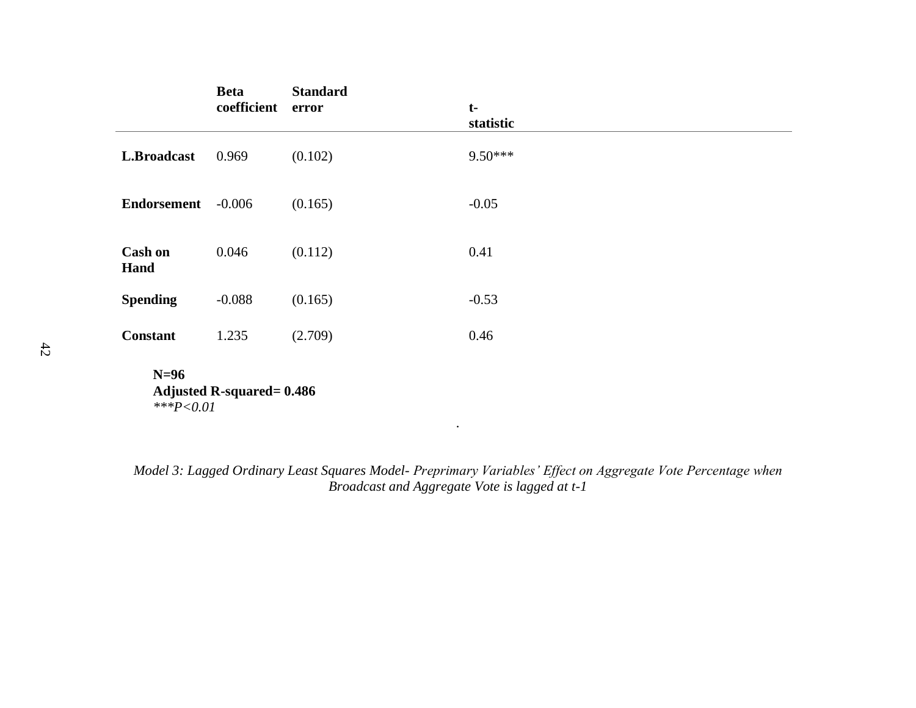| | Beta coefficient | Standard error | t-statistic |
|---|---|---|---|
| **L.Broadcast** | 0.969 | (0.102) | 9.50*** |
| **Endorsement** | -0.006 | (0.165) | -0.05 |
| **Cash on Hand** | 0.046 | (0.112) | 0.41 |
| **Spending** | -0.088 | (0.165) | -0.53 |
| **Constant** | 1.235 | (2.709) | 0.46 |

**N=96**
**Adjusted R-squared= 0.486**
*\*\*\*P<0.01*

*Model 3: Lagged Ordinary Least Squares Model- Preprimary Variables' Effect on Aggregate Vote Percentage when Broadcast and Aggregate Vote is lagged at t-1*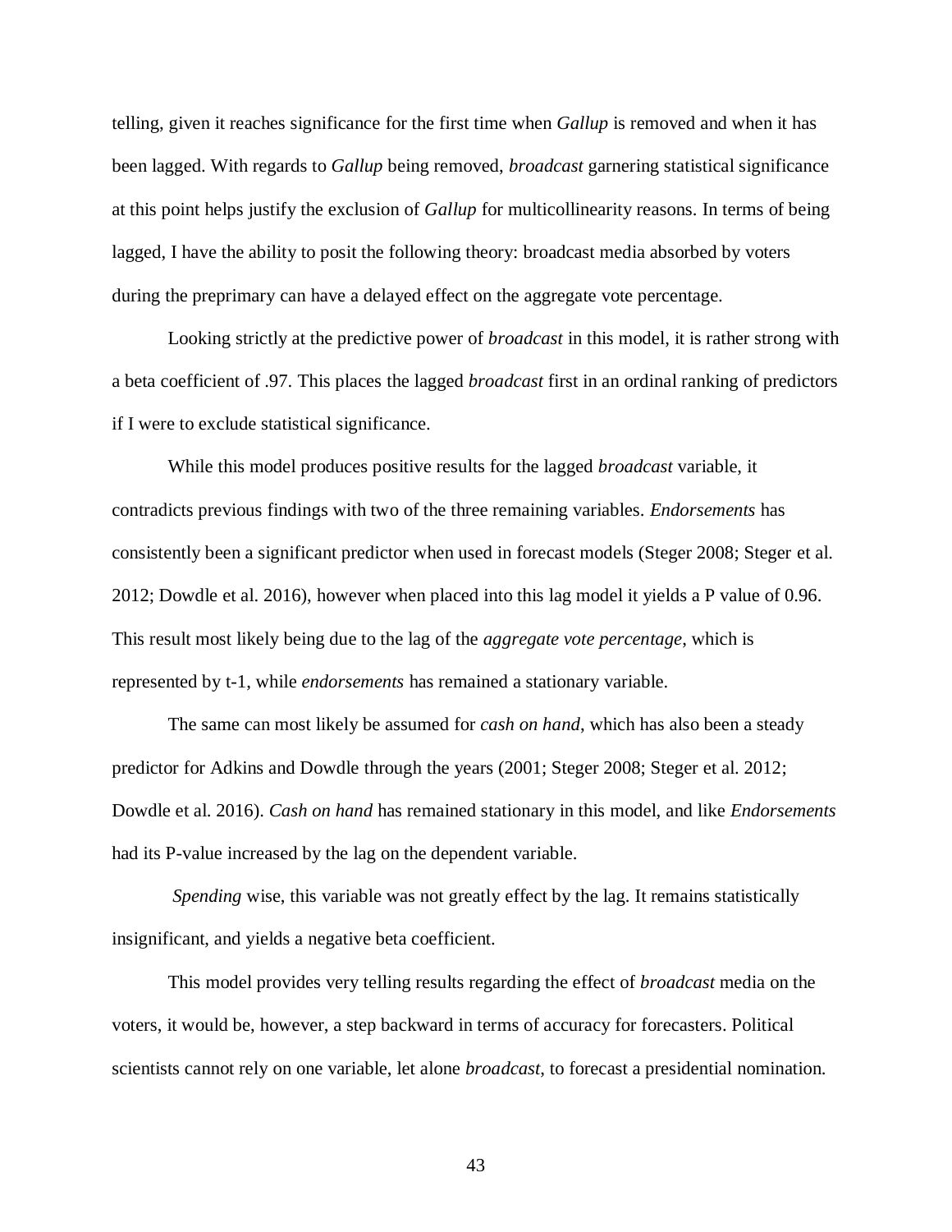telling, given it reaches significance for the first time when *Gallup* is removed and when it has been lagged. With regards to *Gallup* being removed, *broadcast* garnering statistical significance at this point helps justify the exclusion of *Gallup* for multicollinearity reasons. In terms of being lagged, I have the ability to posit the following theory: broadcast media absorbed by voters during the preprimary can have a delayed effect on the aggregate vote percentage.

Looking strictly at the predictive power of *broadcast* in this model, it is rather strong with a beta coefficient of .97. This places the lagged *broadcast* first in an ordinal ranking of predictors if I were to exclude statistical significance.

While this model produces positive results for the lagged *broadcast* variable, it contradicts previous findings with two of the three remaining variables. *Endorsements* has consistently been a significant predictor when used in forecast models (Steger 2008; Steger et al. 2012; Dowdle et al. 2016), however when placed into this lag model it yields a P value of 0.96. This result most likely being due to the lag of the *aggregate vote percentage*, which is represented by t-1, while *endorsements* has remained a stationary variable.

The same can most likely be assumed for *cash on hand*, which has also been a steady predictor for Adkins and Dowdle through the years (2001; Steger 2008; Steger et al. 2012; Dowdle et al. 2016). *Cash on hand* has remained stationary in this model, and like *Endorsements* had its P-value increased by the lag on the dependent variable.

*Spending* wise, this variable was not greatly effect by the lag. It remains statistically insignificant, and yields a negative beta coefficient.

This model provides very telling results regarding the effect of *broadcast* media on the voters, it would be, however, a step backward in terms of accuracy for forecasters. Political scientists cannot rely on one variable, let alone *broadcast*, to forecast a presidential nomination.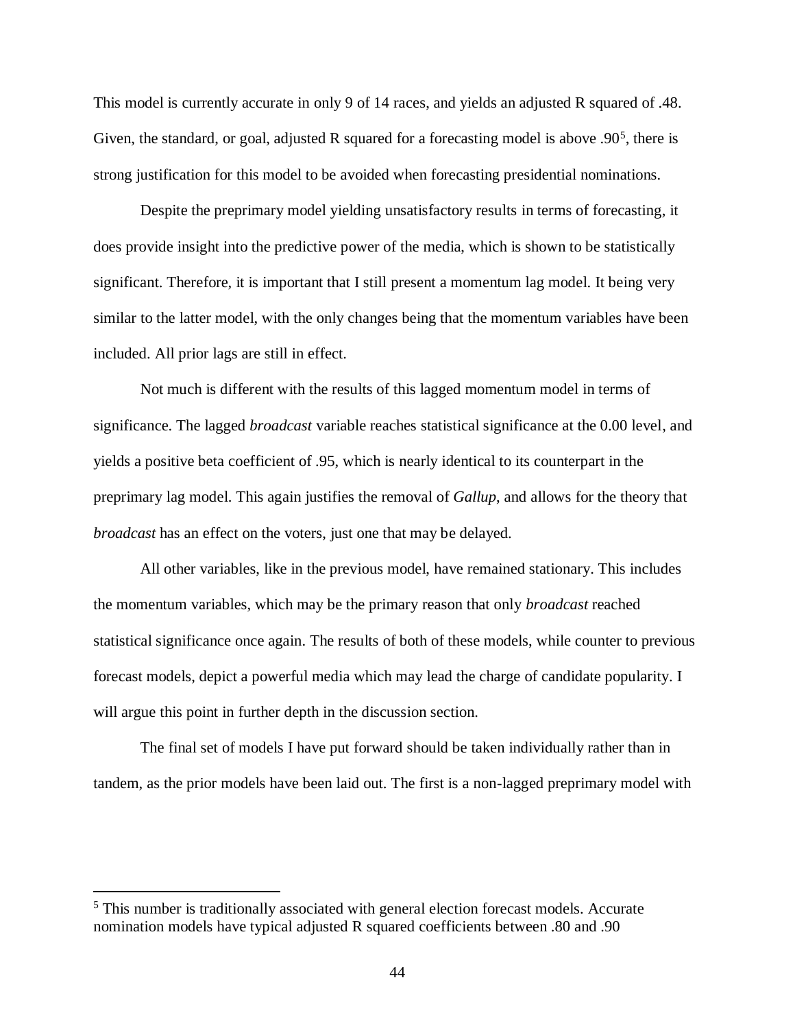This model is currently accurate in only 9 of 14 races, and yields an adjusted R squared of .48. Given, the standard, or goal, adjusted R squared for a forecasting model is above .90[5], there is strong justification for this model to be avoided when forecasting presidential nominations.

Despite the preprimary model yielding unsatisfactory results in terms of forecasting, it does provide insight into the predictive power of the media, which is shown to be statistically significant. Therefore, it is important that I still present a momentum lag model. It being very similar to the latter model, with the only changes being that the momentum variables have been included. All prior lags are still in effect.

Not much is different with the results of this lagged momentum model in terms of significance. The lagged *broadcast* variable reaches statistical significance at the 0.00 level, and yields a positive beta coefficient of .95, which is nearly identical to its counterpart in the preprimary lag model. This again justifies the removal of *Gallup*, and allows for the theory that *broadcast* has an effect on the voters, just one that may be delayed.

All other variables, like in the previous model, have remained stationary. This includes the momentum variables, which may be the primary reason that only *broadcast* reached statistical significance once again. The results of both of these models, while counter to previous forecast models, depict a powerful media which may lead the charge of candidate popularity. I will argue this point in further depth in the discussion section.

The final set of models I have put forward should be taken individually rather than in tandem, as the prior models have been laid out. The first is a non-lagged preprimary model with

---

[5] This number is traditionally associated with general election forecast models. Accurate nomination models have typical adjusted R squared coefficients between .80 and .90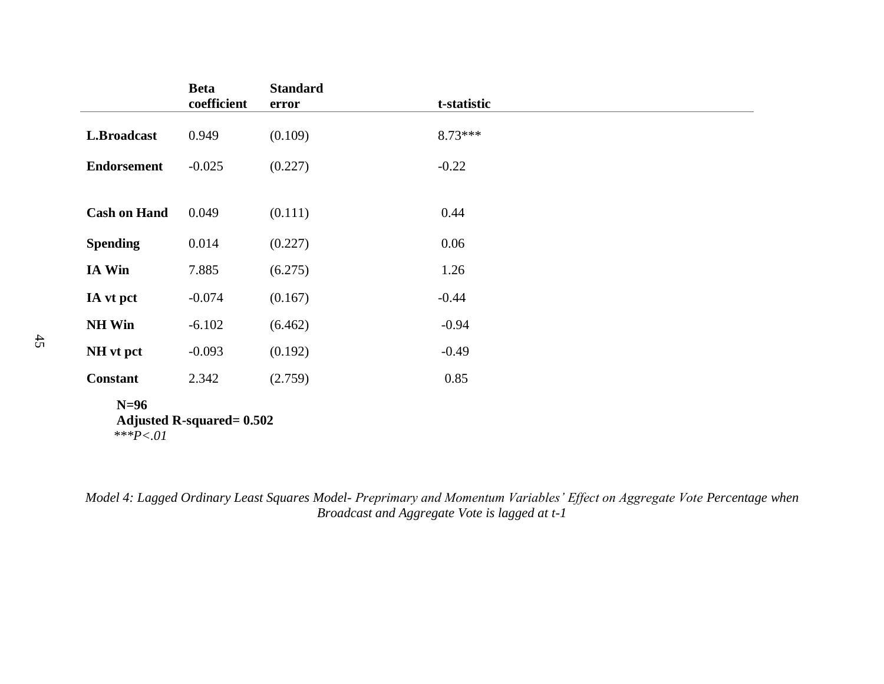| | Beta coefficient | Standard error | t-statistic |
|---|---|---|---|
| **L.Broadcast** | 0.949 | (0.109) | 8.73*** |
| **Endorsement** | -0.025 | (0.227) | -0.22 |
| **Cash on Hand** | 0.049 | (0.111) | 0.44 |
| **Spending** | 0.014 | (0.227) | 0.06 |
| **IA Win** | 7.885 | (6.275) | 1.26 |
| **IA vt pct** | -0.074 | (0.167) | -0.44 |
| **NH Win** | -6.102 | (6.462) | -0.94 |
| **NH vt pct** | -0.093 | (0.192) | -0.49 |
| **Constant** | 2.342 | (2.759) | 0.85 |

**N=96**
**Adjusted R-squared= 0.502**
****P<.01*

*Model 4: Lagged Ordinary Least Squares Model- Preprimary and Momentum Variables' Effect on Aggregate Vote Percentage when Broadcast and Aggregate Vote is lagged at t-1*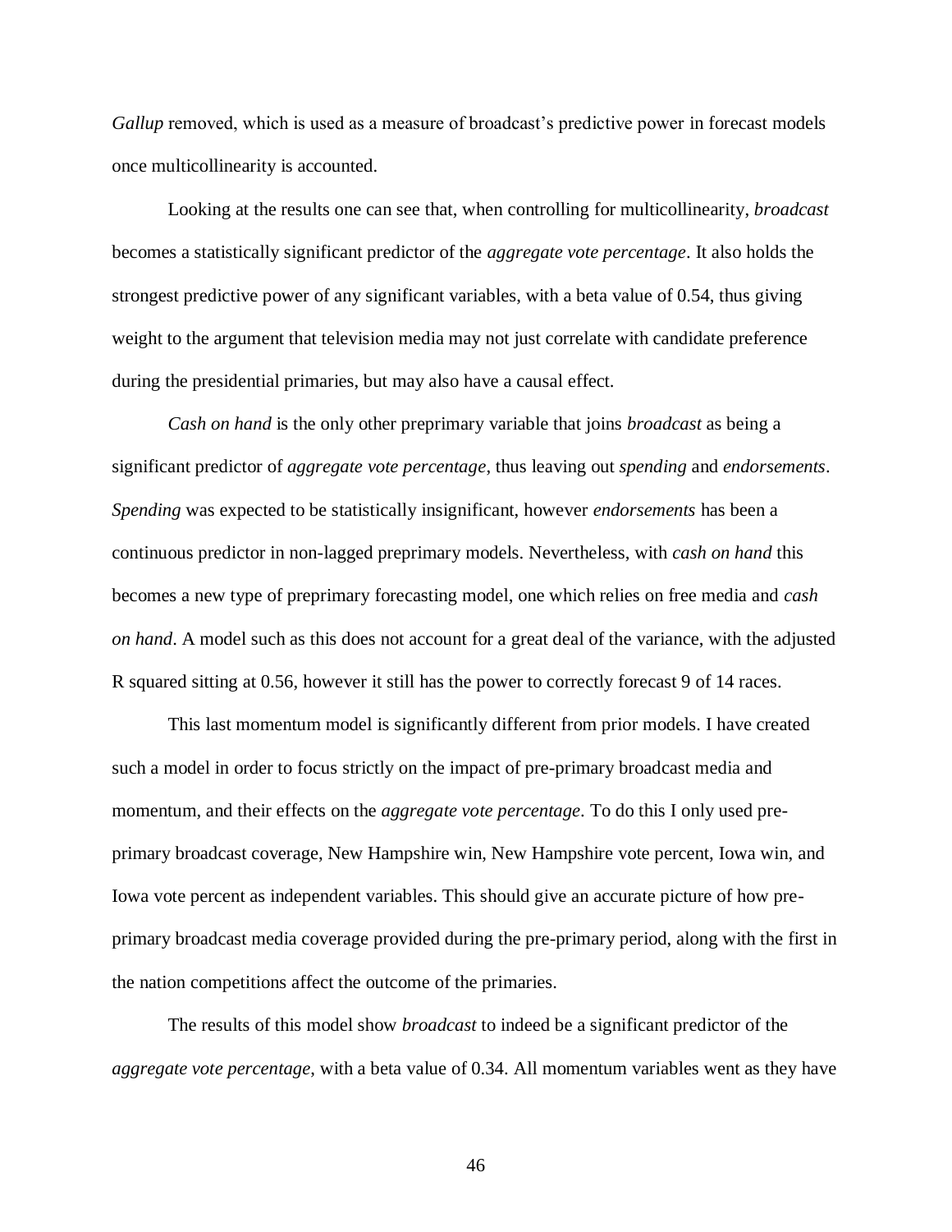*Gallup* removed, which is used as a measure of broadcast's predictive power in forecast models once multicollinearity is accounted.

Looking at the results one can see that, when controlling for multicollinearity, *broadcast* becomes a statistically significant predictor of the *aggregate vote percentage*. It also holds the strongest predictive power of any significant variables, with a beta value of 0.54, thus giving weight to the argument that television media may not just correlate with candidate preference during the presidential primaries, but may also have a causal effect.

*Cash on hand* is the only other preprimary variable that joins *broadcast* as being a significant predictor of *aggregate vote percentage*, thus leaving out *spending* and *endorsements*. *Spending* was expected to be statistically insignificant, however *endorsements* has been a continuous predictor in non-lagged preprimary models. Nevertheless, with *cash on hand* this becomes a new type of preprimary forecasting model, one which relies on free media and *cash on hand*. A model such as this does not account for a great deal of the variance, with the adjusted R squared sitting at 0.56, however it still has the power to correctly forecast 9 of 14 races.

This last momentum model is significantly different from prior models. I have created such a model in order to focus strictly on the impact of pre-primary broadcast media and momentum, and their effects on the *aggregate vote percentage*. To do this I only used pre-primary broadcast coverage, New Hampshire win, New Hampshire vote percent, Iowa win, and Iowa vote percent as independent variables. This should give an accurate picture of how pre-primary broadcast media coverage provided during the pre-primary period, along with the first in the nation competitions affect the outcome of the primaries.

The results of this model show *broadcast* to indeed be a significant predictor of the *aggregate vote percentage*, with a beta value of 0.34. All momentum variables went as they have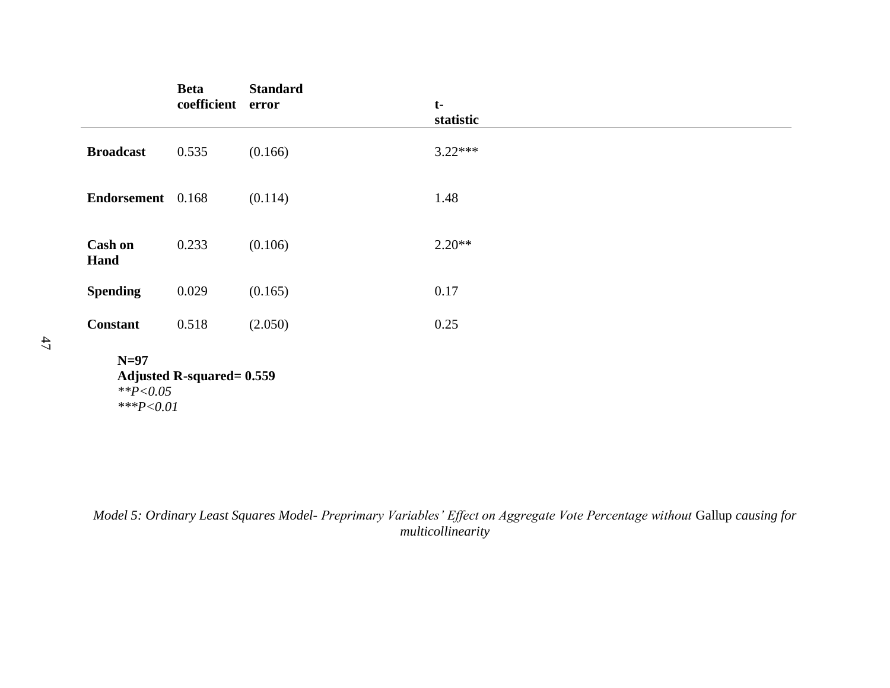| | Beta coefficient | Standard error | t-statistic |
|---|---|---|---|
| **Broadcast** | 0.535 | (0.166) | 3.22*** |
| **Endorsement** | 0.168 | (0.114) | 1.48 |
| **Cash on Hand** | 0.233 | (0.106) | 2.20** |
| **Spending** | 0.029 | (0.165) | 0.17 |
| **Constant** | 0.518 | (2.050) | 0.25 |

**N=97**
**Adjusted R-squared= 0.559**
*\*\*P<0.05*
*\*\*\*P<0.01*

*Model 5: Ordinary Least Squares Model- Preprimary Variables' Effect on Aggregate Vote Percentage without* Gallup *causing for multicollinearity*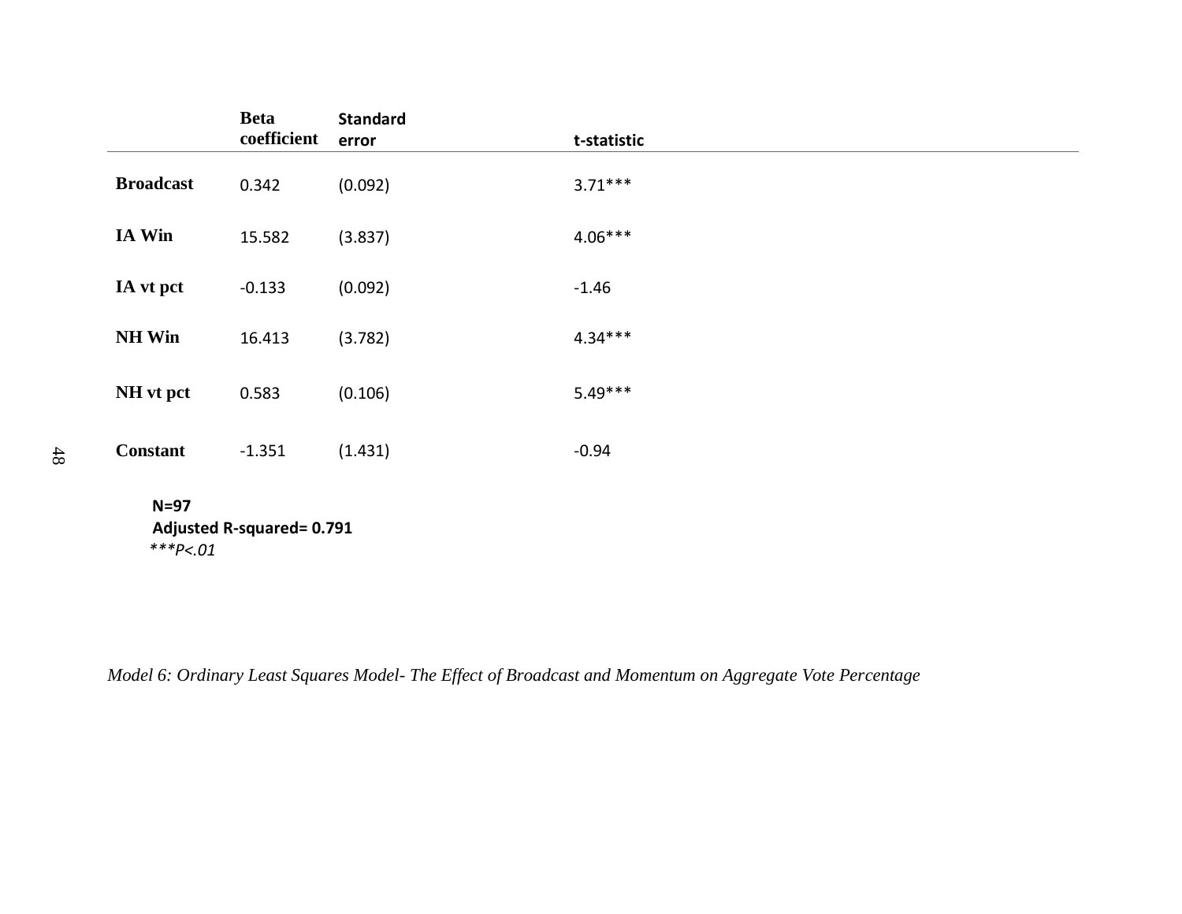| | Beta coefficient | Standard error | t-statistic |
|---|---|---|---|
| **Broadcast** | 0.342 | (0.092) | 3.71*** |
| **IA Win** | 15.582 | (3.837) | 4.06*** |
| **IA vt pct** | -0.133 | (0.092) | -1.46 |
| **NH Win** | 16.413 | (3.782) | 4.34*** |
| **NH vt pct** | 0.583 | (0.106) | 5.49*** |
| **Constant** | -1.351 | (1.431) | -0.94 |

**N=97**
**Adjusted R-squared= 0.791**
*\*\*\*P<.01*

*Model 6: Ordinary Least Squares Model- The Effect of Broadcast and Momentum on Aggregate Vote Percentage*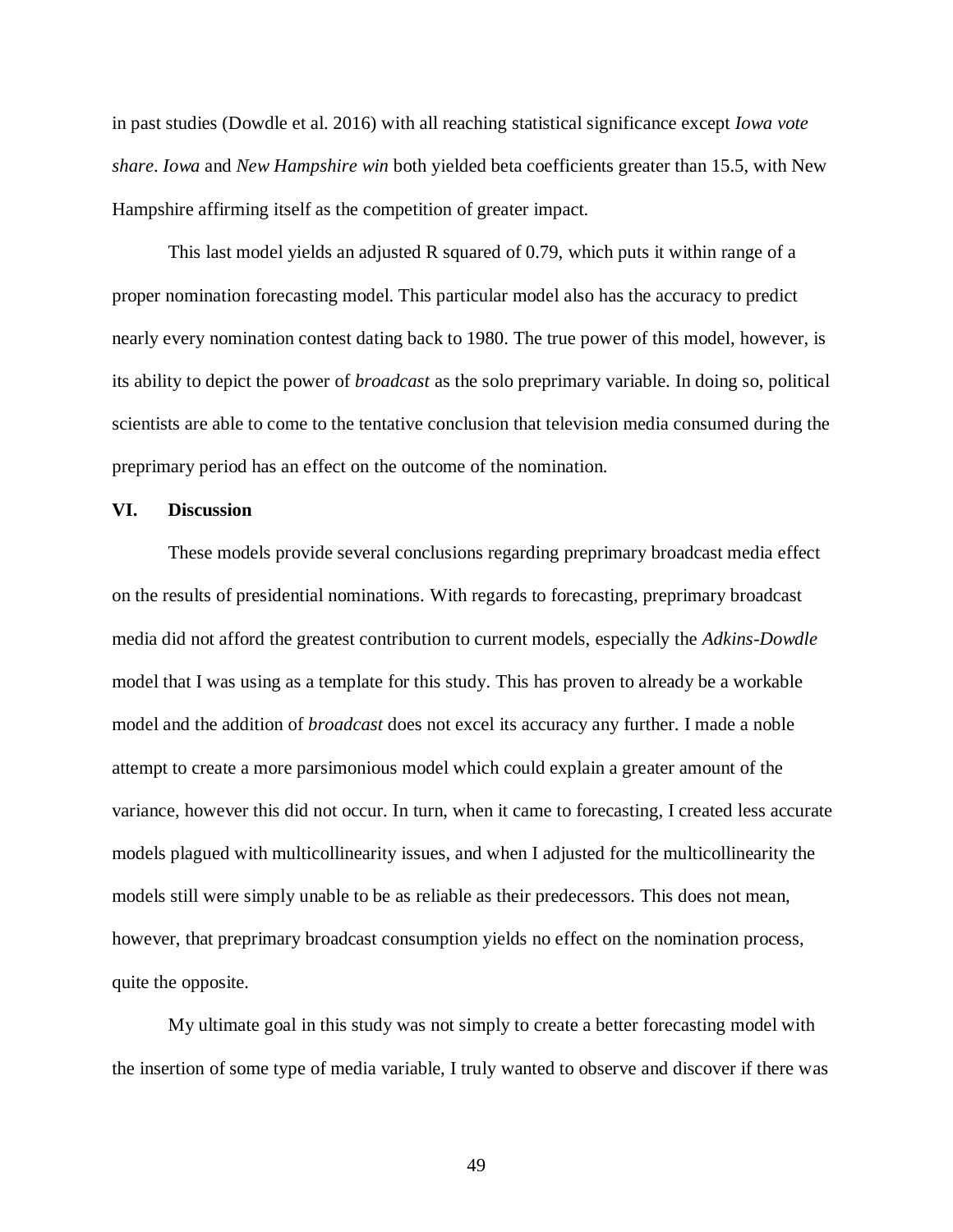in past studies (Dowdle et al. 2016) with all reaching statistical significance except *Iowa vote share*. *Iowa* and *New Hampshire win* both yielded beta coefficients greater than 15.5, with New Hampshire affirming itself as the competition of greater impact.

This last model yields an adjusted R squared of 0.79, which puts it within range of a proper nomination forecasting model. This particular model also has the accuracy to predict nearly every nomination contest dating back to 1980. The true power of this model, however, is its ability to depict the power of *broadcast* as the solo preprimary variable. In doing so, political scientists are able to come to the tentative conclusion that television media consumed during the preprimary period has an effect on the outcome of the nomination.

## VI. Discussion

These models provide several conclusions regarding preprimary broadcast media effect on the results of presidential nominations. With regards to forecasting, preprimary broadcast media did not afford the greatest contribution to current models, especially the *Adkins-Dowdle* model that I was using as a template for this study. This has proven to already be a workable model and the addition of *broadcast* does not excel its accuracy any further. I made a noble attempt to create a more parsimonious model which could explain a greater amount of the variance, however this did not occur. In turn, when it came to forecasting, I created less accurate models plagued with multicollinearity issues, and when I adjusted for the multicollinearity the models still were simply unable to be as reliable as their predecessors. This does not mean, however, that preprimary broadcast consumption yields no effect on the nomination process, quite the opposite.

My ultimate goal in this study was not simply to create a better forecasting model with the insertion of some type of media variable, I truly wanted to observe and discover if there was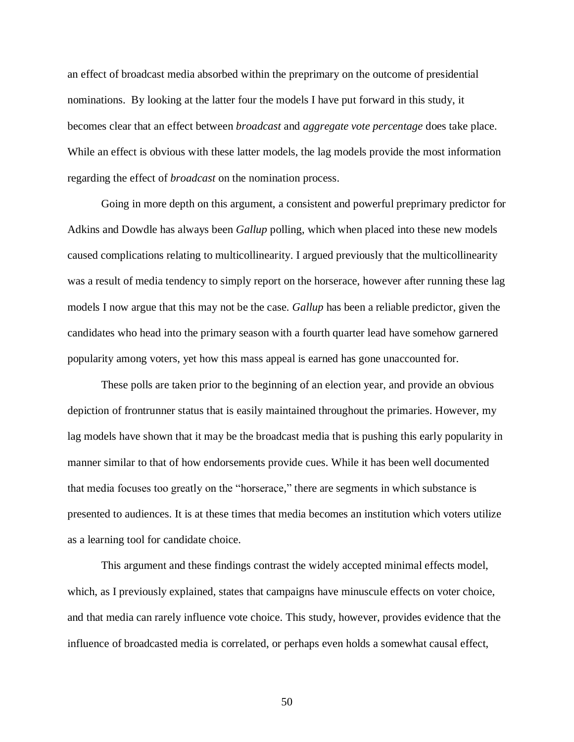an effect of broadcast media absorbed within the preprimary on the outcome of presidential nominations. By looking at the latter four the models I have put forward in this study, it becomes clear that an effect between *broadcast* and *aggregate vote percentage* does take place. While an effect is obvious with these latter models, the lag models provide the most information regarding the effect of *broadcast* on the nomination process.

Going in more depth on this argument, a consistent and powerful preprimary predictor for Adkins and Dowdle has always been *Gallup* polling, which when placed into these new models caused complications relating to multicollinearity. I argued previously that the multicollinearity was a result of media tendency to simply report on the horserace, however after running these lag models I now argue that this may not be the case. *Gallup* has been a reliable predictor, given the candidates who head into the primary season with a fourth quarter lead have somehow garnered popularity among voters, yet how this mass appeal is earned has gone unaccounted for.

These polls are taken prior to the beginning of an election year, and provide an obvious depiction of frontrunner status that is easily maintained throughout the primaries. However, my lag models have shown that it may be the broadcast media that is pushing this early popularity in manner similar to that of how endorsements provide cues. While it has been well documented that media focuses too greatly on the "horserace," there are segments in which substance is presented to audiences. It is at these times that media becomes an institution which voters utilize as a learning tool for candidate choice.

This argument and these findings contrast the widely accepted minimal effects model, which, as I previously explained, states that campaigns have minuscule effects on voter choice, and that media can rarely influence vote choice. This study, however, provides evidence that the influence of broadcasted media is correlated, or perhaps even holds a somewhat causal effect,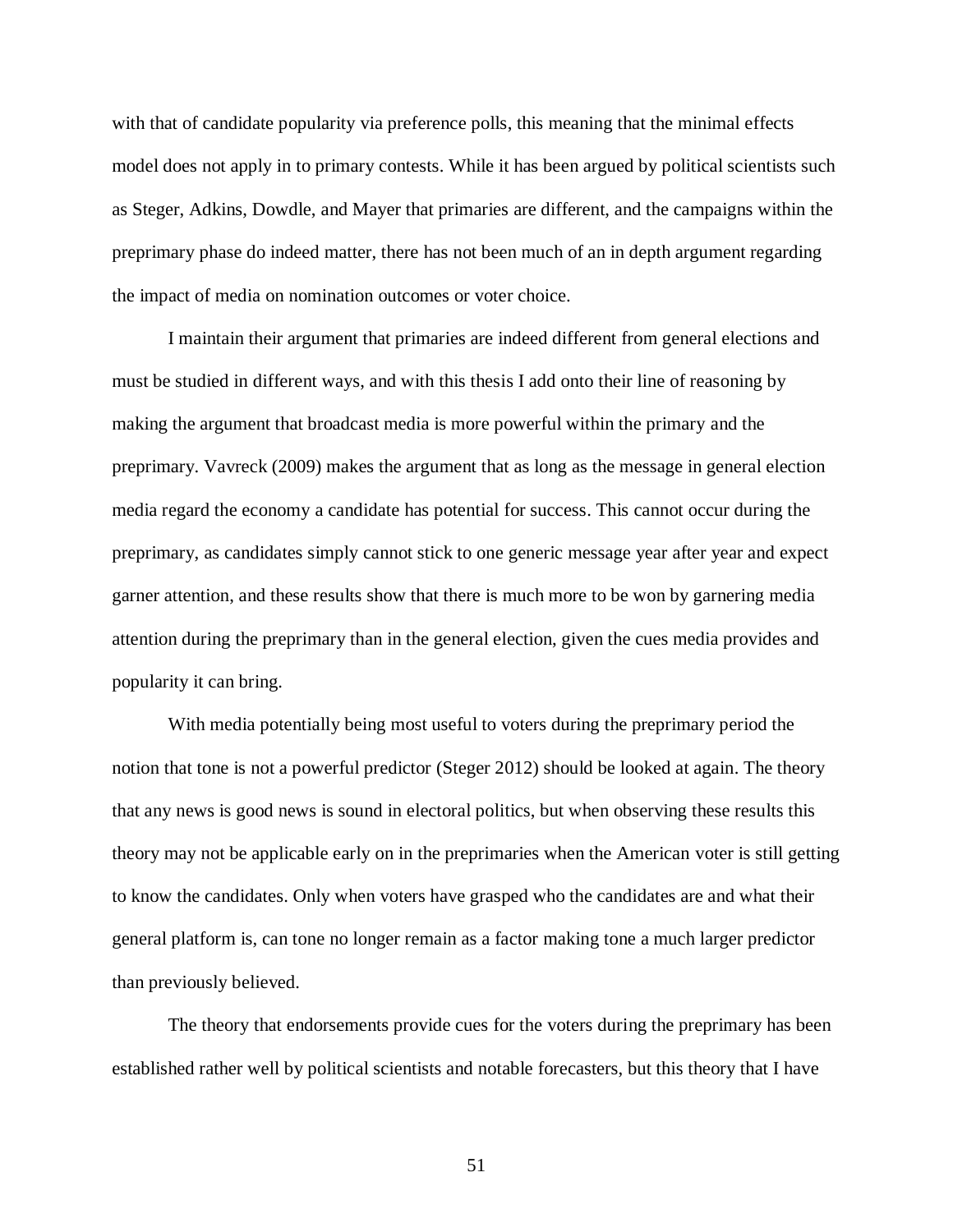with that of candidate popularity via preference polls, this meaning that the minimal effects model does not apply in to primary contests. While it has been argued by political scientists such as Steger, Adkins, Dowdle, and Mayer that primaries are different, and the campaigns within the preprimary phase do indeed matter, there has not been much of an in depth argument regarding the impact of media on nomination outcomes or voter choice.

I maintain their argument that primaries are indeed different from general elections and must be studied in different ways, and with this thesis I add onto their line of reasoning by making the argument that broadcast media is more powerful within the primary and the preprimary. Vavreck (2009) makes the argument that as long as the message in general election media regard the economy a candidate has potential for success. This cannot occur during the preprimary, as candidates simply cannot stick to one generic message year after year and expect garner attention, and these results show that there is much more to be won by garnering media attention during the preprimary than in the general election, given the cues media provides and popularity it can bring.

With media potentially being most useful to voters during the preprimary period the notion that tone is not a powerful predictor (Steger 2012) should be looked at again. The theory that any news is good news is sound in electoral politics, but when observing these results this theory may not be applicable early on in the preprimaries when the American voter is still getting to know the candidates. Only when voters have grasped who the candidates are and what their general platform is, can tone no longer remain as a factor making tone a much larger predictor than previously believed.

The theory that endorsements provide cues for the voters during the preprimary has been established rather well by political scientists and notable forecasters, but this theory that I have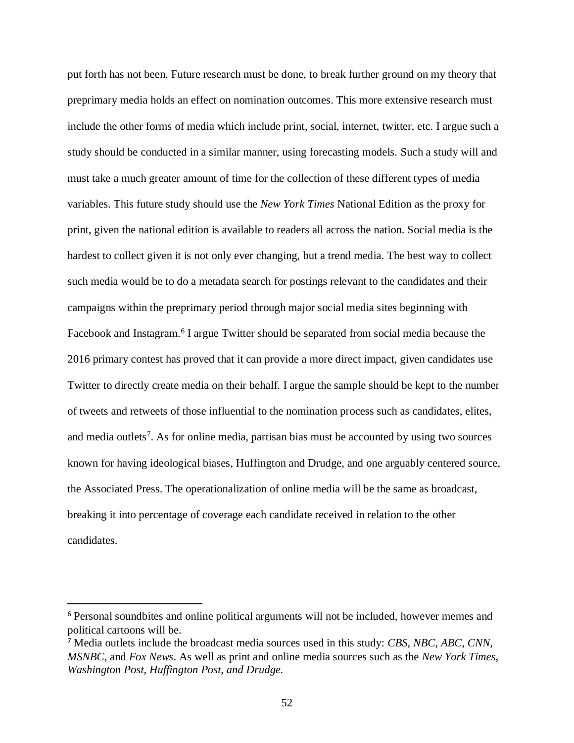put forth has not been. Future research must be done, to break further ground on my theory that preprimary media holds an effect on nomination outcomes. This more extensive research must include the other forms of media which include print, social, internet, twitter, etc. I argue such a study should be conducted in a similar manner, using forecasting models. Such a study will and must take a much greater amount of time for the collection of these different types of media variables. This future study should use the *New York Times* National Edition as the proxy for print, given the national edition is available to readers all across the nation. Social media is the hardest to collect given it is not only ever changing, but a trend media. The best way to collect such media would be to do a metadata search for postings relevant to the candidates and their campaigns within the preprimary period through major social media sites beginning with Facebook and Instagram.[6] I argue Twitter should be separated from social media because the 2016 primary contest has proved that it can provide a more direct impact, given candidates use Twitter to directly create media on their behalf. I argue the sample should be kept to the number of tweets and retweets of those influential to the nomination process such as candidates, elites, and media outlets[7]. As for online media, partisan bias must be accounted by using two sources known for having ideological biases, Huffington and Drudge, and one arguably centered source, the Associated Press. The operationalization of online media will be the same as broadcast, breaking it into percentage of coverage each candidate received in relation to the other candidates.

---

[6] Personal soundbites and online political arguments will not be included, however memes and political cartoons will be.

[7] Media outlets include the broadcast media sources used in this study: *CBS*, *NBC*, *ABC*, *CNN*, *MSNBC*, and *Fox News*. As well as print and online media sources such as the *New York Times, Washington Post, Huffington Post, and Drudge.*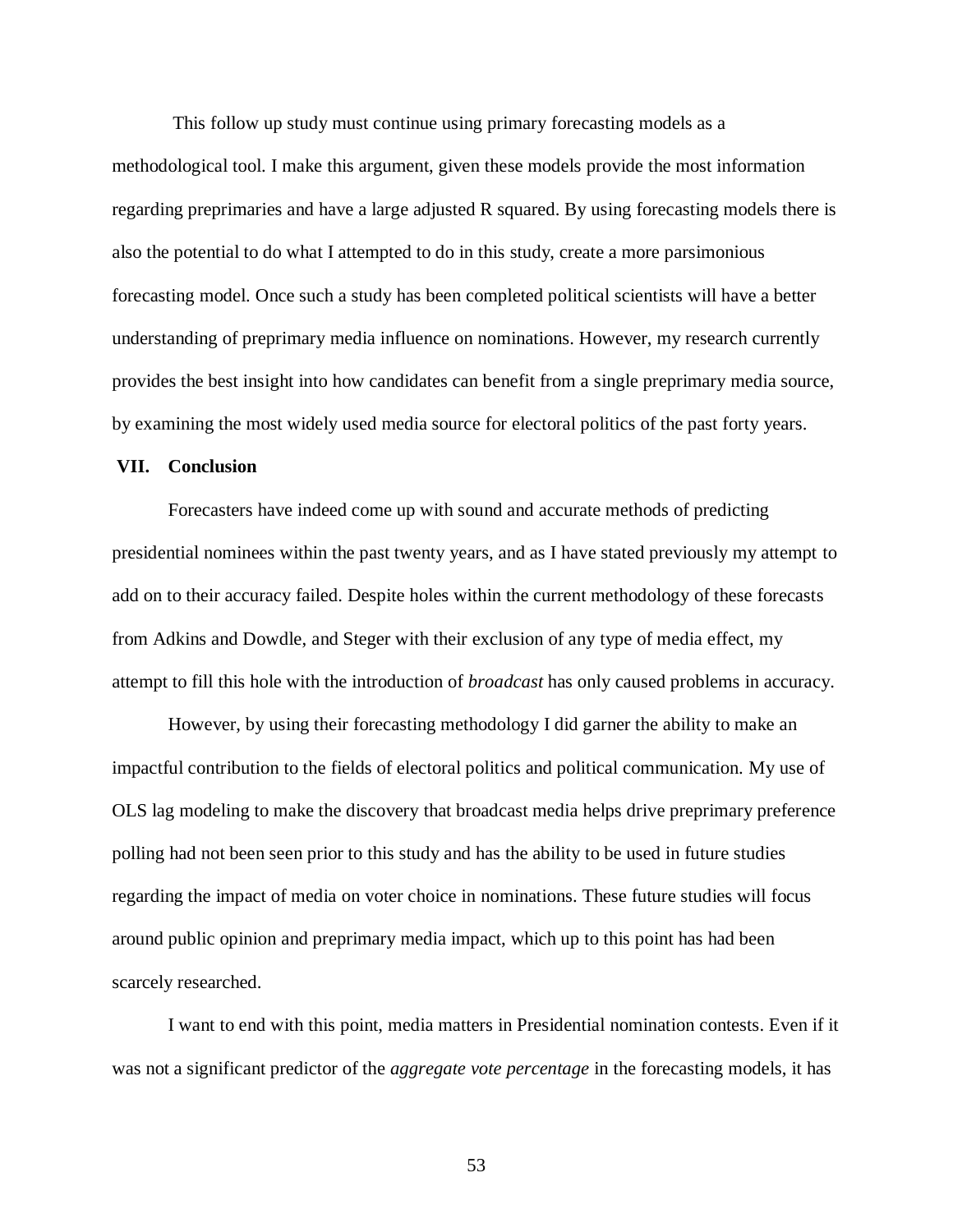This follow up study must continue using primary forecasting models as a methodological tool. I make this argument, given these models provide the most information regarding preprimaries and have a large adjusted R squared. By using forecasting models there is also the potential to do what I attempted to do in this study, create a more parsimonious forecasting model. Once such a study has been completed political scientists will have a better understanding of preprimary media influence on nominations. However, my research currently provides the best insight into how candidates can benefit from a single preprimary media source, by examining the most widely used media source for electoral politics of the past forty years.

## VII. Conclusion

Forecasters have indeed come up with sound and accurate methods of predicting presidential nominees within the past twenty years, and as I have stated previously my attempt to add on to their accuracy failed. Despite holes within the current methodology of these forecasts from Adkins and Dowdle, and Steger with their exclusion of any type of media effect, my attempt to fill this hole with the introduction of *broadcast* has only caused problems in accuracy.

However, by using their forecasting methodology I did garner the ability to make an impactful contribution to the fields of electoral politics and political communication. My use of OLS lag modeling to make the discovery that broadcast media helps drive preprimary preference polling had not been seen prior to this study and has the ability to be used in future studies regarding the impact of media on voter choice in nominations. These future studies will focus around public opinion and preprimary media impact, which up to this point has had been scarcely researched.

I want to end with this point, media matters in Presidential nomination contests. Even if it was not a significant predictor of the *aggregate vote percentage* in the forecasting models, it has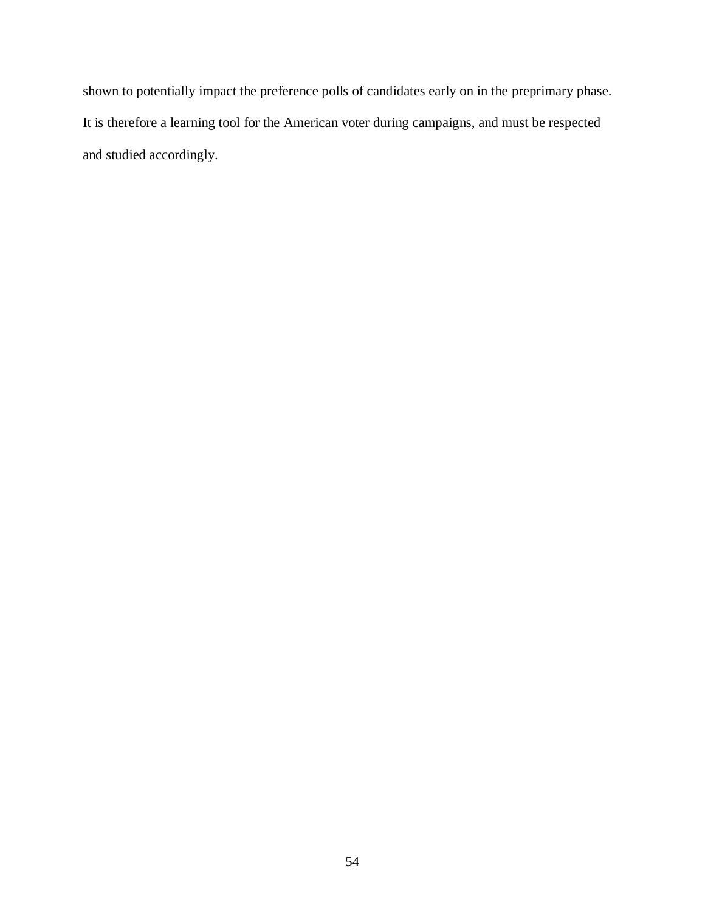shown to potentially impact the preference polls of candidates early on in the preprimary phase. It is therefore a learning tool for the American voter during campaigns, and must be respected and studied accordingly.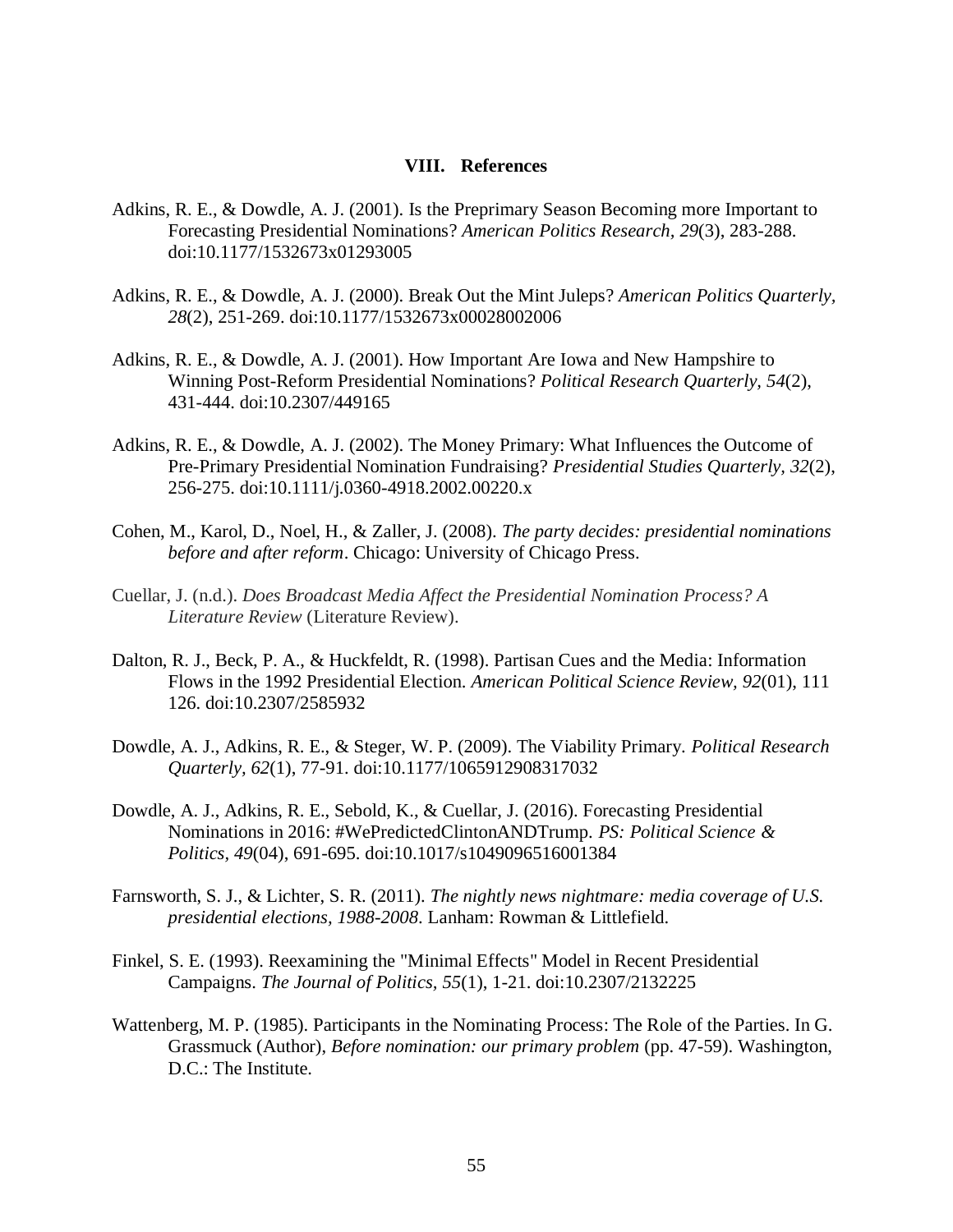## VIII. References

Adkins, R. E., & Dowdle, A. J. (2001). Is the Preprimary Season Becoming more Important to Forecasting Presidential Nominations? *American Politics Research, 29*(3), 283-288. doi:10.1177/1532673x01293005

Adkins, R. E., & Dowdle, A. J. (2000). Break Out the Mint Juleps? *American Politics Quarterly, 28*(2), 251-269. doi:10.1177/1532673x00028002006

Adkins, R. E., & Dowdle, A. J. (2001). How Important Are Iowa and New Hampshire to Winning Post-Reform Presidential Nominations? *Political Research Quarterly, 54*(2), 431-444. doi:10.2307/449165

Adkins, R. E., & Dowdle, A. J. (2002). The Money Primary: What Influences the Outcome of Pre-Primary Presidential Nomination Fundraising? *Presidential Studies Quarterly, 32*(2), 256-275. doi:10.1111/j.0360-4918.2002.00220.x

Cohen, M., Karol, D., Noel, H., & Zaller, J. (2008). *The party decides: presidential nominations before and after reform*. Chicago: University of Chicago Press.

Cuellar, J. (n.d.). *Does Broadcast Media Affect the Presidential Nomination Process? A Literature Review* (Literature Review).

Dalton, R. J., Beck, P. A., & Huckfeldt, R. (1998). Partisan Cues and the Media: Information Flows in the 1992 Presidential Election. *American Political Science Review, 92*(01), 111 126. doi:10.2307/2585932

Dowdle, A. J., Adkins, R. E., & Steger, W. P. (2009). The Viability Primary. *Political Research Quarterly, 62*(1), 77-91. doi:10.1177/1065912908317032

Dowdle, A. J., Adkins, R. E., Sebold, K., & Cuellar, J. (2016). Forecasting Presidential Nominations in 2016: #WePredictedClintonANDTrump. *PS: Political Science & Politics, 49*(04), 691-695. doi:10.1017/s1049096516001384

Farnsworth, S. J., & Lichter, S. R. (2011). *The nightly news nightmare: media coverage of U.S. presidential elections, 1988-2008*. Lanham: Rowman & Littlefield.

Finkel, S. E. (1993). Reexamining the "Minimal Effects" Model in Recent Presidential Campaigns. *The Journal of Politics, 55*(1), 1-21. doi:10.2307/2132225

Wattenberg, M. P. (1985). Participants in the Nominating Process: The Role of the Parties. In G. Grassmuck (Author), *Before nomination: our primary problem* (pp. 47-59). Washington, D.C.: The Institute.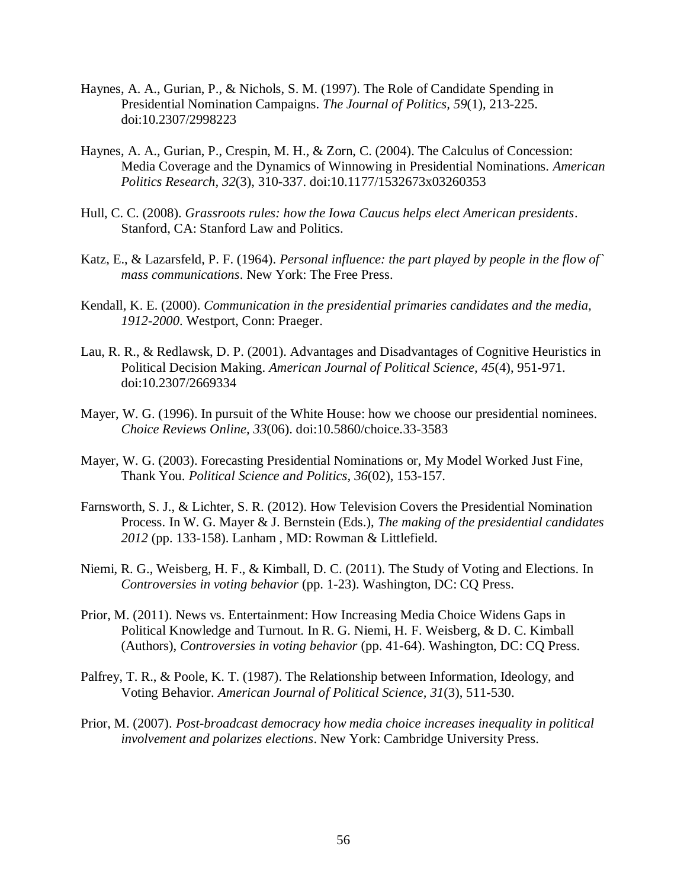Haynes, A. A., Gurian, P., & Nichols, S. M. (1997). The Role of Candidate Spending in Presidential Nomination Campaigns. *The Journal of Politics, 59*(1), 213-225. doi:10.2307/2998223

Haynes, A. A., Gurian, P., Crespin, M. H., & Zorn, C. (2004). The Calculus of Concession: Media Coverage and the Dynamics of Winnowing in Presidential Nominations. *American Politics Research, 32*(3), 310-337. doi:10.1177/1532673x03260353

Hull, C. C. (2008). *Grassroots rules: how the Iowa Caucus helps elect American presidents*. Stanford, CA: Stanford Law and Politics.

Katz, E., & Lazarsfeld, P. F. (1964). *Personal influence: the part played by people in the flow of` mass communications*. New York: The Free Press.

Kendall, K. E. (2000). *Communication in the presidential primaries candidates and the media, 1912-2000*. Westport, Conn: Praeger.

Lau, R. R., & Redlawsk, D. P. (2001). Advantages and Disadvantages of Cognitive Heuristics in Political Decision Making. *American Journal of Political Science, 45*(4), 951-971. doi:10.2307/2669334

Mayer, W. G. (1996). In pursuit of the White House: how we choose our presidential nominees. *Choice Reviews Online, 33*(06). doi:10.5860/choice.33-3583

Mayer, W. G. (2003). Forecasting Presidential Nominations or, My Model Worked Just Fine, Thank You. *Political Science and Politics, 36*(02), 153-157.

Farnsworth, S. J., & Lichter, S. R. (2012). How Television Covers the Presidential Nomination Process. In W. G. Mayer & J. Bernstein (Eds.), *The making of the presidential candidates 2012* (pp. 133-158). Lanham , MD: Rowman & Littlefield.

Niemi, R. G., Weisberg, H. F., & Kimball, D. C. (2011). The Study of Voting and Elections. In *Controversies in voting behavior* (pp. 1-23). Washington, DC: CQ Press.

Prior, M. (2011). News vs. Entertainment: How Increasing Media Choice Widens Gaps in Political Knowledge and Turnout. In R. G. Niemi, H. F. Weisberg, & D. C. Kimball (Authors), *Controversies in voting behavior* (pp. 41-64). Washington, DC: CQ Press.

Palfrey, T. R., & Poole, K. T. (1987). The Relationship between Information, Ideology, and Voting Behavior. *American Journal of Political Science, 31*(3), 511-530.

Prior, M. (2007). *Post-broadcast democracy how media choice increases inequality in political involvement and polarizes elections*. New York: Cambridge University Press.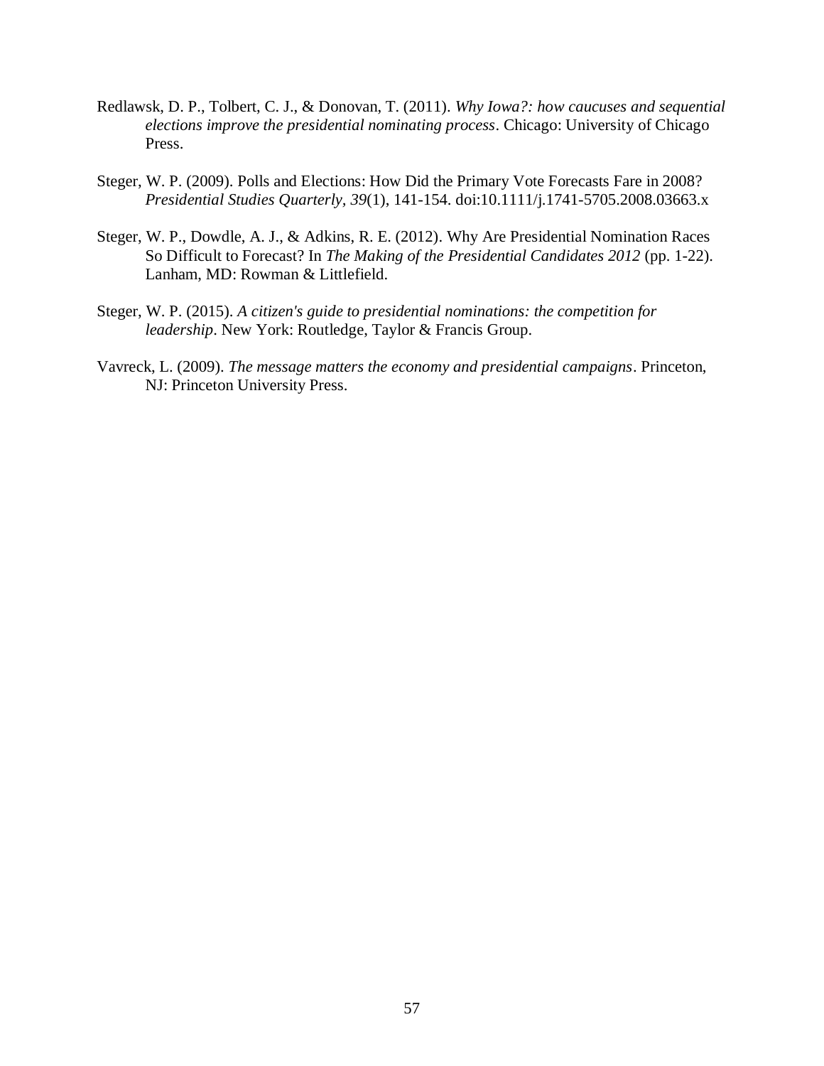Redlawsk, D. P., Tolbert, C. J., & Donovan, T. (2011). *Why Iowa?: how caucuses and sequential elections improve the presidential nominating process*. Chicago: University of Chicago Press.

Steger, W. P. (2009). Polls and Elections: How Did the Primary Vote Forecasts Fare in 2008? *Presidential Studies Quarterly*, *39*(1), 141-154. doi:10.1111/j.1741-5705.2008.03663.x

Steger, W. P., Dowdle, A. J., & Adkins, R. E. (2012). Why Are Presidential Nomination Races So Difficult to Forecast? In *The Making of the Presidential Candidates 2012* (pp. 1-22). Lanham, MD: Rowman & Littlefield.

Steger, W. P. (2015). *A citizen's guide to presidential nominations: the competition for leadership*. New York: Routledge, Taylor & Francis Group.

Vavreck, L. (2009). *The message matters the economy and presidential campaigns*. Princeton, NJ: Princeton University Press.